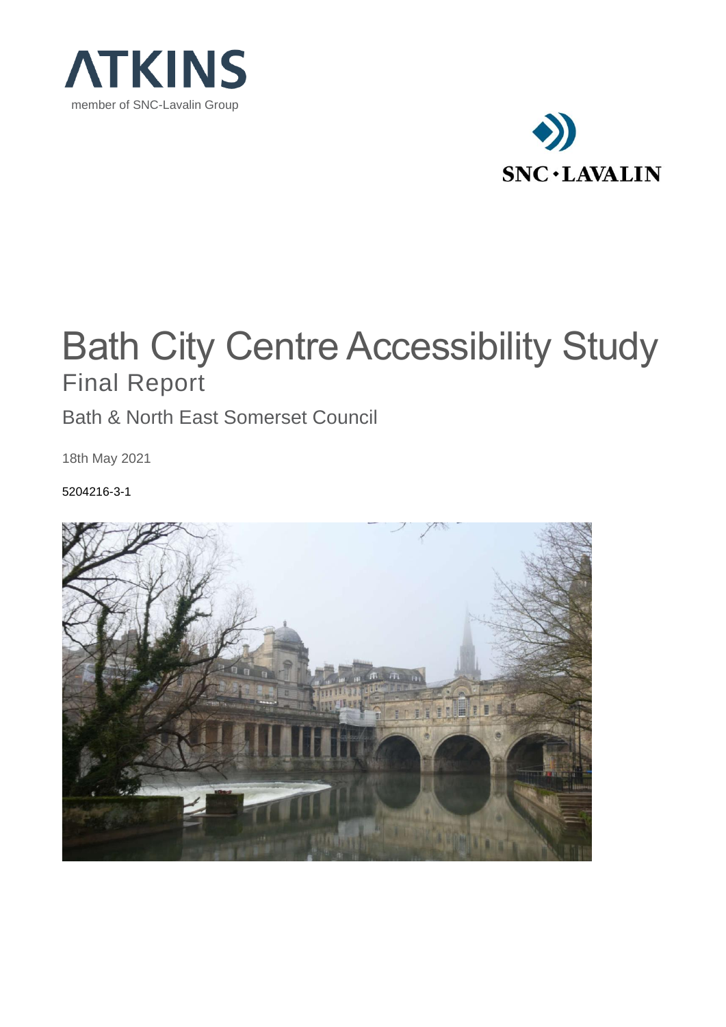ATKINS

member of SNC-Lavalin Group

SNC·LAVALIN

# Bath City Centre Accessibility Study

## Final Report

Bath & North East Somerset Council

18th May 2021

5204216-3-1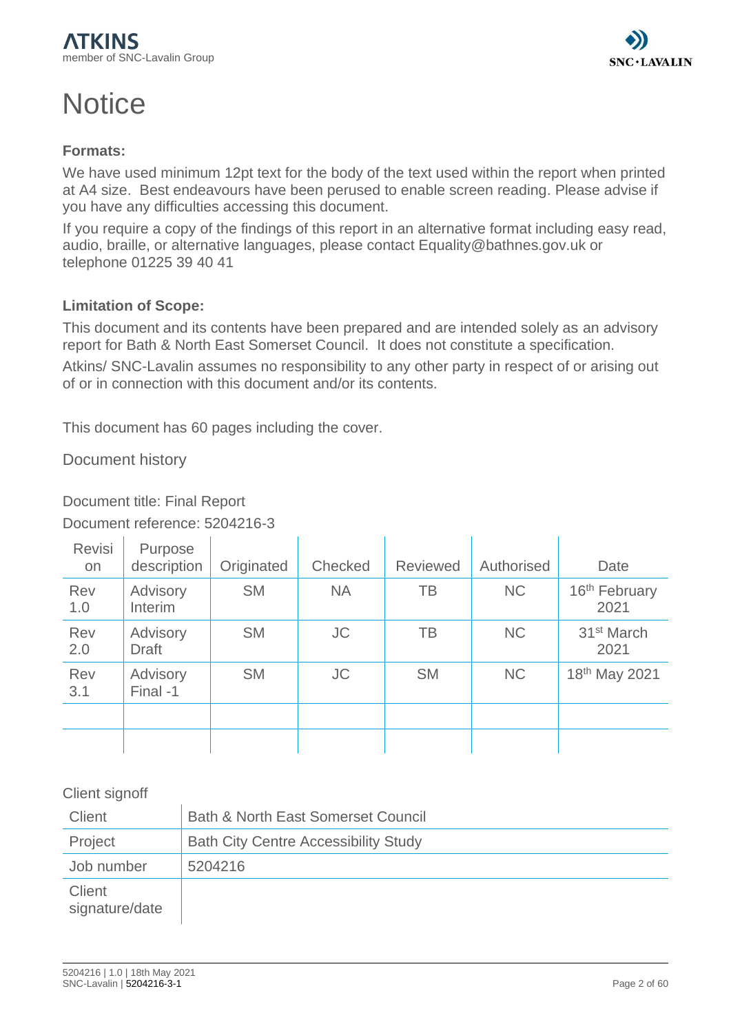# Notice

**Formats:**

We have used minimum 12pt text for the body of the text used within the report when printed at A4 size. Best endeavours have been perused to enable screen reading. Please advise if you have any difficulties accessing this document.

If you require a copy of the findings of this report in an alternative format including easy read, audio, braille, or alternative languages, please contact Equality@bathnes.gov.uk or telephone 01225 39 40 41

**Limitation of Scope:**

This document and its contents have been prepared and are intended solely as an advisory report for Bath & North East Somerset Council. It does not constitute a specification.

Atkins/ SNC-Lavalin assumes no responsibility to any other party in respect of or arising out of or in connection with this document and/or its contents.

This document has 60 pages including the cover.

Document history

Document title: Final Report

Document reference: 5204216-3

| Revision | Purpose description | Originated | Checked | Reviewed | Authorised | Date |
|---|---|---|---|---|---|---|
| Rev 1.0 | Advisory Interim | SM | NA | TB | NC | 16th February 2021 |
| Rev 2.0 | Advisory Draft | SM | JC | TB | NC | 31st March 2021 |
| Rev 3.1 | Advisory Final -1 | SM | JC | SM | NC | 18th May 2021 |
| | | | | | | |
| | | | | | | |

Client signoff

| Client | Bath & North East Somerset Council |
|---|---|
| Project | Bath City Centre Accessibility Study |
| Job number | 5204216 |
| Client signature/date | |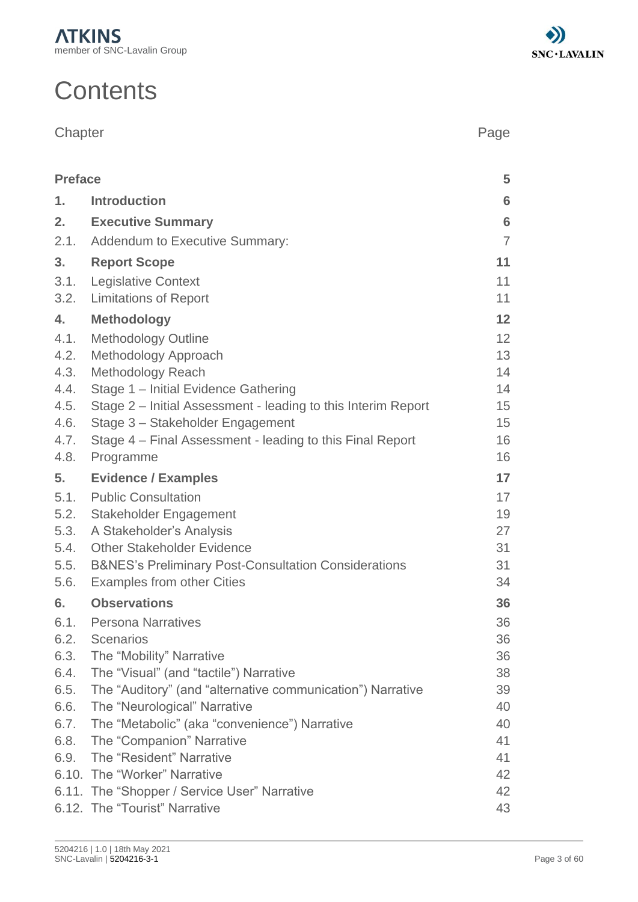# Contents

| Chapter | | Page |
|---|---|---|
| **Preface** | | **5** |
| **1.** | **Introduction** | **6** |
| **2.** | **Executive Summary** | **6** |
| 2.1. | Addendum to Executive Summary: | 7 |
| **3.** | **Report Scope** | **11** |
| 3.1. | Legislative Context | 11 |
| 3.2. | Limitations of Report | 11 |
| **4.** | **Methodology** | **12** |
| 4.1. | Methodology Outline | 12 |
| 4.2. | Methodology Approach | 13 |
| 4.3. | Methodology Reach | 14 |
| 4.4. | Stage 1 – Initial Evidence Gathering | 14 |
| 4.5. | Stage 2 – Initial Assessment - leading to this Interim Report | 15 |
| 4.6. | Stage 3 – Stakeholder Engagement | 15 |
| 4.7. | Stage 4 – Final Assessment - leading to this Final Report | 16 |
| 4.8. | Programme | 16 |
| **5.** | **Evidence / Examples** | **17** |
| 5.1. | Public Consultation | 17 |
| 5.2. | Stakeholder Engagement | 19 |
| 5.3. | A Stakeholder's Analysis | 27 |
| 5.4. | Other Stakeholder Evidence | 31 |
| 5.5. | B&NES's Preliminary Post-Consultation Considerations | 31 |
| 5.6. | Examples from other Cities | 34 |
| **6.** | **Observations** | **36** |
| 6.1. | Persona Narratives | 36 |
| 6.2. | Scenarios | 36 |
| 6.3. | The "Mobility" Narrative | 36 |
| 6.4. | The "Visual" (and "tactile") Narrative | 38 |
| 6.5. | The "Auditory" (and "alternative communication") Narrative | 39 |
| 6.6. | The "Neurological" Narrative | 40 |
| 6.7. | The "Metabolic" (aka "convenience") Narrative | 40 |
| 6.8. | The "Companion" Narrative | 41 |
| 6.9. | The "Resident" Narrative | 41 |
| 6.10. | The "Worker" Narrative | 42 |
| 6.11. | The "Shopper / Service User" Narrative | 42 |
| 6.12. | The "Tourist" Narrative | 43 |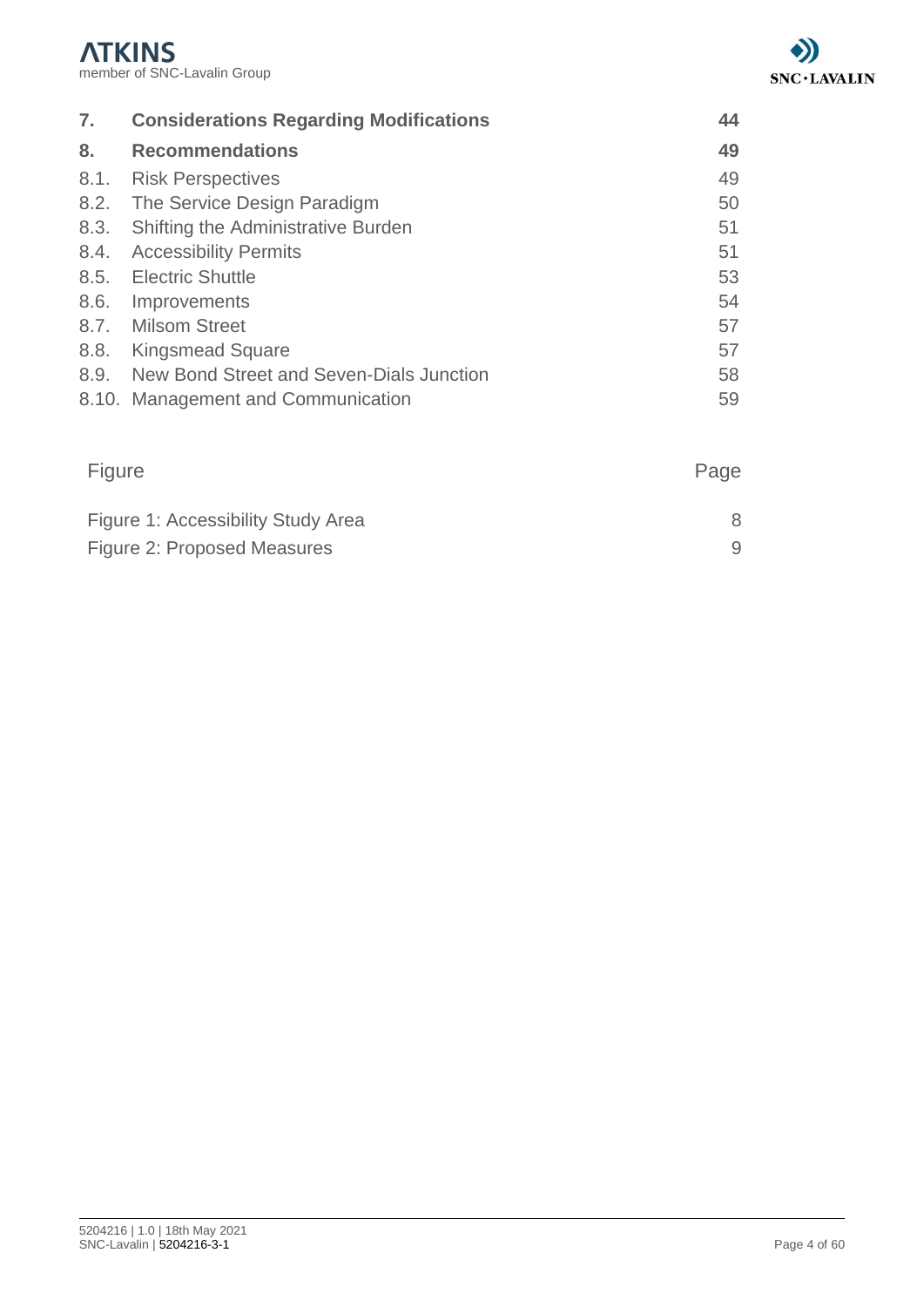| | | |
|---|---|---|
| **7.** | **Considerations Regarding Modifications** | **44** |
| **8.** | **Recommendations** | **49** |
| 8.1. | Risk Perspectives | 49 |
| 8.2. | The Service Design Paradigm | 50 |
| 8.3. | Shifting the Administrative Burden | 51 |
| 8.4. | Accessibility Permits | 51 |
| 8.5. | Electric Shuttle | 53 |
| 8.6. | Improvements | 54 |
| 8.7. | Milsom Street | 57 |
| 8.8. | Kingsmead Square | 57 |
| 8.9. | New Bond Street and Seven-Dials Junction | 58 |
| 8.10. | Management and Communication | 59 |

| Figure | Page |
|---|---|
| Figure 1: Accessibility Study Area | 8 |
| Figure 2: Proposed Measures | 9 |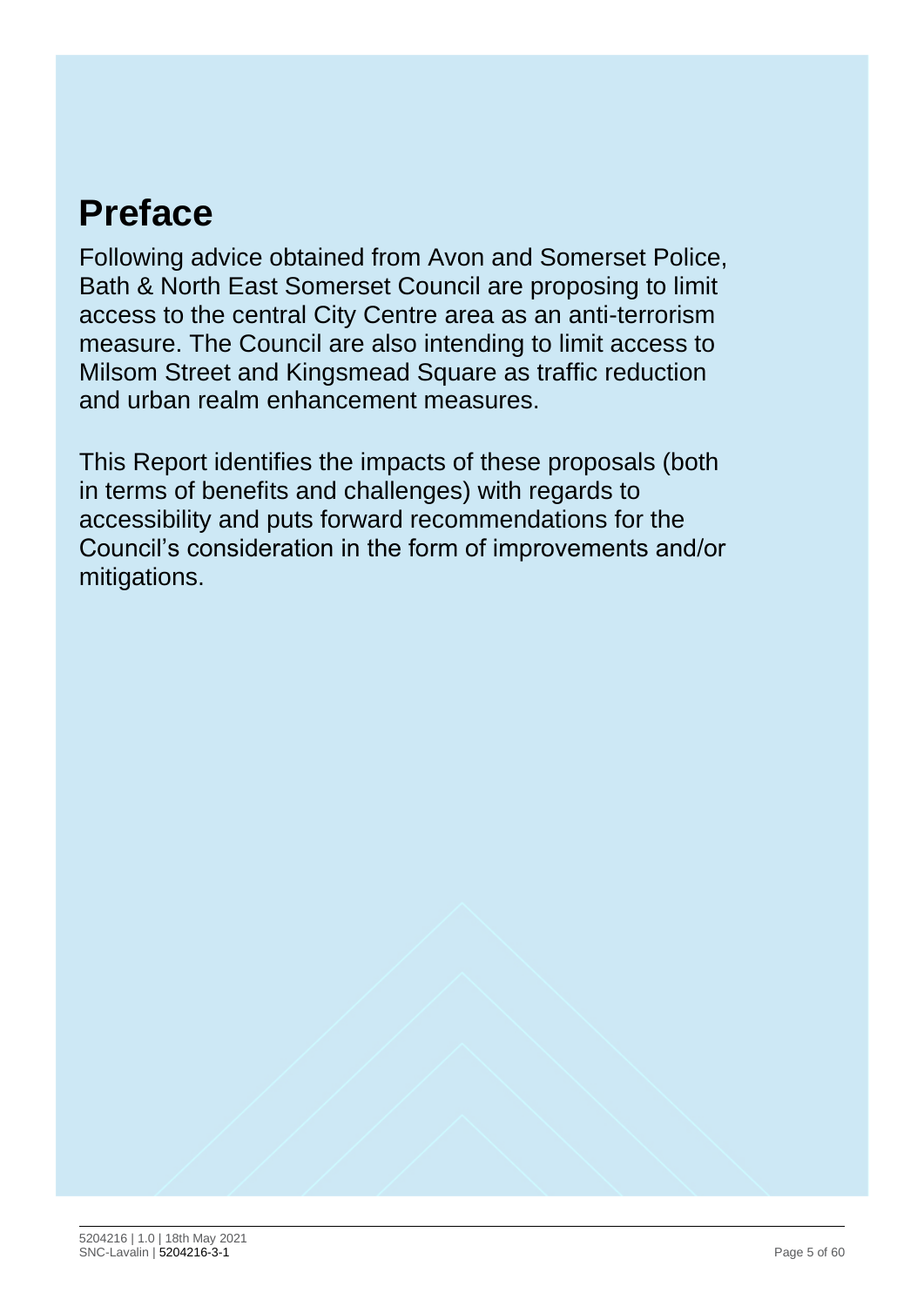# Preface

Following advice obtained from Avon and Somerset Police, Bath & North East Somerset Council are proposing to limit access to the central City Centre area as an anti-terrorism measure. The Council are also intending to limit access to Milsom Street and Kingsmead Square as traffic reduction and urban realm enhancement measures.

This Report identifies the impacts of these proposals (both in terms of benefits and challenges) with regards to accessibility and puts forward recommendations for the Council's consideration in the form of improvements and/or mitigations.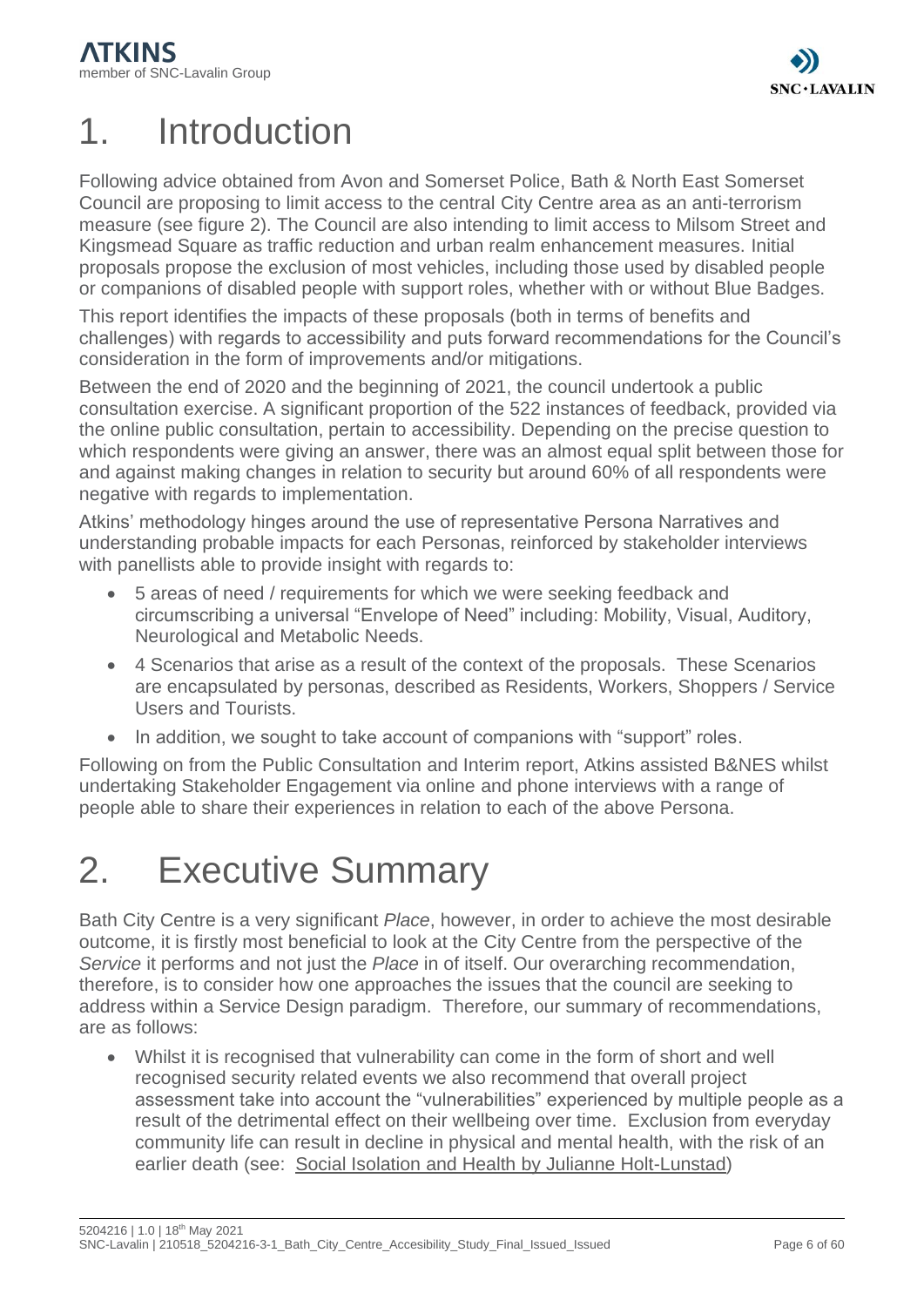# 1. Introduction

Following advice obtained from Avon and Somerset Police, Bath & North East Somerset Council are proposing to limit access to the central City Centre area as an anti-terrorism measure (see figure 2). The Council are also intending to limit access to Milsom Street and Kingsmead Square as traffic reduction and urban realm enhancement measures. Initial proposals propose the exclusion of most vehicles, including those used by disabled people or companions of disabled people with support roles, whether with or without Blue Badges.

This report identifies the impacts of these proposals (both in terms of benefits and challenges) with regards to accessibility and puts forward recommendations for the Council's consideration in the form of improvements and/or mitigations.

Between the end of 2020 and the beginning of 2021, the council undertook a public consultation exercise. A significant proportion of the 522 instances of feedback, provided via the online public consultation, pertain to accessibility. Depending on the precise question to which respondents were giving an answer, there was an almost equal split between those for and against making changes in relation to security but around 60% of all respondents were negative with regards to implementation.

Atkins' methodology hinges around the use of representative Persona Narratives and understanding probable impacts for each Personas, reinforced by stakeholder interviews with panellists able to provide insight with regards to:

- 5 areas of need / requirements for which we were seeking feedback and circumscribing a universal "Envelope of Need" including: Mobility, Visual, Auditory, Neurological and Metabolic Needs.
- 4 Scenarios that arise as a result of the context of the proposals. These Scenarios are encapsulated by personas, described as Residents, Workers, Shoppers / Service Users and Tourists.
- In addition, we sought to take account of companions with "support" roles.

Following on from the Public Consultation and Interim report, Atkins assisted B&NES whilst undertaking Stakeholder Engagement via online and phone interviews with a range of people able to share their experiences in relation to each of the above Persona.

# 2. Executive Summary

Bath City Centre is a very significant *Place*, however, in order to achieve the most desirable outcome, it is firstly most beneficial to look at the City Centre from the perspective of the *Service* it performs and not just the *Place* in of itself. Our overarching recommendation, therefore, is to consider how one approaches the issues that the council are seeking to address within a Service Design paradigm. Therefore, our summary of recommendations, are as follows:

- Whilst it is recognised that vulnerability can come in the form of short and well recognised security related events we also recommend that overall project assessment take into account the "vulnerabilities" experienced by multiple people as a result of the detrimental effect on their wellbeing over time. Exclusion from everyday community life can result in decline in physical and mental health, with the risk of an earlier death (see: Social Isolation and Health by Julianne Holt-Lunstad)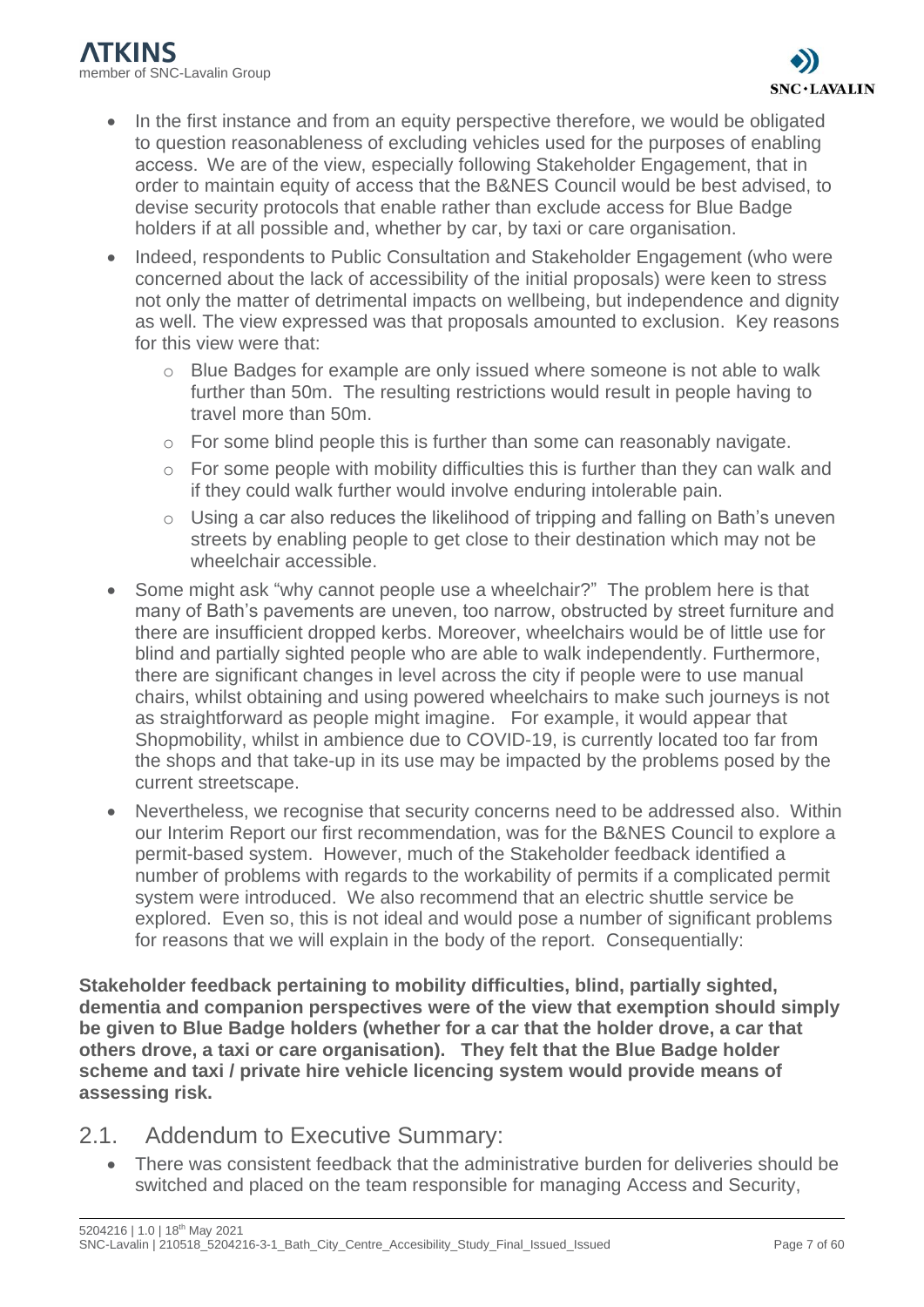- In the first instance and from an equity perspective therefore, we would be obligated to question reasonableness of excluding vehicles used for the purposes of enabling access. We are of the view, especially following Stakeholder Engagement, that in order to maintain equity of access that the B&NES Council would be best advised, to devise security protocols that enable rather than exclude access for Blue Badge holders if at all possible and, whether by car, by taxi or care organisation.
- Indeed, respondents to Public Consultation and Stakeholder Engagement (who were concerned about the lack of accessibility of the initial proposals) were keen to stress not only the matter of detrimental impacts on wellbeing, but independence and dignity as well. The view expressed was that proposals amounted to exclusion. Key reasons for this view were that:
  - Blue Badges for example are only issued where someone is not able to walk further than 50m. The resulting restrictions would result in people having to travel more than 50m.
  - For some blind people this is further than some can reasonably navigate.
  - For some people with mobility difficulties this is further than they can walk and if they could walk further would involve enduring intolerable pain.
  - Using a car also reduces the likelihood of tripping and falling on Bath's uneven streets by enabling people to get close to their destination which may not be wheelchair accessible.
- Some might ask "why cannot people use a wheelchair?" The problem here is that many of Bath's pavements are uneven, too narrow, obstructed by street furniture and there are insufficient dropped kerbs. Moreover, wheelchairs would be of little use for blind and partially sighted people who are able to walk independently. Furthermore, there are significant changes in level across the city if people were to use manual chairs, whilst obtaining and using powered wheelchairs to make such journeys is not as straightforward as people might imagine. For example, it would appear that Shopmobility, whilst in ambience due to COVID-19, is currently located too far from the shops and that take-up in its use may be impacted by the problems posed by the current streetscape.
- Nevertheless, we recognise that security concerns need to be addressed also. Within our Interim Report our first recommendation, was for the B&NES Council to explore a permit-based system. However, much of the Stakeholder feedback identified a number of problems with regards to the workability of permits if a complicated permit system were introduced. We also recommend that an electric shuttle service be explored. Even so, this is not ideal and would pose a number of significant problems for reasons that we will explain in the body of the report. Consequentially:

**Stakeholder feedback pertaining to mobility difficulties, blind, partially sighted, dementia and companion perspectives were of the view that exemption should simply be given to Blue Badge holders (whether for a car that the holder drove, a car that others drove, a taxi or care organisation). They felt that the Blue Badge holder scheme and taxi / private hire vehicle licencing system would provide means of assessing risk.**

## 2.1. Addendum to Executive Summary:

- There was consistent feedback that the administrative burden for deliveries should be switched and placed on the team responsible for managing Access and Security,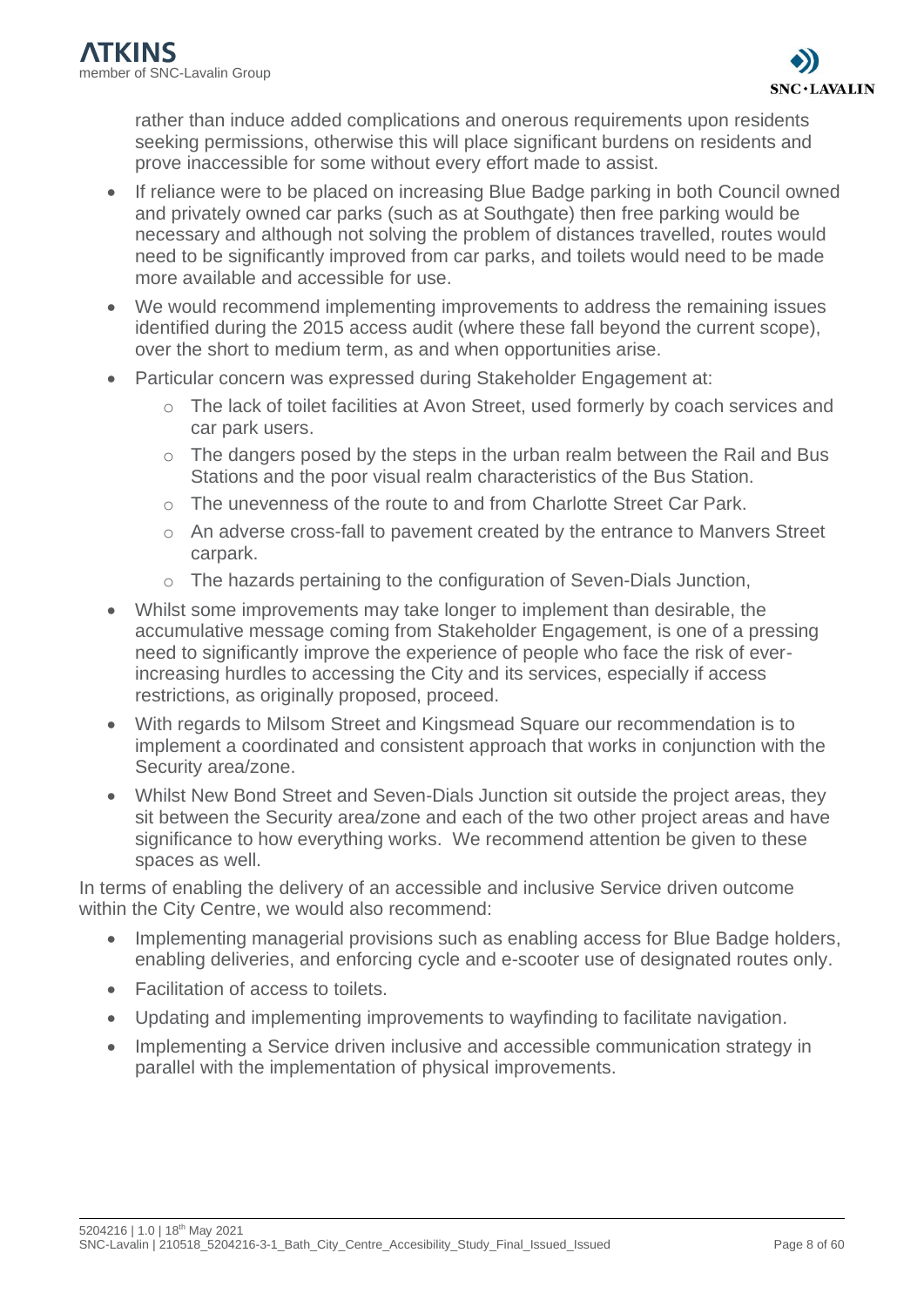rather than induce added complications and onerous requirements upon residents seeking permissions, otherwise this will place significant burdens on residents and prove inaccessible for some without every effort made to assist.

- If reliance were to be placed on increasing Blue Badge parking in both Council owned and privately owned car parks (such as at Southgate) then free parking would be necessary and although not solving the problem of distances travelled, routes would need to be significantly improved from car parks, and toilets would need to be made more available and accessible for use.
- We would recommend implementing improvements to address the remaining issues identified during the 2015 access audit (where these fall beyond the current scope), over the short to medium term, as and when opportunities arise.
- Particular concern was expressed during Stakeholder Engagement at:
  - The lack of toilet facilities at Avon Street, used formerly by coach services and car park users.
  - The dangers posed by the steps in the urban realm between the Rail and Bus Stations and the poor visual realm characteristics of the Bus Station.
  - The unevenness of the route to and from Charlotte Street Car Park.
  - An adverse cross-fall to pavement created by the entrance to Manvers Street carpark.
  - The hazards pertaining to the configuration of Seven-Dials Junction,
- Whilst some improvements may take longer to implement than desirable, the accumulative message coming from Stakeholder Engagement, is one of a pressing need to significantly improve the experience of people who face the risk of ever-increasing hurdles to accessing the City and its services, especially if access restrictions, as originally proposed, proceed.
- With regards to Milsom Street and Kingsmead Square our recommendation is to implement a coordinated and consistent approach that works in conjunction with the Security area/zone.
- Whilst New Bond Street and Seven-Dials Junction sit outside the project areas, they sit between the Security area/zone and each of the two other project areas and have significance to how everything works. We recommend attention be given to these spaces as well.

In terms of enabling the delivery of an accessible and inclusive Service driven outcome within the City Centre, we would also recommend:

- Implementing managerial provisions such as enabling access for Blue Badge holders, enabling deliveries, and enforcing cycle and e-scooter use of designated routes only.
- Facilitation of access to toilets.
- Updating and implementing improvements to wayfinding to facilitate navigation.
- Implementing a Service driven inclusive and accessible communication strategy in parallel with the implementation of physical improvements.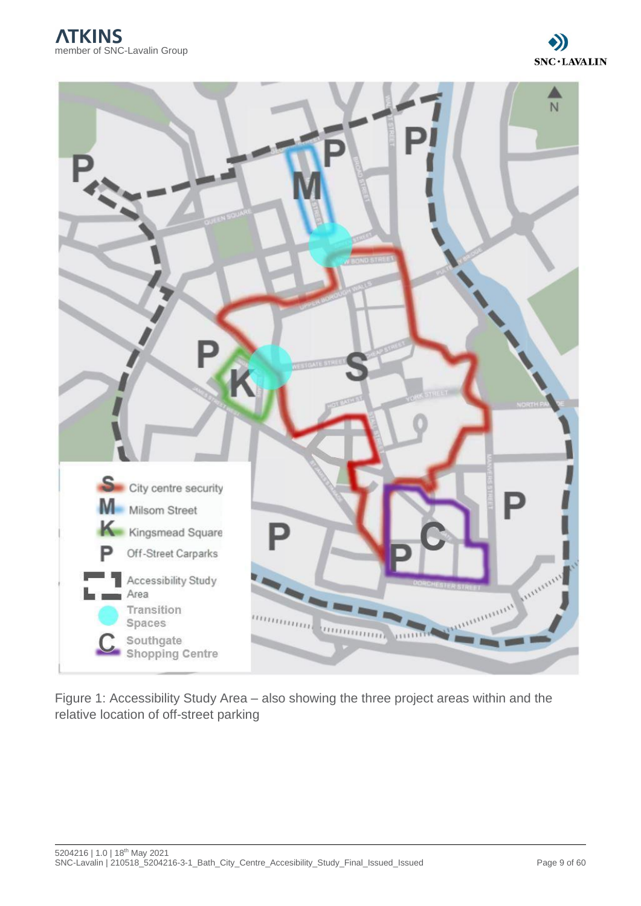Figure 1: Accessibility Study Area – also showing the three project areas within and the relative location of off-street parking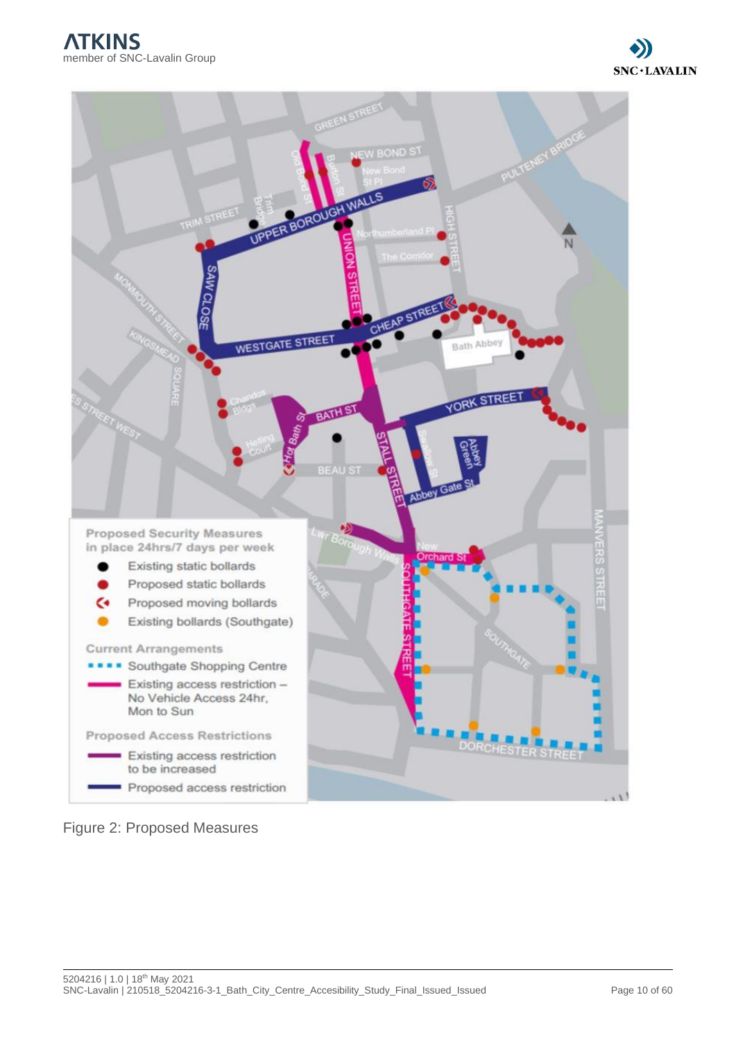Figure 2: Proposed Measures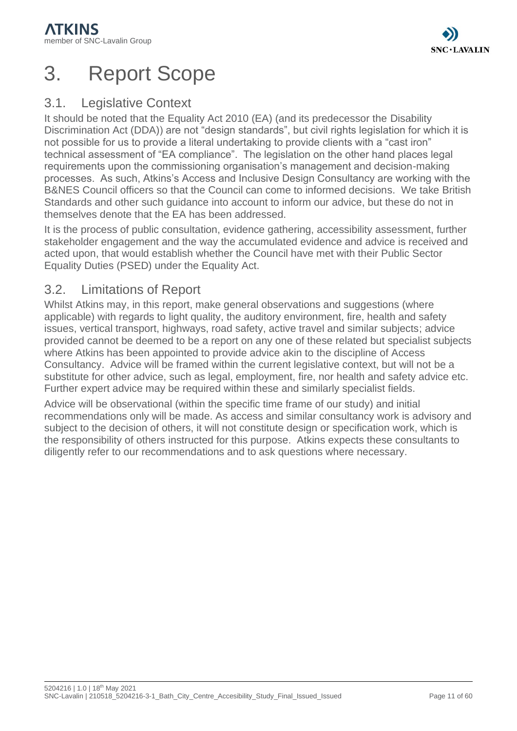# 3. Report Scope

## 3.1. Legislative Context

It should be noted that the Equality Act 2010 (EA) (and its predecessor the Disability Discrimination Act (DDA)) are not "design standards", but civil rights legislation for which it is not possible for us to provide a literal undertaking to provide clients with a "cast iron" technical assessment of "EA compliance". The legislation on the other hand places legal requirements upon the commissioning organisation's management and decision-making processes. As such, Atkins's Access and Inclusive Design Consultancy are working with the B&NES Council officers so that the Council can come to informed decisions. We take British Standards and other such guidance into account to inform our advice, but these do not in themselves denote that the EA has been addressed.

It is the process of public consultation, evidence gathering, accessibility assessment, further stakeholder engagement and the way the accumulated evidence and advice is received and acted upon, that would establish whether the Council have met with their Public Sector Equality Duties (PSED) under the Equality Act.

## 3.2. Limitations of Report

Whilst Atkins may, in this report, make general observations and suggestions (where applicable) with regards to light quality, the auditory environment, fire, health and safety issues, vertical transport, highways, road safety, active travel and similar subjects; advice provided cannot be deemed to be a report on any one of these related but specialist subjects where Atkins has been appointed to provide advice akin to the discipline of Access Consultancy. Advice will be framed within the current legislative context, but will not be a substitute for other advice, such as legal, employment, fire, nor health and safety advice etc. Further expert advice may be required within these and similarly specialist fields.

Advice will be observational (within the specific time frame of our study) and initial recommendations only will be made. As access and similar consultancy work is advisory and subject to the decision of others, it will not constitute design or specification work, which is the responsibility of others instructed for this purpose. Atkins expects these consultants to diligently refer to our recommendations and to ask questions where necessary.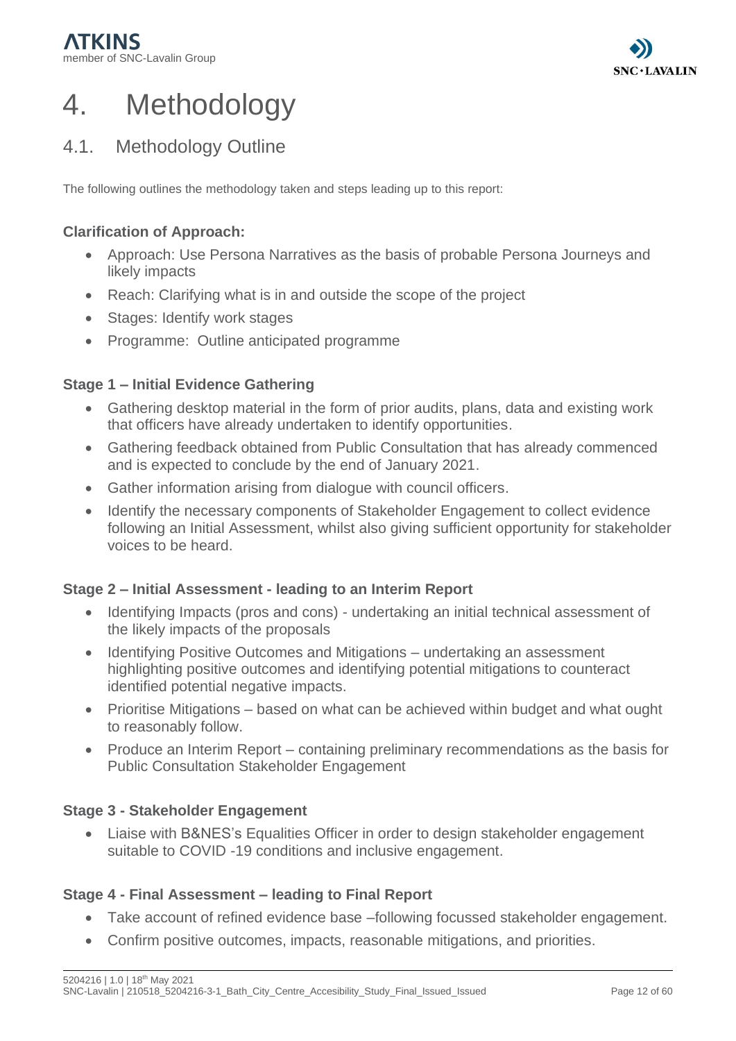# 4. Methodology

## 4.1. Methodology Outline

The following outlines the methodology taken and steps leading up to this report:

**Clarification of Approach:**

- Approach: Use Persona Narratives as the basis of probable Persona Journeys and likely impacts
- Reach: Clarifying what is in and outside the scope of the project
- Stages: Identify work stages
- Programme: Outline anticipated programme

**Stage 1 – Initial Evidence Gathering**

- Gathering desktop material in the form of prior audits, plans, data and existing work that officers have already undertaken to identify opportunities.
- Gathering feedback obtained from Public Consultation that has already commenced and is expected to conclude by the end of January 2021.
- Gather information arising from dialogue with council officers.
- Identify the necessary components of Stakeholder Engagement to collect evidence following an Initial Assessment, whilst also giving sufficient opportunity for stakeholder voices to be heard.

**Stage 2 – Initial Assessment - leading to an Interim Report**

- Identifying Impacts (pros and cons) - undertaking an initial technical assessment of the likely impacts of the proposals
- Identifying Positive Outcomes and Mitigations – undertaking an assessment highlighting positive outcomes and identifying potential mitigations to counteract identified potential negative impacts.
- Prioritise Mitigations – based on what can be achieved within budget and what ought to reasonably follow.
- Produce an Interim Report – containing preliminary recommendations as the basis for Public Consultation Stakeholder Engagement

**Stage 3 - Stakeholder Engagement**

- Liaise with B&NES's Equalities Officer in order to design stakeholder engagement suitable to COVID -19 conditions and inclusive engagement.

**Stage 4 - Final Assessment – leading to Final Report**

- Take account of refined evidence base –following focussed stakeholder engagement.
- Confirm positive outcomes, impacts, reasonable mitigations, and priorities.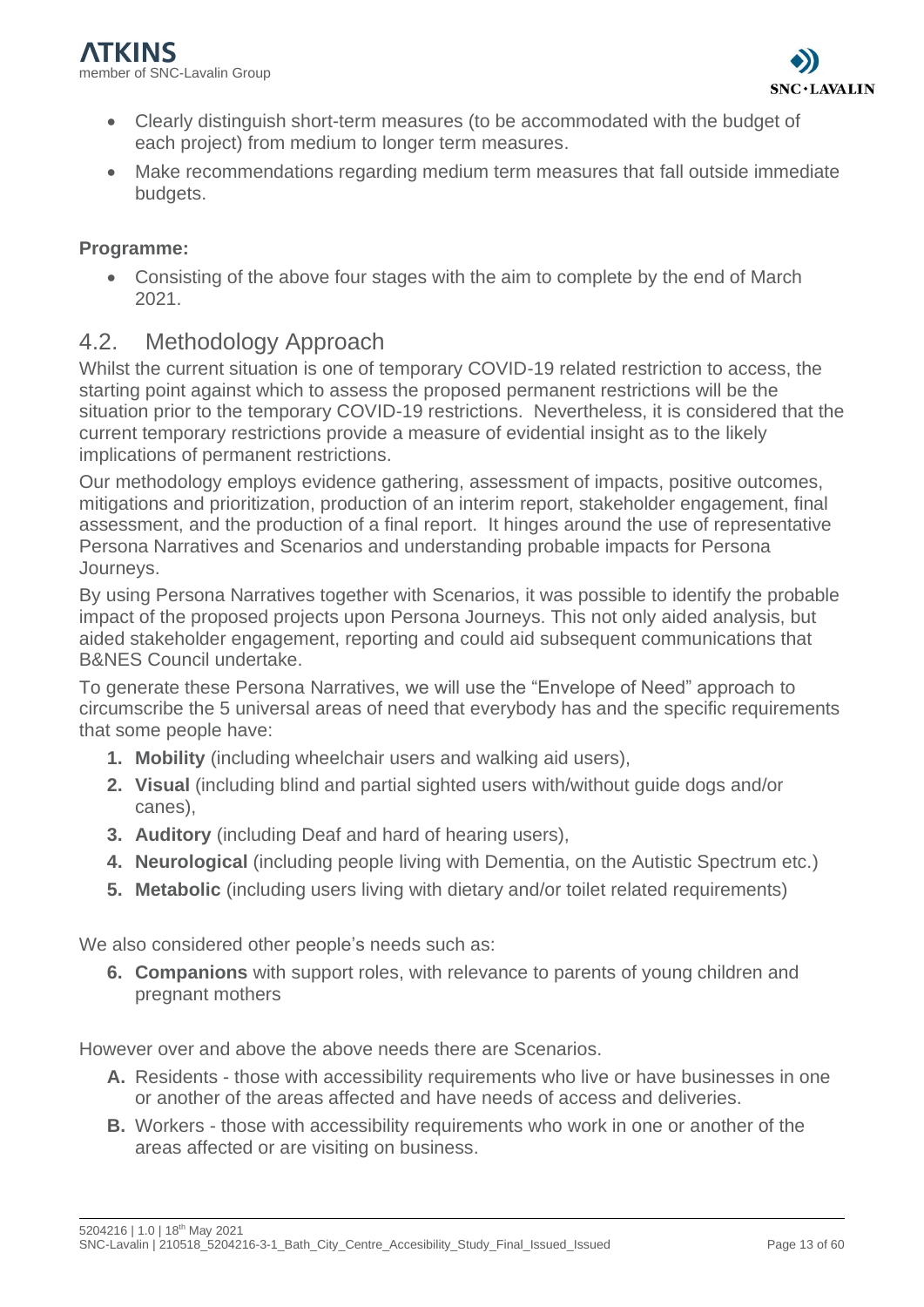- Clearly distinguish short-term measures (to be accommodated with the budget of each project) from medium to longer term measures.
- Make recommendations regarding medium term measures that fall outside immediate budgets.

**Programme:**

- Consisting of the above four stages with the aim to complete by the end of March 2021.

## 4.2. Methodology Approach

Whilst the current situation is one of temporary COVID-19 related restriction to access, the starting point against which to assess the proposed permanent restrictions will be the situation prior to the temporary COVID-19 restrictions. Nevertheless, it is considered that the current temporary restrictions provide a measure of evidential insight as to the likely implications of permanent restrictions.

Our methodology employs evidence gathering, assessment of impacts, positive outcomes, mitigations and prioritization, production of an interim report, stakeholder engagement, final assessment, and the production of a final report. It hinges around the use of representative Persona Narratives and Scenarios and understanding probable impacts for Persona Journeys.

By using Persona Narratives together with Scenarios, it was possible to identify the probable impact of the proposed projects upon Persona Journeys. This not only aided analysis, but aided stakeholder engagement, reporting and could aid subsequent communications that B&NES Council undertake.

To generate these Persona Narratives, we will use the "Envelope of Need" approach to circumscribe the 5 universal areas of need that everybody has and the specific requirements that some people have:

1. **Mobility** (including wheelchair users and walking aid users),
2. **Visual** (including blind and partial sighted users with/without guide dogs and/or canes),
3. **Auditory** (including Deaf and hard of hearing users),
4. **Neurological** (including people living with Dementia, on the Autistic Spectrum etc.)
5. **Metabolic** (including users living with dietary and/or toilet related requirements)

We also considered other people's needs such as:

6. **Companions** with support roles, with relevance to parents of young children and pregnant mothers

However over and above the above needs there are Scenarios.

- **A.** Residents - those with accessibility requirements who live or have businesses in one or another of the areas affected and have needs of access and deliveries.
- **B.** Workers - those with accessibility requirements who work in one or another of the areas affected or are visiting on business.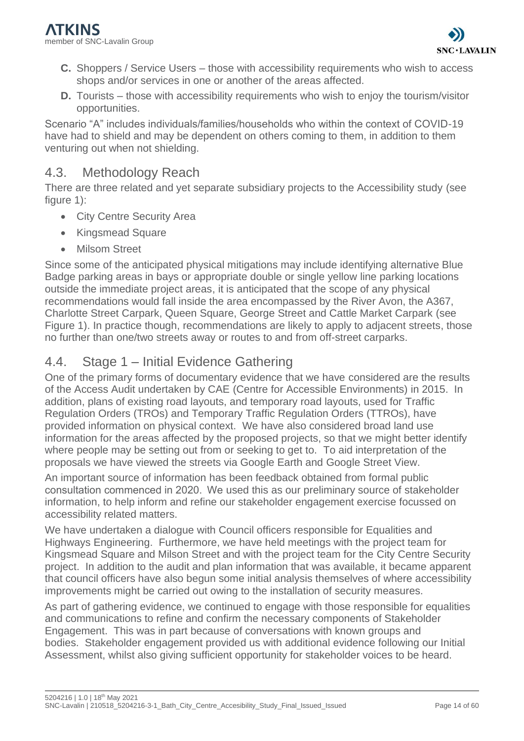**C.** Shoppers / Service Users – those with accessibility requirements who wish to access shops and/or services in one or another of the areas affected.

**D.** Tourists – those with accessibility requirements who wish to enjoy the tourism/visitor opportunities.

Scenario "A" includes individuals/families/households who within the context of COVID-19 have had to shield and may be dependent on others coming to them, in addition to them venturing out when not shielding.

## 4.3. Methodology Reach

There are three related and yet separate subsidiary projects to the Accessibility study (see figure 1):

- City Centre Security Area
- Kingsmead Square
- Milsom Street

Since some of the anticipated physical mitigations may include identifying alternative Blue Badge parking areas in bays or appropriate double or single yellow line parking locations outside the immediate project areas, it is anticipated that the scope of any physical recommendations would fall inside the area encompassed by the River Avon, the A367, Charlotte Street Carpark, Queen Square, George Street and Cattle Market Carpark (see Figure 1). In practice though, recommendations are likely to apply to adjacent streets, those no further than one/two streets away or routes to and from off-street carparks.

## 4.4. Stage 1 – Initial Evidence Gathering

One of the primary forms of documentary evidence that we have considered are the results of the Access Audit undertaken by CAE (Centre for Accessible Environments) in 2015. In addition, plans of existing road layouts, and temporary road layouts, used for Traffic Regulation Orders (TROs) and Temporary Traffic Regulation Orders (TTROs), have provided information on physical context. We have also considered broad land use information for the areas affected by the proposed projects, so that we might better identify where people may be setting out from or seeking to get to. To aid interpretation of the proposals we have viewed the streets via Google Earth and Google Street View.

An important source of information has been feedback obtained from formal public consultation commenced in 2020. We used this as our preliminary source of stakeholder information, to help inform and refine our stakeholder engagement exercise focussed on accessibility related matters.

We have undertaken a dialogue with Council officers responsible for Equalities and Highways Engineering. Furthermore, we have held meetings with the project team for Kingsmead Square and Milson Street and with the project team for the City Centre Security project. In addition to the audit and plan information that was available, it became apparent that council officers have also begun some initial analysis themselves of where accessibility improvements might be carried out owing to the installation of security measures.

As part of gathering evidence, we continued to engage with those responsible for equalities and communications to refine and confirm the necessary components of Stakeholder Engagement. This was in part because of conversations with known groups and bodies. Stakeholder engagement provided us with additional evidence following our Initial Assessment, whilst also giving sufficient opportunity for stakeholder voices to be heard.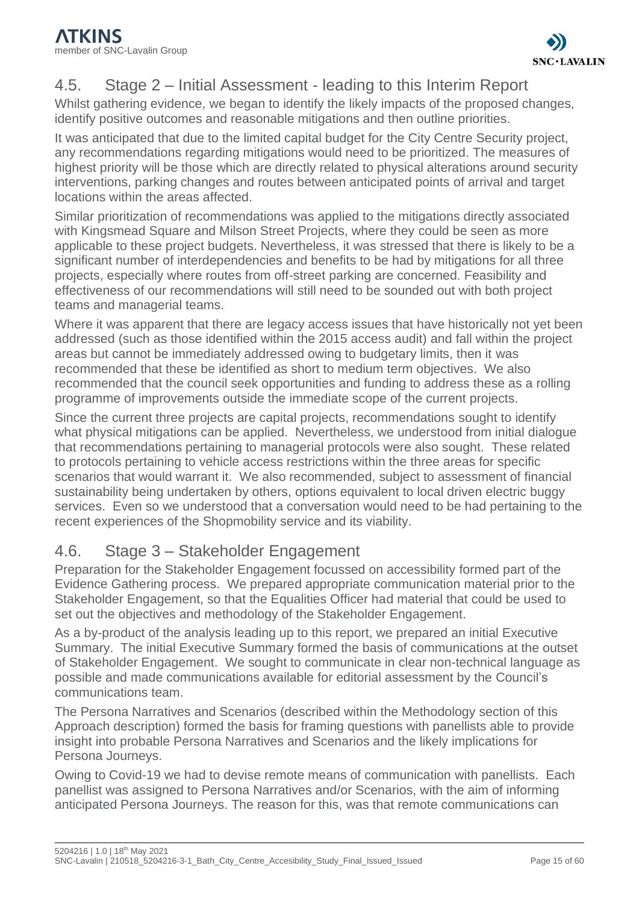## 4.5. Stage 2 – Initial Assessment - leading to this Interim Report

Whilst gathering evidence, we began to identify the likely impacts of the proposed changes, identify positive outcomes and reasonable mitigations and then outline priorities.

It was anticipated that due to the limited capital budget for the City Centre Security project, any recommendations regarding mitigations would need to be prioritized. The measures of highest priority will be those which are directly related to physical alterations around security interventions, parking changes and routes between anticipated points of arrival and target locations within the areas affected.

Similar prioritization of recommendations was applied to the mitigations directly associated with Kingsmead Square and Milson Street Projects, where they could be seen as more applicable to these project budgets. Nevertheless, it was stressed that there is likely to be a significant number of interdependencies and benefits to be had by mitigations for all three projects, especially where routes from off-street parking are concerned. Feasibility and effectiveness of our recommendations will still need to be sounded out with both project teams and managerial teams.

Where it was apparent that there are legacy access issues that have historically not yet been addressed (such as those identified within the 2015 access audit) and fall within the project areas but cannot be immediately addressed owing to budgetary limits, then it was recommended that these be identified as short to medium term objectives. We also recommended that the council seek opportunities and funding to address these as a rolling programme of improvements outside the immediate scope of the current projects.

Since the current three projects are capital projects, recommendations sought to identify what physical mitigations can be applied. Nevertheless, we understood from initial dialogue that recommendations pertaining to managerial protocols were also sought. These related to protocols pertaining to vehicle access restrictions within the three areas for specific scenarios that would warrant it. We also recommended, subject to assessment of financial sustainability being undertaken by others, options equivalent to local driven electric buggy services. Even so we understood that a conversation would need to be had pertaining to the recent experiences of the Shopmobility service and its viability.

## 4.6. Stage 3 – Stakeholder Engagement

Preparation for the Stakeholder Engagement focussed on accessibility formed part of the Evidence Gathering process. We prepared appropriate communication material prior to the Stakeholder Engagement, so that the Equalities Officer had material that could be used to set out the objectives and methodology of the Stakeholder Engagement.

As a by-product of the analysis leading up to this report, we prepared an initial Executive Summary. The initial Executive Summary formed the basis of communications at the outset of Stakeholder Engagement. We sought to communicate in clear non-technical language as possible and made communications available for editorial assessment by the Council's communications team.

The Persona Narratives and Scenarios (described within the Methodology section of this Approach description) formed the basis for framing questions with panellists able to provide insight into probable Persona Narratives and Scenarios and the likely implications for Persona Journeys.

Owing to Covid-19 we had to devise remote means of communication with panellists. Each panellist was assigned to Persona Narratives and/or Scenarios, with the aim of informing anticipated Persona Journeys. The reason for this, was that remote communications can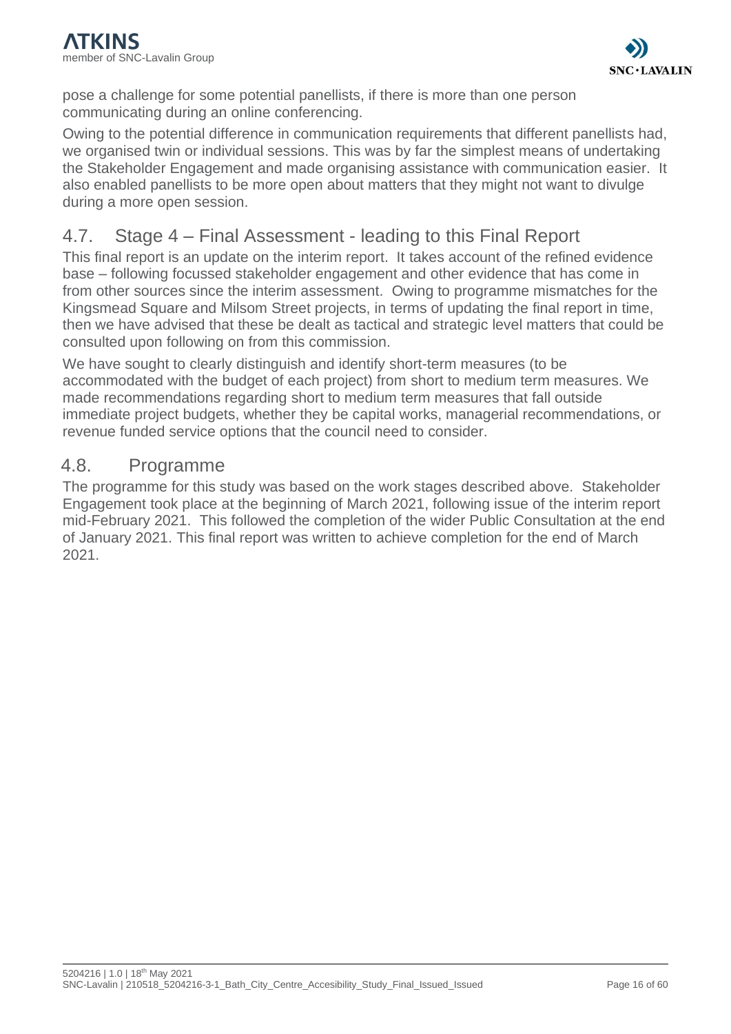pose a challenge for some potential panellists, if there is more than one person communicating during an online conferencing.

Owing to the potential difference in communication requirements that different panellists had, we organised twin or individual sessions. This was by far the simplest means of undertaking the Stakeholder Engagement and made organising assistance with communication easier. It also enabled panellists to be more open about matters that they might not want to divulge during a more open session.

## 4.7. Stage 4 – Final Assessment - leading to this Final Report

This final report is an update on the interim report. It takes account of the refined evidence base – following focussed stakeholder engagement and other evidence that has come in from other sources since the interim assessment. Owing to programme mismatches for the Kingsmead Square and Milsom Street projects, in terms of updating the final report in time, then we have advised that these be dealt as tactical and strategic level matters that could be consulted upon following on from this commission.

We have sought to clearly distinguish and identify short-term measures (to be accommodated with the budget of each project) from short to medium term measures. We made recommendations regarding short to medium term measures that fall outside immediate project budgets, whether they be capital works, managerial recommendations, or revenue funded service options that the council need to consider.

## 4.8. Programme

The programme for this study was based on the work stages described above. Stakeholder Engagement took place at the beginning of March 2021, following issue of the interim report mid-February 2021. This followed the completion of the wider Public Consultation at the end of January 2021. This final report was written to achieve completion for the end of March 2021.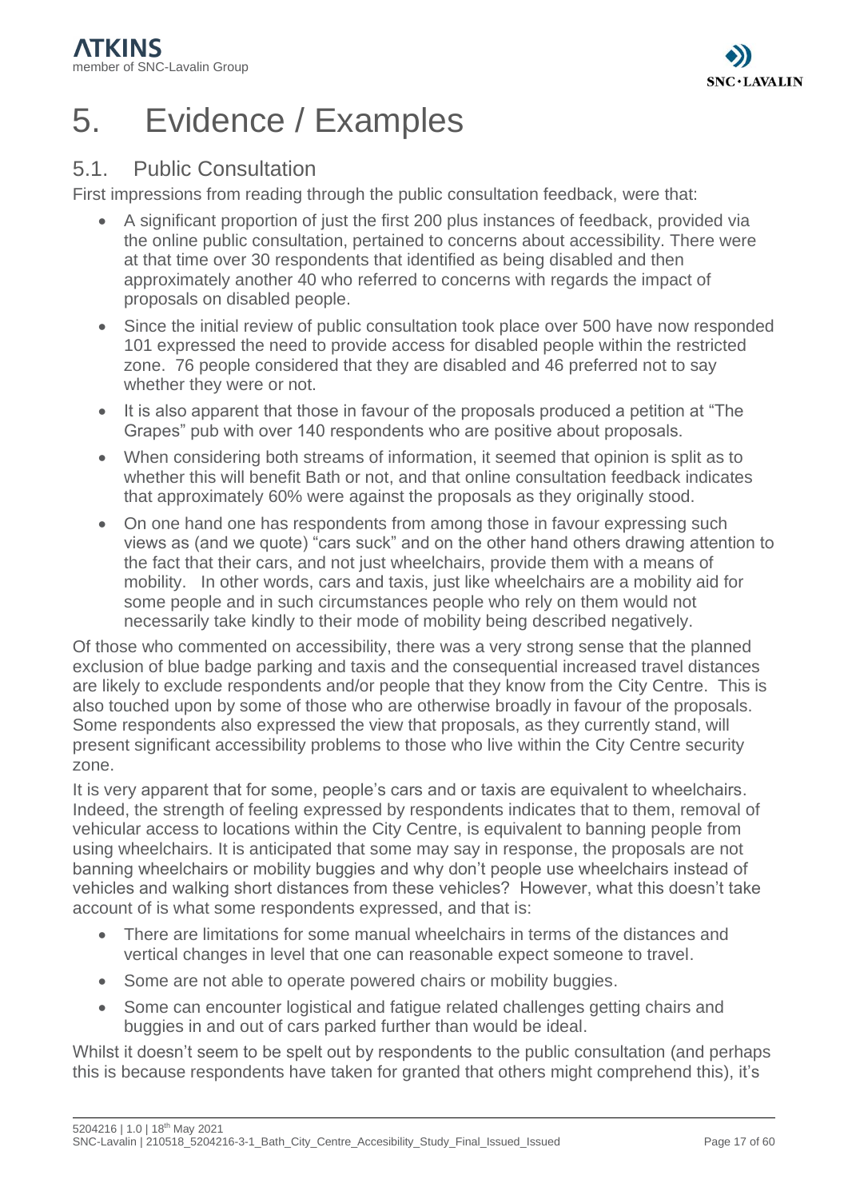# 5. Evidence / Examples

## 5.1. Public Consultation

First impressions from reading through the public consultation feedback, were that:

- A significant proportion of just the first 200 plus instances of feedback, provided via the online public consultation, pertained to concerns about accessibility. There were at that time over 30 respondents that identified as being disabled and then approximately another 40 who referred to concerns with regards the impact of proposals on disabled people.
- Since the initial review of public consultation took place over 500 have now responded 101 expressed the need to provide access for disabled people within the restricted zone. 76 people considered that they are disabled and 46 preferred not to say whether they were or not.
- It is also apparent that those in favour of the proposals produced a petition at "The Grapes" pub with over 140 respondents who are positive about proposals.
- When considering both streams of information, it seemed that opinion is split as to whether this will benefit Bath or not, and that online consultation feedback indicates that approximately 60% were against the proposals as they originally stood.
- On one hand one has respondents from among those in favour expressing such views as (and we quote) "cars suck" and on the other hand others drawing attention to the fact that their cars, and not just wheelchairs, provide them with a means of mobility. In other words, cars and taxis, just like wheelchairs are a mobility aid for some people and in such circumstances people who rely on them would not necessarily take kindly to their mode of mobility being described negatively.

Of those who commented on accessibility, there was a very strong sense that the planned exclusion of blue badge parking and taxis and the consequential increased travel distances are likely to exclude respondents and/or people that they know from the City Centre. This is also touched upon by some of those who are otherwise broadly in favour of the proposals. Some respondents also expressed the view that proposals, as they currently stand, will present significant accessibility problems to those who live within the City Centre security zone.

It is very apparent that for some, people's cars and or taxis are equivalent to wheelchairs. Indeed, the strength of feeling expressed by respondents indicates that to them, removal of vehicular access to locations within the City Centre, is equivalent to banning people from using wheelchairs. It is anticipated that some may say in response, the proposals are not banning wheelchairs or mobility buggies and why don't people use wheelchairs instead of vehicles and walking short distances from these vehicles? However, what this doesn't take account of is what some respondents expressed, and that is:

- There are limitations for some manual wheelchairs in terms of the distances and vertical changes in level that one can reasonable expect someone to travel.
- Some are not able to operate powered chairs or mobility buggies.
- Some can encounter logistical and fatigue related challenges getting chairs and buggies in and out of cars parked further than would be ideal.

Whilst it doesn't seem to be spelt out by respondents to the public consultation (and perhaps this is because respondents have taken for granted that others might comprehend this), it's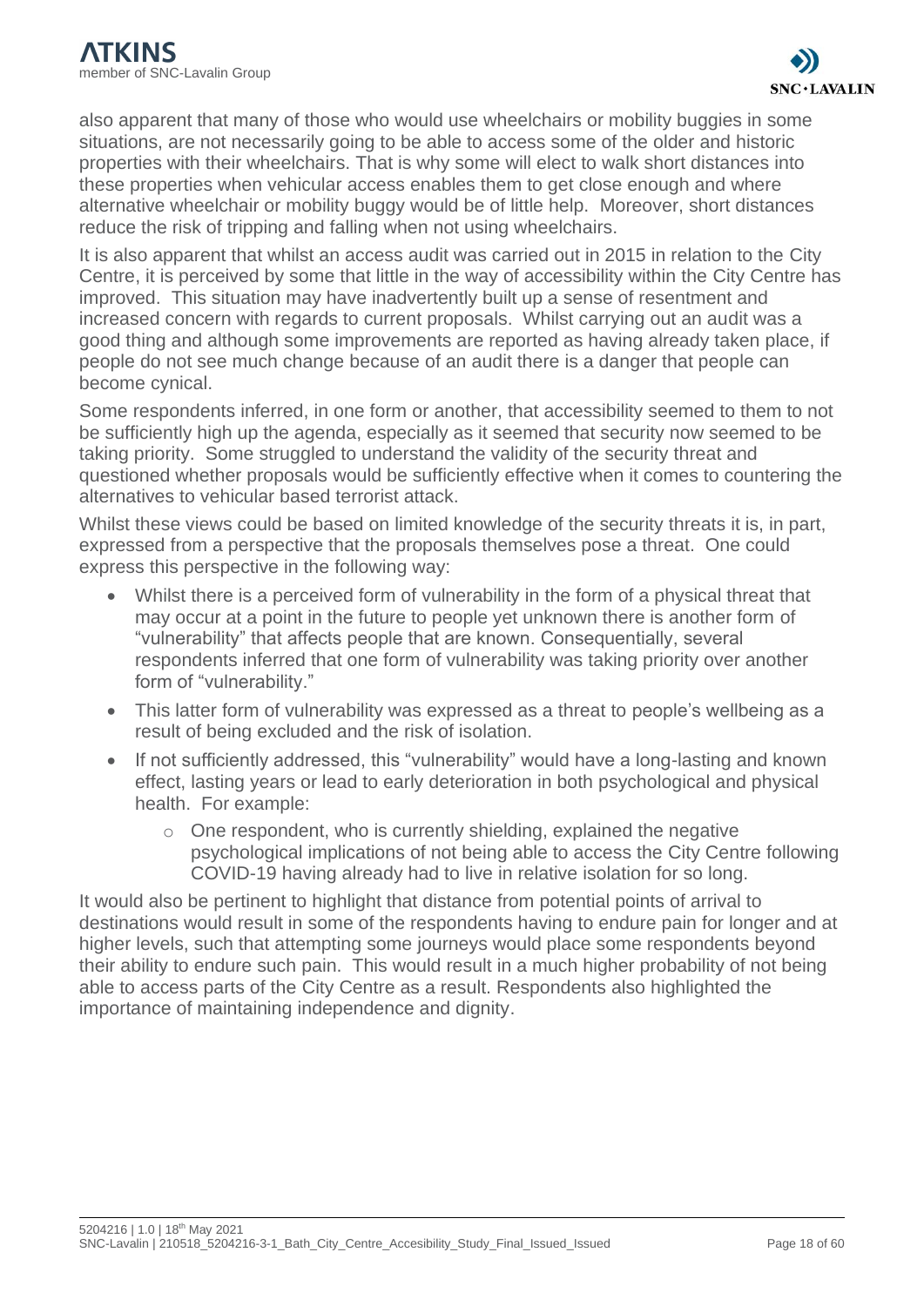also apparent that many of those who would use wheelchairs or mobility buggies in some situations, are not necessarily going to be able to access some of the older and historic properties with their wheelchairs. That is why some will elect to walk short distances into these properties when vehicular access enables them to get close enough and where alternative wheelchair or mobility buggy would be of little help. Moreover, short distances reduce the risk of tripping and falling when not using wheelchairs.

It is also apparent that whilst an access audit was carried out in 2015 in relation to the City Centre, it is perceived by some that little in the way of accessibility within the City Centre has improved. This situation may have inadvertently built up a sense of resentment and increased concern with regards to current proposals. Whilst carrying out an audit was a good thing and although some improvements are reported as having already taken place, if people do not see much change because of an audit there is a danger that people can become cynical.

Some respondents inferred, in one form or another, that accessibility seemed to them to not be sufficiently high up the agenda, especially as it seemed that security now seemed to be taking priority. Some struggled to understand the validity of the security threat and questioned whether proposals would be sufficiently effective when it comes to countering the alternatives to vehicular based terrorist attack.

Whilst these views could be based on limited knowledge of the security threats it is, in part, expressed from a perspective that the proposals themselves pose a threat. One could express this perspective in the following way:

- Whilst there is a perceived form of vulnerability in the form of a physical threat that may occur at a point in the future to people yet unknown there is another form of "vulnerability" that affects people that are known. Consequentially, several respondents inferred that one form of vulnerability was taking priority over another form of "vulnerability."
- This latter form of vulnerability was expressed as a threat to people's wellbeing as a result of being excluded and the risk of isolation.
- If not sufficiently addressed, this "vulnerability" would have a long-lasting and known effect, lasting years or lead to early deterioration in both psychological and physical health. For example:
  - One respondent, who is currently shielding, explained the negative psychological implications of not being able to access the City Centre following COVID-19 having already had to live in relative isolation for so long.

It would also be pertinent to highlight that distance from potential points of arrival to destinations would result in some of the respondents having to endure pain for longer and at higher levels, such that attempting some journeys would place some respondents beyond their ability to endure such pain. This would result in a much higher probability of not being able to access parts of the City Centre as a result. Respondents also highlighted the importance of maintaining independence and dignity.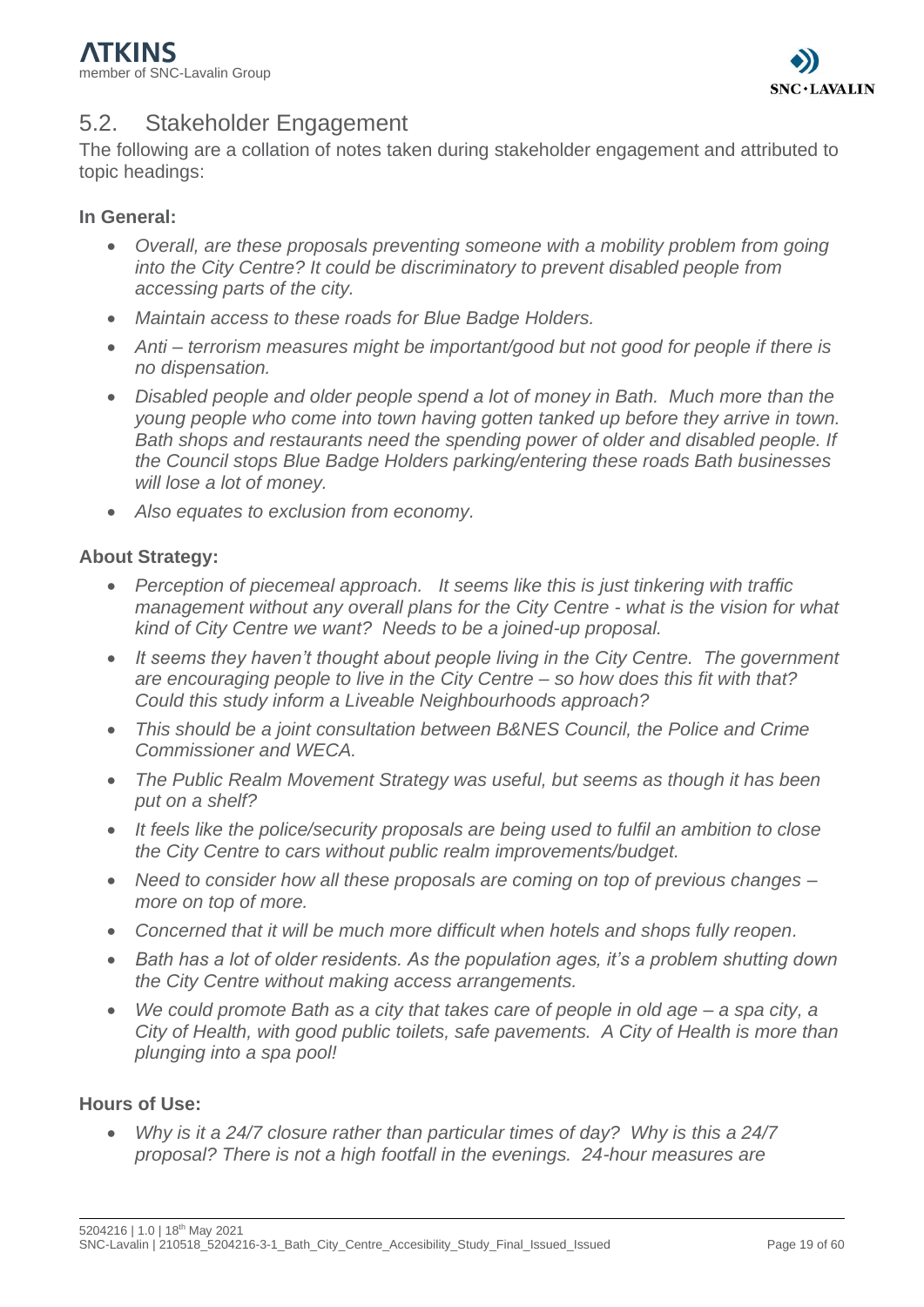## 5.2. Stakeholder Engagement

The following are a collation of notes taken during stakeholder engagement and attributed to topic headings:

**In General:**

- *Overall, are these proposals preventing someone with a mobility problem from going into the City Centre? It could be discriminatory to prevent disabled people from accessing parts of the city.*
- *Maintain access to these roads for Blue Badge Holders.*
- *Anti – terrorism measures might be important/good but not good for people if there is no dispensation.*
- *Disabled people and older people spend a lot of money in Bath. Much more than the young people who come into town having gotten tanked up before they arrive in town. Bath shops and restaurants need the spending power of older and disabled people. If the Council stops Blue Badge Holders parking/entering these roads Bath businesses will lose a lot of money.*
- *Also equates to exclusion from economy.*

**About Strategy:**

- *Perception of piecemeal approach. It seems like this is just tinkering with traffic management without any overall plans for the City Centre - what is the vision for what kind of City Centre we want? Needs to be a joined-up proposal.*
- *It seems they haven't thought about people living in the City Centre. The government are encouraging people to live in the City Centre – so how does this fit with that? Could this study inform a Liveable Neighbourhoods approach?*
- *This should be a joint consultation between B&NES Council, the Police and Crime Commissioner and WECA.*
- *The Public Realm Movement Strategy was useful, but seems as though it has been put on a shelf?*
- *It feels like the police/security proposals are being used to fulfil an ambition to close the City Centre to cars without public realm improvements/budget.*
- *Need to consider how all these proposals are coming on top of previous changes – more on top of more.*
- *Concerned that it will be much more difficult when hotels and shops fully reopen.*
- *Bath has a lot of older residents. As the population ages, it's a problem shutting down the City Centre without making access arrangements.*
- *We could promote Bath as a city that takes care of people in old age – a spa city, a City of Health, with good public toilets, safe pavements. A City of Health is more than plunging into a spa pool!*

**Hours of Use:**

- *Why is it a 24/7 closure rather than particular times of day? Why is this a 24/7 proposal? There is not a high footfall in the evenings. 24-hour measures are*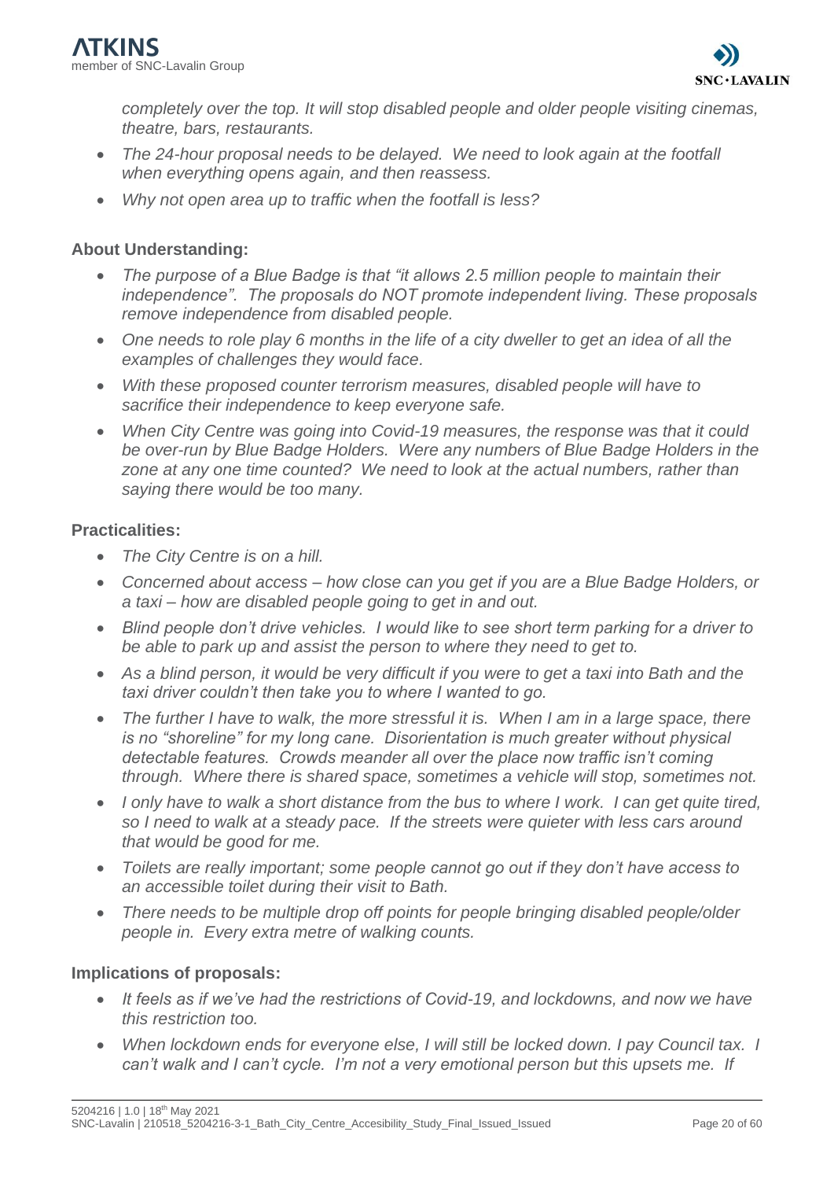*completely over the top. It will stop disabled people and older people visiting cinemas, theatre, bars, restaurants.*

- *The 24-hour proposal needs to be delayed. We need to look again at the footfall when everything opens again, and then reassess.*
- *Why not open area up to traffic when the footfall is less?*

**About Understanding:**

- *The purpose of a Blue Badge is that "it allows 2.5 million people to maintain their independence". The proposals do NOT promote independent living. These proposals remove independence from disabled people.*
- *One needs to role play 6 months in the life of a city dweller to get an idea of all the examples of challenges they would face.*
- *With these proposed counter terrorism measures, disabled people will have to sacrifice their independence to keep everyone safe.*
- *When City Centre was going into Covid-19 measures, the response was that it could be over-run by Blue Badge Holders. Were any numbers of Blue Badge Holders in the zone at any one time counted? We need to look at the actual numbers, rather than saying there would be too many.*

**Practicalities:**

- *The City Centre is on a hill.*
- *Concerned about access – how close can you get if you are a Blue Badge Holders, or a taxi – how are disabled people going to get in and out.*
- *Blind people don't drive vehicles. I would like to see short term parking for a driver to be able to park up and assist the person to where they need to get to.*
- *As a blind person, it would be very difficult if you were to get a taxi into Bath and the taxi driver couldn't then take you to where I wanted to go.*
- *The further I have to walk, the more stressful it is. When I am in a large space, there is no "shoreline" for my long cane. Disorientation is much greater without physical detectable features. Crowds meander all over the place now traffic isn't coming through. Where there is shared space, sometimes a vehicle will stop, sometimes not.*
- *I only have to walk a short distance from the bus to where I work. I can get quite tired, so I need to walk at a steady pace. If the streets were quieter with less cars around that would be good for me.*
- *Toilets are really important; some people cannot go out if they don't have access to an accessible toilet during their visit to Bath.*
- *There needs to be multiple drop off points for people bringing disabled people/older people in. Every extra metre of walking counts.*

**Implications of proposals:**

- *It feels as if we've had the restrictions of Covid-19, and lockdowns, and now we have this restriction too.*
- *When lockdown ends for everyone else, I will still be locked down. I pay Council tax. I can't walk and I can't cycle. I'm not a very emotional person but this upsets me. If*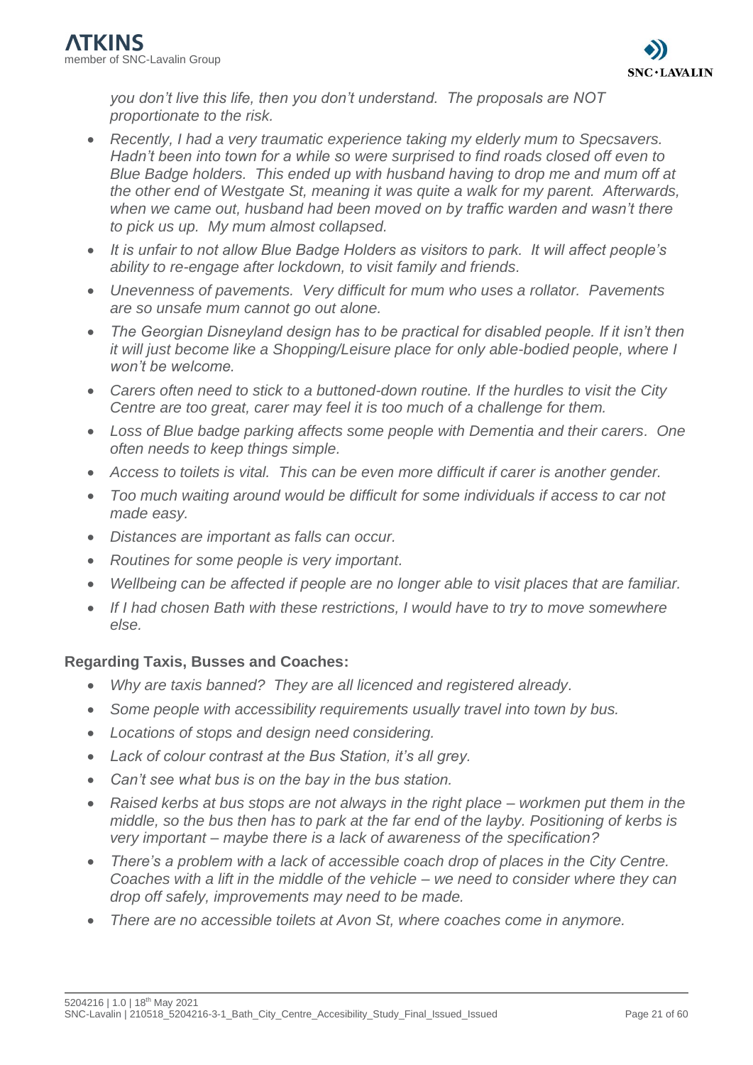*you don't live this life, then you don't understand. The proposals are NOT proportionate to the risk.*

- *Recently, I had a very traumatic experience taking my elderly mum to Specsavers. Hadn't been into town for a while so were surprised to find roads closed off even to Blue Badge holders. This ended up with husband having to drop me and mum off at the other end of Westgate St, meaning it was quite a walk for my parent. Afterwards, when we came out, husband had been moved on by traffic warden and wasn't there to pick us up. My mum almost collapsed.*
- *It is unfair to not allow Blue Badge Holders as visitors to park. It will affect people's ability to re-engage after lockdown, to visit family and friends.*
- *Unevenness of pavements. Very difficult for mum who uses a rollator. Pavements are so unsafe mum cannot go out alone.*
- *The Georgian Disneyland design has to be practical for disabled people. If it isn't then it will just become like a Shopping/Leisure place for only able-bodied people, where I won't be welcome.*
- *Carers often need to stick to a buttoned-down routine. If the hurdles to visit the City Centre are too great, carer may feel it is too much of a challenge for them.*
- *Loss of Blue badge parking affects some people with Dementia and their carers. One often needs to keep things simple.*
- *Access to toilets is vital. This can be even more difficult if carer is another gender.*
- *Too much waiting around would be difficult for some individuals if access to car not made easy.*
- *Distances are important as falls can occur.*
- *Routines for some people is very important.*
- *Wellbeing can be affected if people are no longer able to visit places that are familiar.*
- *If I had chosen Bath with these restrictions, I would have to try to move somewhere else.*

**Regarding Taxis, Busses and Coaches:**

- *Why are taxis banned? They are all licenced and registered already.*
- *Some people with accessibility requirements usually travel into town by bus.*
- *Locations of stops and design need considering.*
- *Lack of colour contrast at the Bus Station, it's all grey.*
- *Can't see what bus is on the bay in the bus station.*
- *Raised kerbs at bus stops are not always in the right place – workmen put them in the middle, so the bus then has to park at the far end of the layby. Positioning of kerbs is very important – maybe there is a lack of awareness of the specification?*
- *There's a problem with a lack of accessible coach drop of places in the City Centre. Coaches with a lift in the middle of the vehicle – we need to consider where they can drop off safely, improvements may need to be made.*
- *There are no accessible toilets at Avon St, where coaches come in anymore.*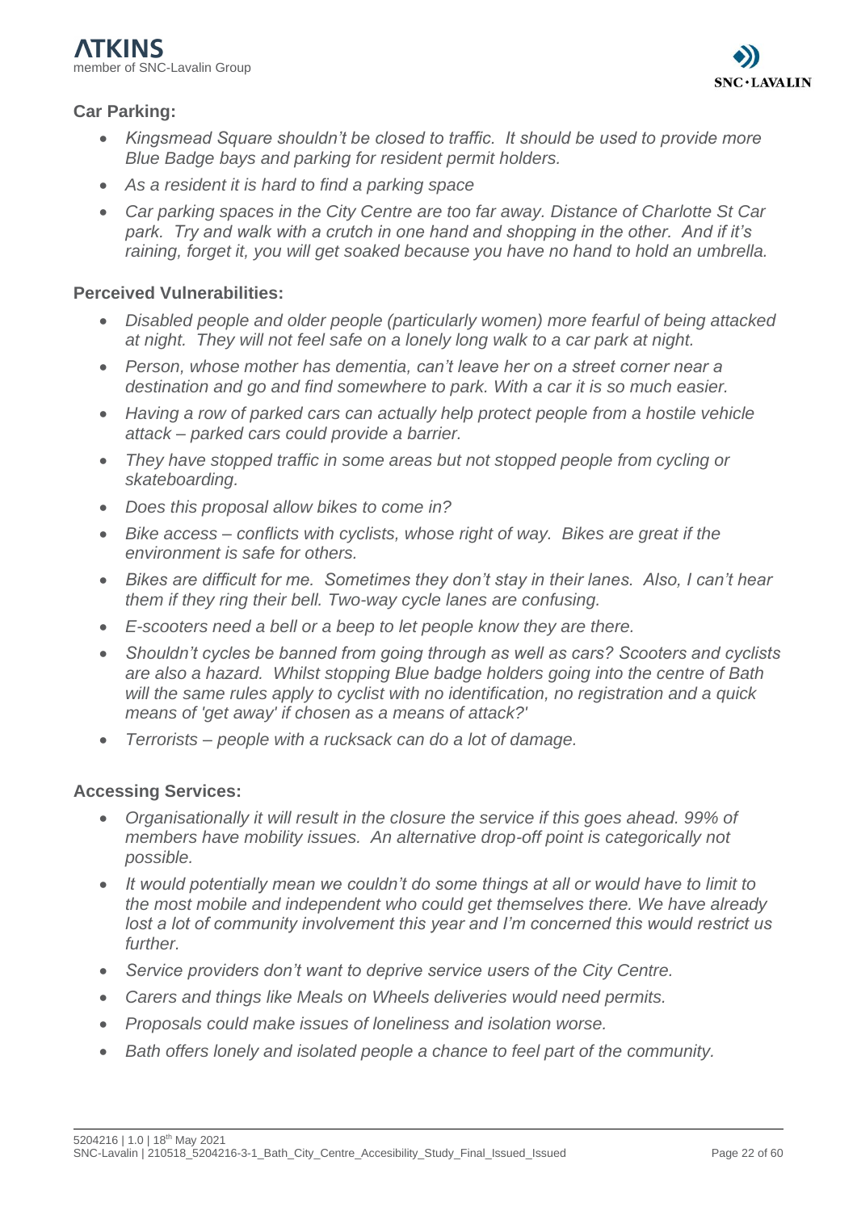**Car Parking:**

- *Kingsmead Square shouldn't be closed to traffic. It should be used to provide more Blue Badge bays and parking for resident permit holders.*
- *As a resident it is hard to find a parking space*
- *Car parking spaces in the City Centre are too far away. Distance of Charlotte St Car park. Try and walk with a crutch in one hand and shopping in the other. And if it's raining, forget it, you will get soaked because you have no hand to hold an umbrella.*

**Perceived Vulnerabilities:**

- *Disabled people and older people (particularly women) more fearful of being attacked at night. They will not feel safe on a lonely long walk to a car park at night.*
- *Person, whose mother has dementia, can't leave her on a street corner near a destination and go and find somewhere to park. With a car it is so much easier.*
- *Having a row of parked cars can actually help protect people from a hostile vehicle attack – parked cars could provide a barrier.*
- *They have stopped traffic in some areas but not stopped people from cycling or skateboarding.*
- *Does this proposal allow bikes to come in?*
- *Bike access – conflicts with cyclists, whose right of way. Bikes are great if the environment is safe for others.*
- *Bikes are difficult for me. Sometimes they don't stay in their lanes. Also, I can't hear them if they ring their bell. Two-way cycle lanes are confusing.*
- *E-scooters need a bell or a beep to let people know they are there.*
- *Shouldn't cycles be banned from going through as well as cars? Scooters and cyclists are also a hazard. Whilst stopping Blue badge holders going into the centre of Bath will the same rules apply to cyclist with no identification, no registration and a quick means of 'get away' if chosen as a means of attack?'*
- *Terrorists – people with a rucksack can do a lot of damage.*

**Accessing Services:**

- *Organisationally it will result in the closure the service if this goes ahead. 99% of members have mobility issues. An alternative drop-off point is categorically not possible.*
- *It would potentially mean we couldn't do some things at all or would have to limit to the most mobile and independent who could get themselves there. We have already lost a lot of community involvement this year and I'm concerned this would restrict us further.*
- *Service providers don't want to deprive service users of the City Centre.*
- *Carers and things like Meals on Wheels deliveries would need permits.*
- *Proposals could make issues of loneliness and isolation worse.*
- *Bath offers lonely and isolated people a chance to feel part of the community.*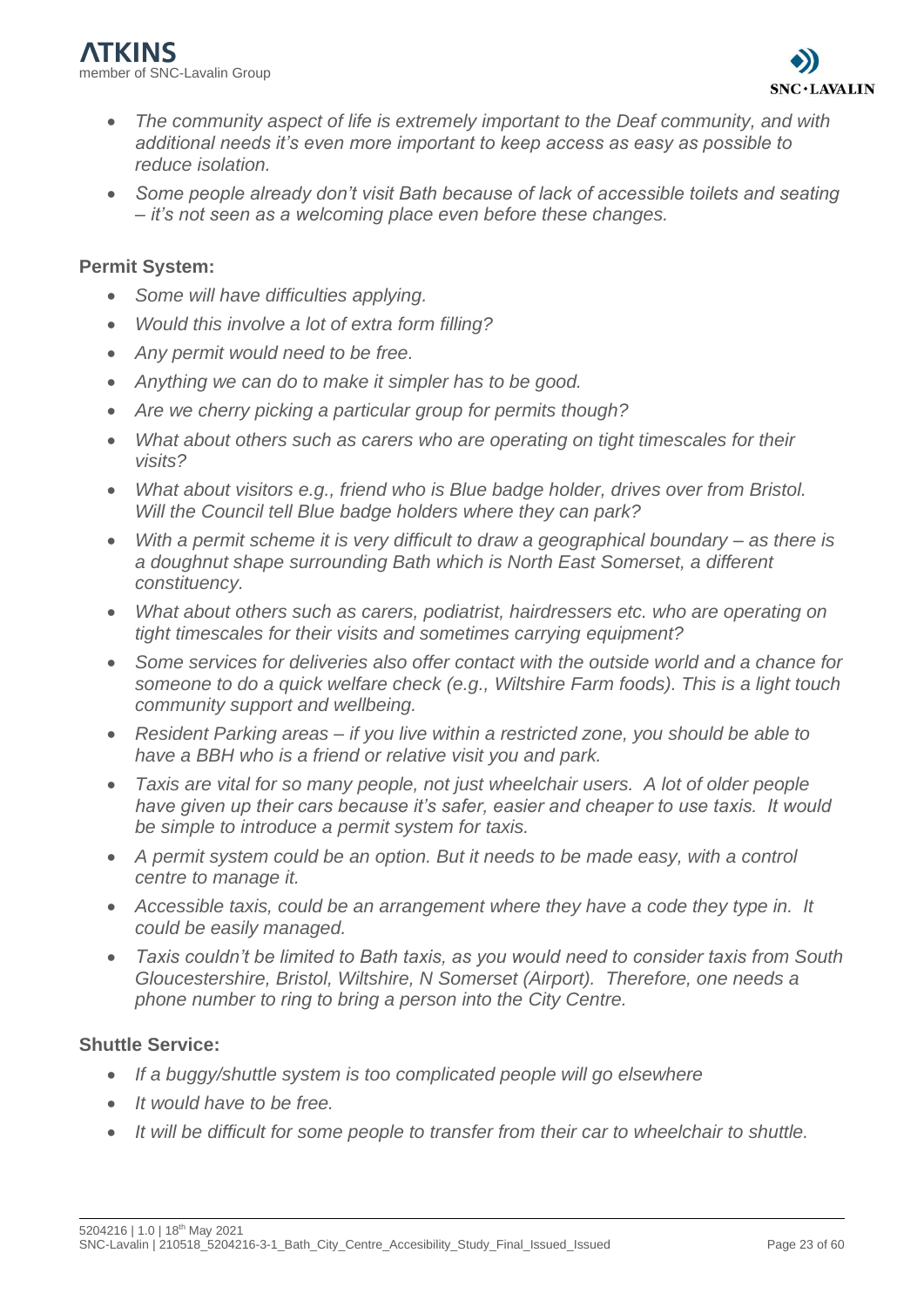- *The community aspect of life is extremely important to the Deaf community, and with additional needs it's even more important to keep access as easy as possible to reduce isolation.*
- *Some people already don't visit Bath because of lack of accessible toilets and seating – it's not seen as a welcoming place even before these changes.*

**Permit System:**

- *Some will have difficulties applying.*
- *Would this involve a lot of extra form filling?*
- *Any permit would need to be free.*
- *Anything we can do to make it simpler has to be good.*
- *Are we cherry picking a particular group for permits though?*
- *What about others such as carers who are operating on tight timescales for their visits?*
- *What about visitors e.g., friend who is Blue badge holder, drives over from Bristol. Will the Council tell Blue badge holders where they can park?*
- *With a permit scheme it is very difficult to draw a geographical boundary – as there is a doughnut shape surrounding Bath which is North East Somerset, a different constituency.*
- *What about others such as carers, podiatrist, hairdressers etc. who are operating on tight timescales for their visits and sometimes carrying equipment?*
- *Some services for deliveries also offer contact with the outside world and a chance for someone to do a quick welfare check (e.g., Wiltshire Farm foods). This is a light touch community support and wellbeing.*
- *Resident Parking areas – if you live within a restricted zone, you should be able to have a BBH who is a friend or relative visit you and park.*
- *Taxis are vital for so many people, not just wheelchair users. A lot of older people have given up their cars because it's safer, easier and cheaper to use taxis. It would be simple to introduce a permit system for taxis.*
- *A permit system could be an option. But it needs to be made easy, with a control centre to manage it.*
- *Accessible taxis, could be an arrangement where they have a code they type in. It could be easily managed.*
- *Taxis couldn't be limited to Bath taxis, as you would need to consider taxis from South Gloucestershire, Bristol, Wiltshire, N Somerset (Airport). Therefore, one needs a phone number to ring to bring a person into the City Centre.*

**Shuttle Service:**

- *If a buggy/shuttle system is too complicated people will go elsewhere*
- *It would have to be free.*
- *It will be difficult for some people to transfer from their car to wheelchair to shuttle.*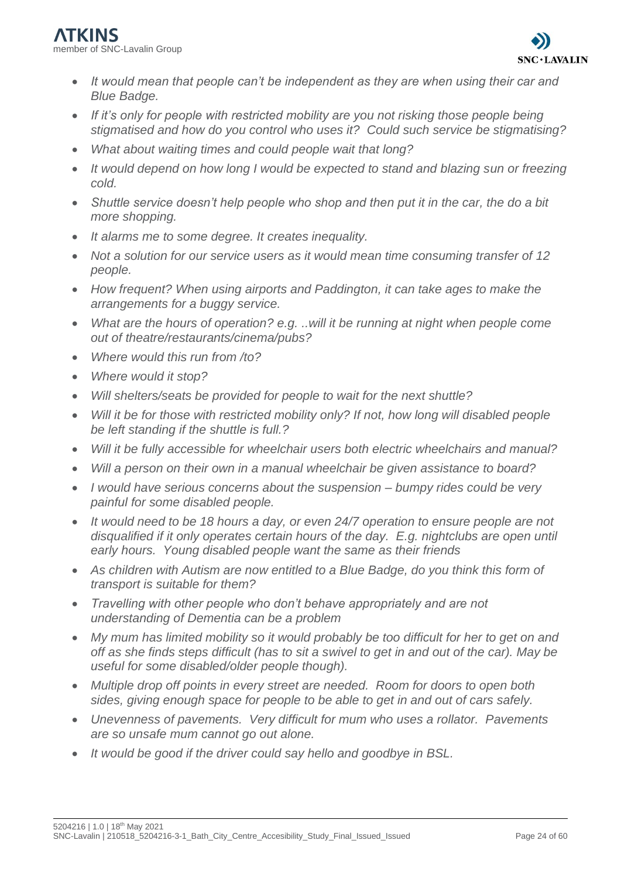- *It would mean that people can't be independent as they are when using their car and Blue Badge.*
- *If it's only for people with restricted mobility are you not risking those people being stigmatised and how do you control who uses it? Could such service be stigmatising?*
- *What about waiting times and could people wait that long?*
- *It would depend on how long I would be expected to stand and blazing sun or freezing cold.*
- *Shuttle service doesn't help people who shop and then put it in the car, the do a bit more shopping.*
- *It alarms me to some degree. It creates inequality.*
- *Not a solution for our service users as it would mean time consuming transfer of 12 people.*
- *How frequent? When using airports and Paddington, it can take ages to make the arrangements for a buggy service.*
- *What are the hours of operation? e.g. ..will it be running at night when people come out of theatre/restaurants/cinema/pubs?*
- *Where would this run from /to?*
- *Where would it stop?*
- *Will shelters/seats be provided for people to wait for the next shuttle?*
- *Will it be for those with restricted mobility only? If not, how long will disabled people be left standing if the shuttle is full.?*
- *Will it be fully accessible for wheelchair users both electric wheelchairs and manual?*
- *Will a person on their own in a manual wheelchair be given assistance to board?*
- *I would have serious concerns about the suspension – bumpy rides could be very painful for some disabled people.*
- *It would need to be 18 hours a day, or even 24/7 operation to ensure people are not disqualified if it only operates certain hours of the day. E.g. nightclubs are open until early hours. Young disabled people want the same as their friends*
- *As children with Autism are now entitled to a Blue Badge, do you think this form of transport is suitable for them?*
- *Travelling with other people who don't behave appropriately and are not understanding of Dementia can be a problem*
- *My mum has limited mobility so it would probably be too difficult for her to get on and off as she finds steps difficult (has to sit a swivel to get in and out of the car). May be useful for some disabled/older people though).*
- *Multiple drop off points in every street are needed. Room for doors to open both sides, giving enough space for people to be able to get in and out of cars safely.*
- *Unevenness of pavements. Very difficult for mum who uses a rollator. Pavements are so unsafe mum cannot go out alone.*
- *It would be good if the driver could say hello and goodbye in BSL.*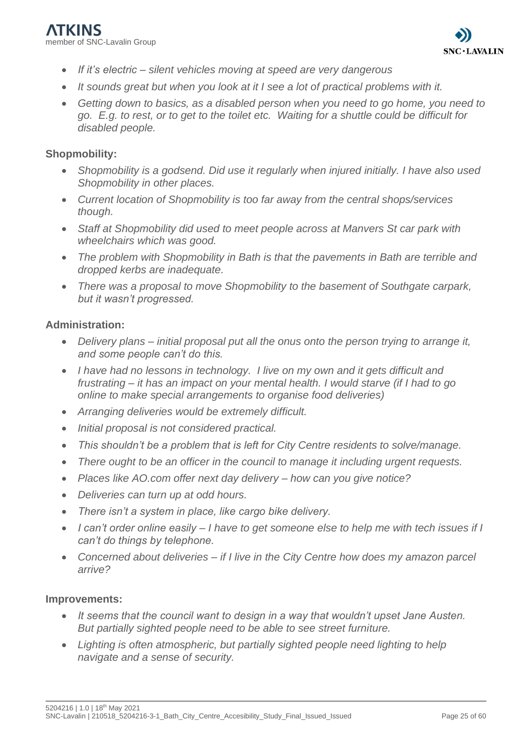- *If it's electric – silent vehicles moving at speed are very dangerous*
- *It sounds great but when you look at it I see a lot of practical problems with it.*
- *Getting down to basics, as a disabled person when you need to go home, you need to go. E.g. to rest, or to get to the toilet etc. Waiting for a shuttle could be difficult for disabled people.*

**Shopmobility:**

- *Shopmobility is a godsend. Did use it regularly when injured initially. I have also used Shopmobility in other places.*
- *Current location of Shopmobility is too far away from the central shops/services though.*
- *Staff at Shopmobility did used to meet people across at Manvers St car park with wheelchairs which was good.*
- *The problem with Shopmobility in Bath is that the pavements in Bath are terrible and dropped kerbs are inadequate.*
- *There was a proposal to move Shopmobility to the basement of Southgate carpark, but it wasn't progressed.*

**Administration:**

- *Delivery plans – initial proposal put all the onus onto the person trying to arrange it, and some people can't do this.*
- *I have had no lessons in technology. I live on my own and it gets difficult and frustrating – it has an impact on your mental health. I would starve (if I had to go online to make special arrangements to organise food deliveries)*
- *Arranging deliveries would be extremely difficult.*
- *Initial proposal is not considered practical.*
- *This shouldn't be a problem that is left for City Centre residents to solve/manage.*
- *There ought to be an officer in the council to manage it including urgent requests.*
- *Places like AO.com offer next day delivery – how can you give notice?*
- *Deliveries can turn up at odd hours.*
- *There isn't a system in place, like cargo bike delivery.*
- *I can't order online easily – I have to get someone else to help me with tech issues if I can't do things by telephone.*
- *Concerned about deliveries – if I live in the City Centre how does my amazon parcel arrive?*

**Improvements:**

- *It seems that the council want to design in a way that wouldn't upset Jane Austen. But partially sighted people need to be able to see street furniture.*
- *Lighting is often atmospheric, but partially sighted people need lighting to help navigate and a sense of security.*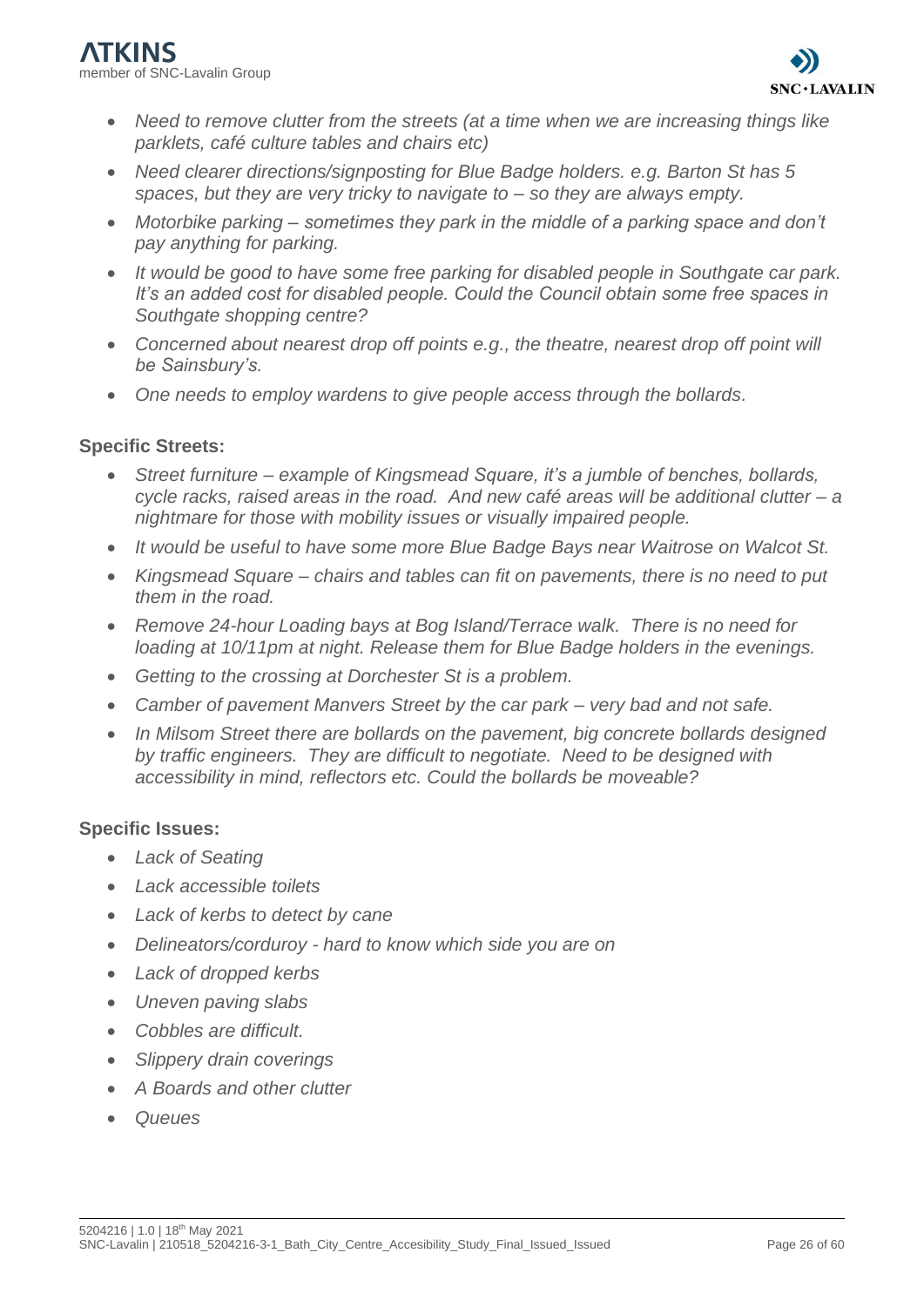- *Need to remove clutter from the streets (at a time when we are increasing things like parklets, café culture tables and chairs etc)*
- *Need clearer directions/signposting for Blue Badge holders. e.g. Barton St has 5 spaces, but they are very tricky to navigate to – so they are always empty.*
- *Motorbike parking – sometimes they park in the middle of a parking space and don't pay anything for parking.*
- *It would be good to have some free parking for disabled people in Southgate car park. It's an added cost for disabled people. Could the Council obtain some free spaces in Southgate shopping centre?*
- *Concerned about nearest drop off points e.g., the theatre, nearest drop off point will be Sainsbury's.*
- *One needs to employ wardens to give people access through the bollards.*

**Specific Streets:**

- *Street furniture – example of Kingsmead Square, it's a jumble of benches, bollards, cycle racks, raised areas in the road. And new café areas will be additional clutter – a nightmare for those with mobility issues or visually impaired people.*
- *It would be useful to have some more Blue Badge Bays near Waitrose on Walcot St.*
- *Kingsmead Square – chairs and tables can fit on pavements, there is no need to put them in the road.*
- *Remove 24-hour Loading bays at Bog Island/Terrace walk. There is no need for loading at 10/11pm at night. Release them for Blue Badge holders in the evenings.*
- *Getting to the crossing at Dorchester St is a problem.*
- *Camber of pavement Manvers Street by the car park – very bad and not safe.*
- *In Milsom Street there are bollards on the pavement, big concrete bollards designed by traffic engineers. They are difficult to negotiate. Need to be designed with accessibility in mind, reflectors etc. Could the bollards be moveable?*

**Specific Issues:**

- *Lack of Seating*
- *Lack accessible toilets*
- *Lack of kerbs to detect by cane*
- *Delineators/corduroy - hard to know which side you are on*
- *Lack of dropped kerbs*
- *Uneven paving slabs*
- *Cobbles are difficult.*
- *Slippery drain coverings*
- *A Boards and other clutter*
- *Queues*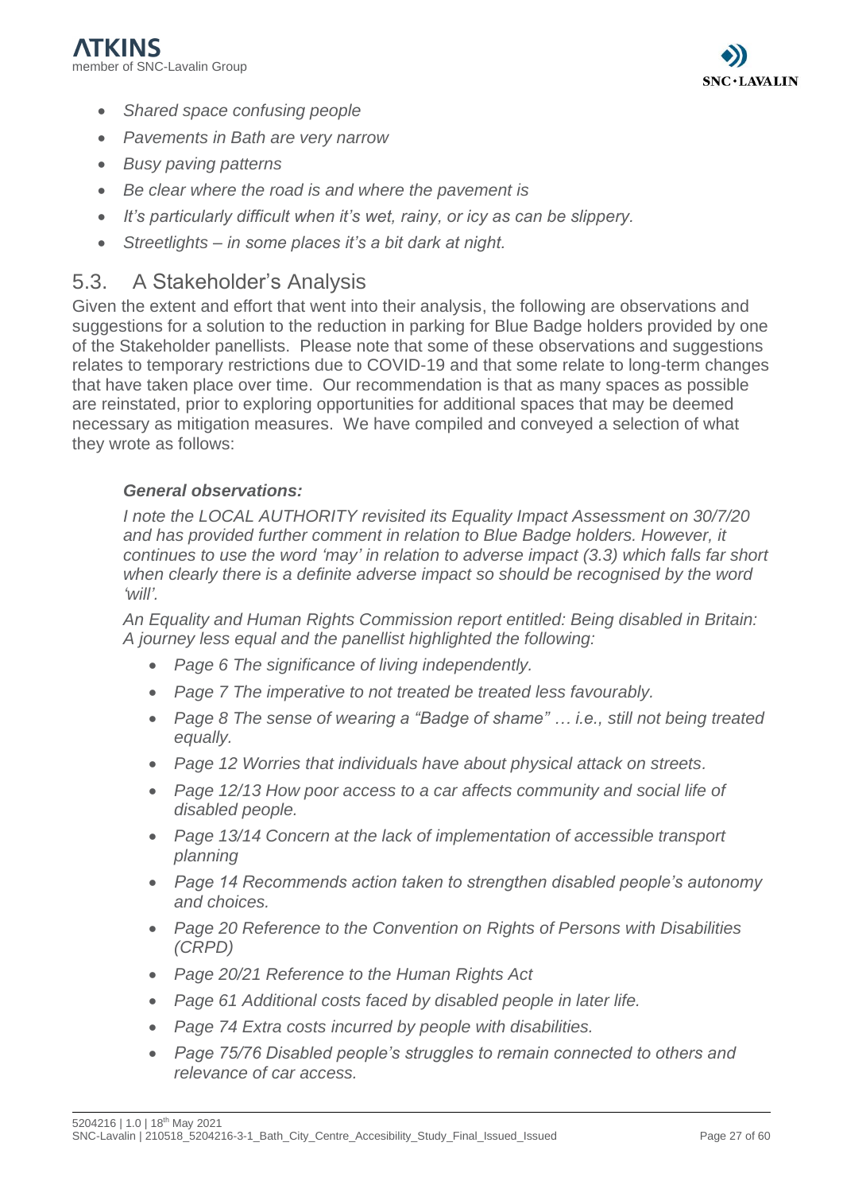- *Shared space confusing people*
- *Pavements in Bath are very narrow*
- *Busy paving patterns*
- *Be clear where the road is and where the pavement is*
- *It's particularly difficult when it's wet, rainy, or icy as can be slippery.*
- *Streetlights – in some places it's a bit dark at night.*

## 5.3. A Stakeholder's Analysis

Given the extent and effort that went into their analysis, the following are observations and suggestions for a solution to the reduction in parking for Blue Badge holders provided by one of the Stakeholder panellists. Please note that some of these observations and suggestions relates to temporary restrictions due to COVID-19 and that some relate to long-term changes that have taken place over time. Our recommendation is that as many spaces as possible are reinstated, prior to exploring opportunities for additional spaces that may be deemed necessary as mitigation measures. We have compiled and conveyed a selection of what they wrote as follows:

***General observations:***

*I note the LOCAL AUTHORITY revisited its Equality Impact Assessment on 30/7/20 and has provided further comment in relation to Blue Badge holders. However, it continues to use the word 'may' in relation to adverse impact (3.3) which falls far short when clearly there is a definite adverse impact so should be recognised by the word 'will'.*

*An Equality and Human Rights Commission report entitled: Being disabled in Britain: A journey less equal and the panellist highlighted the following:*

- *Page 6 The significance of living independently.*
- *Page 7 The imperative to not treated be treated less favourably.*
- *Page 8 The sense of wearing a "Badge of shame" … i.e., still not being treated equally.*
- *Page 12 Worries that individuals have about physical attack on streets.*
- *Page 12/13 How poor access to a car affects community and social life of disabled people.*
- *Page 13/14 Concern at the lack of implementation of accessible transport planning*
- *Page 14 Recommends action taken to strengthen disabled people's autonomy and choices.*
- *Page 20 Reference to the Convention on Rights of Persons with Disabilities (CRPD)*
- *Page 20/21 Reference to the Human Rights Act*
- *Page 61 Additional costs faced by disabled people in later life.*
- *Page 74 Extra costs incurred by people with disabilities.*
- *Page 75/76 Disabled people's struggles to remain connected to others and relevance of car access.*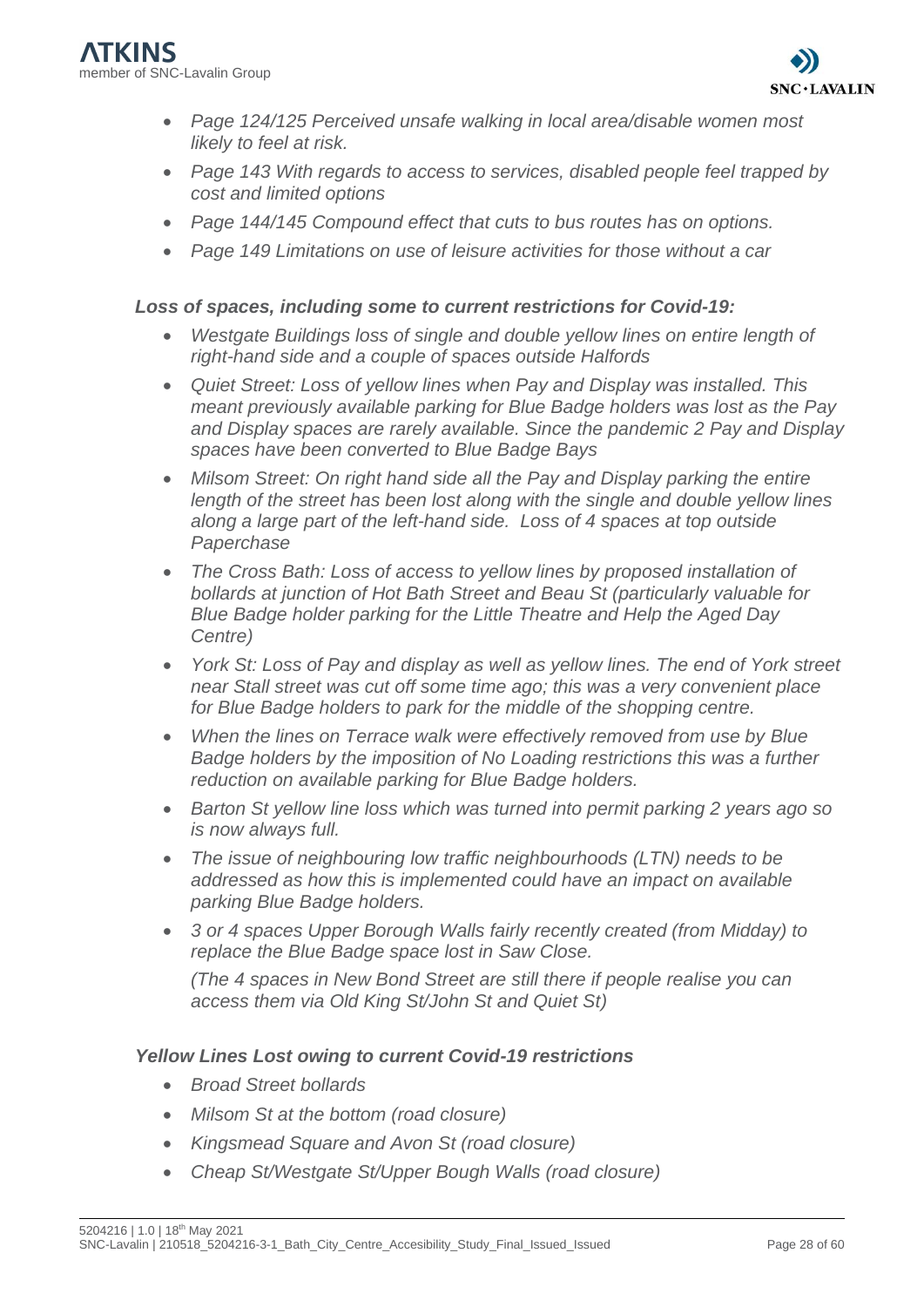- *Page 124/125 Perceived unsafe walking in local area/disable women most likely to feel at risk.*
- *Page 143 With regards to access to services, disabled people feel trapped by cost and limited options*
- *Page 144/145 Compound effect that cuts to bus routes has on options.*
- *Page 149 Limitations on use of leisure activities for those without a car*

***Loss of spaces, including some to current restrictions for Covid-19:***

- *Westgate Buildings loss of single and double yellow lines on entire length of right-hand side and a couple of spaces outside Halfords*
- *Quiet Street: Loss of yellow lines when Pay and Display was installed. This meant previously available parking for Blue Badge holders was lost as the Pay and Display spaces are rarely available. Since the pandemic 2 Pay and Display spaces have been converted to Blue Badge Bays*
- *Milsom Street: On right hand side all the Pay and Display parking the entire length of the street has been lost along with the single and double yellow lines along a large part of the left-hand side. Loss of 4 spaces at top outside Paperchase*
- *The Cross Bath: Loss of access to yellow lines by proposed installation of bollards at junction of Hot Bath Street and Beau St (particularly valuable for Blue Badge holder parking for the Little Theatre and Help the Aged Day Centre)*
- *York St: Loss of Pay and display as well as yellow lines. The end of York street near Stall street was cut off some time ago; this was a very convenient place for Blue Badge holders to park for the middle of the shopping centre.*
- *When the lines on Terrace walk were effectively removed from use by Blue Badge holders by the imposition of No Loading restrictions this was a further reduction on available parking for Blue Badge holders.*
- *Barton St yellow line loss which was turned into permit parking 2 years ago so is now always full.*
- *The issue of neighbouring low traffic neighbourhoods (LTN) needs to be addressed as how this is implemented could have an impact on available parking Blue Badge holders.*
- *3 or 4 spaces Upper Borough Walls fairly recently created (from Midday) to replace the Blue Badge space lost in Saw Close.*

  *(The 4 spaces in New Bond Street are still there if people realise you can access them via Old King St/John St and Quiet St)*

***Yellow Lines Lost owing to current Covid-19 restrictions***

- *Broad Street bollards*
- *Milsom St at the bottom (road closure)*
- *Kingsmead Square and Avon St (road closure)*
- *Cheap St/Westgate St/Upper Bough Walls (road closure)*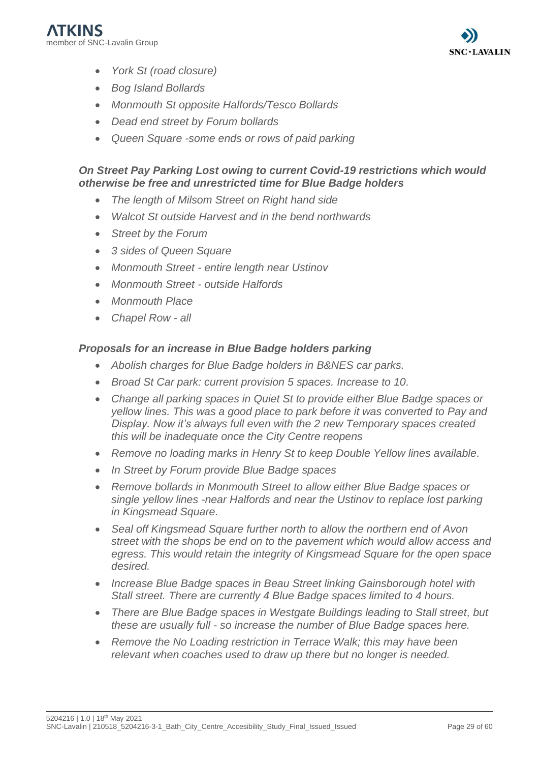- *York St (road closure)*
- *Bog Island Bollards*
- *Monmouth St opposite Halfords/Tesco Bollards*
- *Dead end street by Forum bollards*
- *Queen Square -some ends or rows of paid parking*

***On Street Pay Parking Lost owing to current Covid-19 restrictions which would otherwise be free and unrestricted time for Blue Badge holders***

- *The length of Milsom Street on Right hand side*
- *Walcot St outside Harvest and in the bend northwards*
- *Street by the Forum*
- *3 sides of Queen Square*
- *Monmouth Street - entire length near Ustinov*
- *Monmouth Street - outside Halfords*
- *Monmouth Place*
- *Chapel Row - all*

***Proposals for an increase in Blue Badge holders parking***

- *Abolish charges for Blue Badge holders in B&NES car parks.*
- *Broad St Car park: current provision 5 spaces. Increase to 10.*
- *Change all parking spaces in Quiet St to provide either Blue Badge spaces or yellow lines. This was a good place to park before it was converted to Pay and Display. Now it's always full even with the 2 new Temporary spaces created this will be inadequate once the City Centre reopens*
- *Remove no loading marks in Henry St to keep Double Yellow lines available.*
- *In Street by Forum provide Blue Badge spaces*
- *Remove bollards in Monmouth Street to allow either Blue Badge spaces or single yellow lines -near Halfords and near the Ustinov to replace lost parking in Kingsmead Square.*
- *Seal off Kingsmead Square further north to allow the northern end of Avon street with the shops be end on to the pavement which would allow access and egress. This would retain the integrity of Kingsmead Square for the open space desired.*
- *Increase Blue Badge spaces in Beau Street linking Gainsborough hotel with Stall street. There are currently 4 Blue Badge spaces limited to 4 hours.*
- *There are Blue Badge spaces in Westgate Buildings leading to Stall street, but these are usually full - so increase the number of Blue Badge spaces here.*
- *Remove the No Loading restriction in Terrace Walk; this may have been relevant when coaches used to draw up there but no longer is needed.*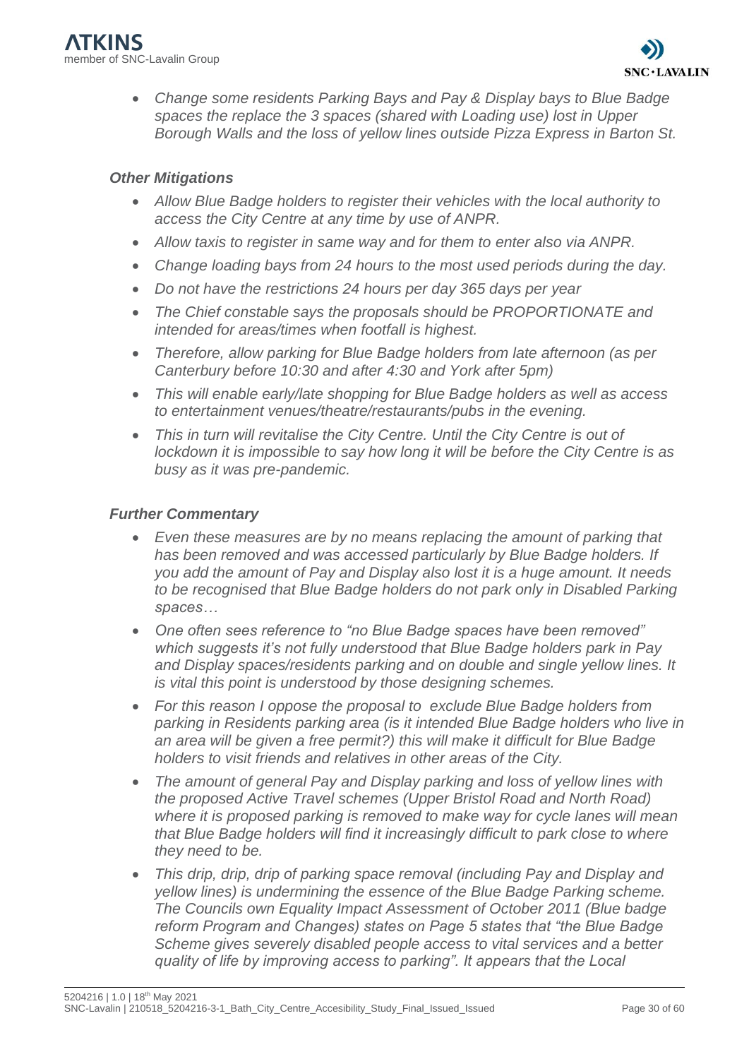- *Change some residents Parking Bays and Pay & Display bays to Blue Badge spaces the replace the 3 spaces (shared with Loading use) lost in Upper Borough Walls and the loss of yellow lines outside Pizza Express in Barton St.*

### *Other Mitigations*

- *Allow Blue Badge holders to register their vehicles with the local authority to access the City Centre at any time by use of ANPR.*
- *Allow taxis to register in same way and for them to enter also via ANPR.*
- *Change loading bays from 24 hours to the most used periods during the day.*
- *Do not have the restrictions 24 hours per day 365 days per year*
- *The Chief constable says the proposals should be PROPORTIONATE and intended for areas/times when footfall is highest.*
- *Therefore, allow parking for Blue Badge holders from late afternoon (as per Canterbury before 10:30 and after 4:30 and York after 5pm)*
- *This will enable early/late shopping for Blue Badge holders as well as access to entertainment venues/theatre/restaurants/pubs in the evening.*
- *This in turn will revitalise the City Centre. Until the City Centre is out of lockdown it is impossible to say how long it will be before the City Centre is as busy as it was pre-pandemic.*

### *Further Commentary*

- *Even these measures are by no means replacing the amount of parking that has been removed and was accessed particularly by Blue Badge holders. If you add the amount of Pay and Display also lost it is a huge amount. It needs to be recognised that Blue Badge holders do not park only in Disabled Parking spaces…*
- *One often sees reference to "no Blue Badge spaces have been removed" which suggests it's not fully understood that Blue Badge holders park in Pay and Display spaces/residents parking and on double and single yellow lines. It is vital this point is understood by those designing schemes.*
- *For this reason I oppose the proposal to exclude Blue Badge holders from parking in Residents parking area (is it intended Blue Badge holders who live in an area will be given a free permit?) this will make it difficult for Blue Badge holders to visit friends and relatives in other areas of the City.*
- *The amount of general Pay and Display parking and loss of yellow lines with the proposed Active Travel schemes (Upper Bristol Road and North Road) where it is proposed parking is removed to make way for cycle lanes will mean that Blue Badge holders will find it increasingly difficult to park close to where they need to be.*
- *This drip, drip, drip of parking space removal (including Pay and Display and yellow lines) is undermining the essence of the Blue Badge Parking scheme. The Councils own Equality Impact Assessment of October 2011 (Blue badge reform Program and Changes) states on Page 5 states that "the Blue Badge Scheme gives severely disabled people access to vital services and a better quality of life by improving access to parking". It appears that the Local*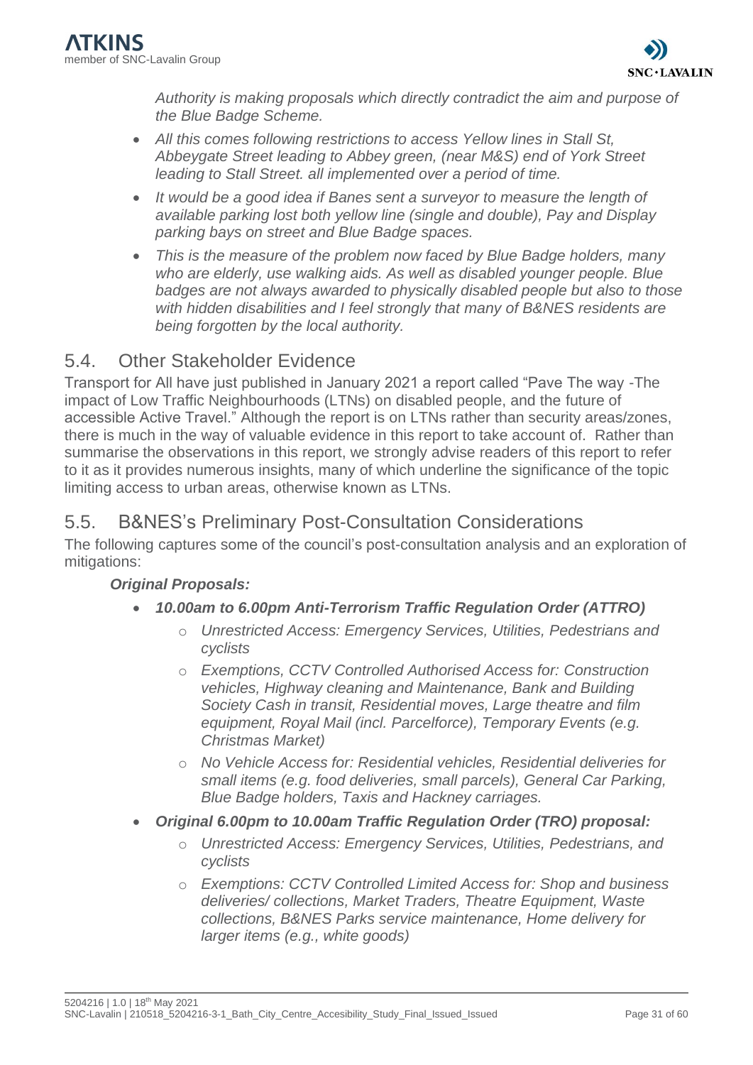*Authority is making proposals which directly contradict the aim and purpose of the Blue Badge Scheme.*

- *All this comes following restrictions to access Yellow lines in Stall St, Abbeygate Street leading to Abbey green, (near M&S) end of York Street leading to Stall Street. all implemented over a period of time.*
- *It would be a good idea if Banes sent a surveyor to measure the length of available parking lost both yellow line (single and double), Pay and Display parking bays on street and Blue Badge spaces.*
- *This is the measure of the problem now faced by Blue Badge holders, many who are elderly, use walking aids. As well as disabled younger people. Blue badges are not always awarded to physically disabled people but also to those with hidden disabilities and I feel strongly that many of B&NES residents are being forgotten by the local authority.*

## 5.4. Other Stakeholder Evidence

Transport for All have just published in January 2021 a report called "Pave The way -The impact of Low Traffic Neighbourhoods (LTNs) on disabled people, and the future of accessible Active Travel." Although the report is on LTNs rather than security areas/zones, there is much in the way of valuable evidence in this report to take account of. Rather than summarise the observations in this report, we strongly advise readers of this report to refer to it as it provides numerous insights, many of which underline the significance of the topic limiting access to urban areas, otherwise known as LTNs.

## 5.5. B&NES's Preliminary Post-Consultation Considerations

The following captures some of the council's post-consultation analysis and an exploration of mitigations:

***Original Proposals:***

- ***10.00am to 6.00pm Anti-Terrorism Traffic Regulation Order (ATTRO)***
  - *Unrestricted Access: Emergency Services, Utilities, Pedestrians and cyclists*
  - *Exemptions, CCTV Controlled Authorised Access for: Construction vehicles, Highway cleaning and Maintenance, Bank and Building Society Cash in transit, Residential moves, Large theatre and film equipment, Royal Mail (incl. Parcelforce), Temporary Events (e.g. Christmas Market)*
  - *No Vehicle Access for: Residential vehicles, Residential deliveries for small items (e.g. food deliveries, small parcels), General Car Parking, Blue Badge holders, Taxis and Hackney carriages.*
- ***Original 6.00pm to 10.00am Traffic Regulation Order (TRO) proposal:***
  - *Unrestricted Access: Emergency Services, Utilities, Pedestrians, and cyclists*
  - *Exemptions: CCTV Controlled Limited Access for: Shop and business deliveries/ collections, Market Traders, Theatre Equipment, Waste collections, B&NES Parks service maintenance, Home delivery for larger items (e.g., white goods)*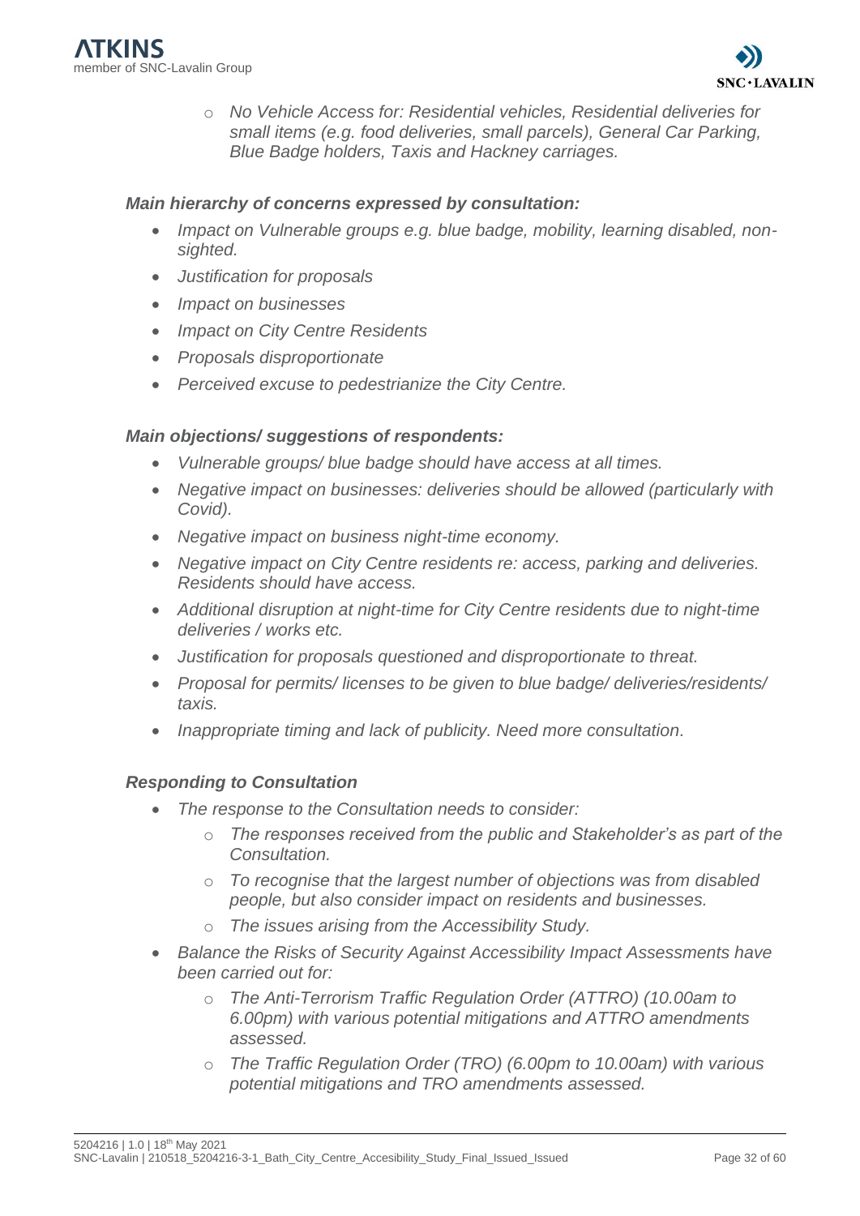- *No Vehicle Access for: Residential vehicles, Residential deliveries for small items (e.g. food deliveries, small parcels), General Car Parking, Blue Badge holders, Taxis and Hackney carriages.*

***Main hierarchy of concerns expressed by consultation:***

- *Impact on Vulnerable groups e.g. blue badge, mobility, learning disabled, non-sighted.*
- *Justification for proposals*
- *Impact on businesses*
- *Impact on City Centre Residents*
- *Proposals disproportionate*
- *Perceived excuse to pedestrianize the City Centre.*

***Main objections/ suggestions of respondents:***

- *Vulnerable groups/ blue badge should have access at all times.*
- *Negative impact on businesses: deliveries should be allowed (particularly with Covid).*
- *Negative impact on business night-time economy.*
- *Negative impact on City Centre residents re: access, parking and deliveries. Residents should have access.*
- *Additional disruption at night-time for City Centre residents due to night-time deliveries / works etc.*
- *Justification for proposals questioned and disproportionate to threat.*
- *Proposal for permits/ licenses to be given to blue badge/ deliveries/residents/ taxis.*
- *Inappropriate timing and lack of publicity. Need more consultation.*

***Responding to Consultation***

- *The response to the Consultation needs to consider:*
  - *The responses received from the public and Stakeholder's as part of the Consultation.*
  - *To recognise that the largest number of objections was from disabled people, but also consider impact on residents and businesses.*
  - *The issues arising from the Accessibility Study.*
- *Balance the Risks of Security Against Accessibility Impact Assessments have been carried out for:*
  - *The Anti-Terrorism Traffic Regulation Order (ATTRO) (10.00am to 6.00pm) with various potential mitigations and ATTRO amendments assessed.*
  - *The Traffic Regulation Order (TRO) (6.00pm to 10.00am) with various potential mitigations and TRO amendments assessed.*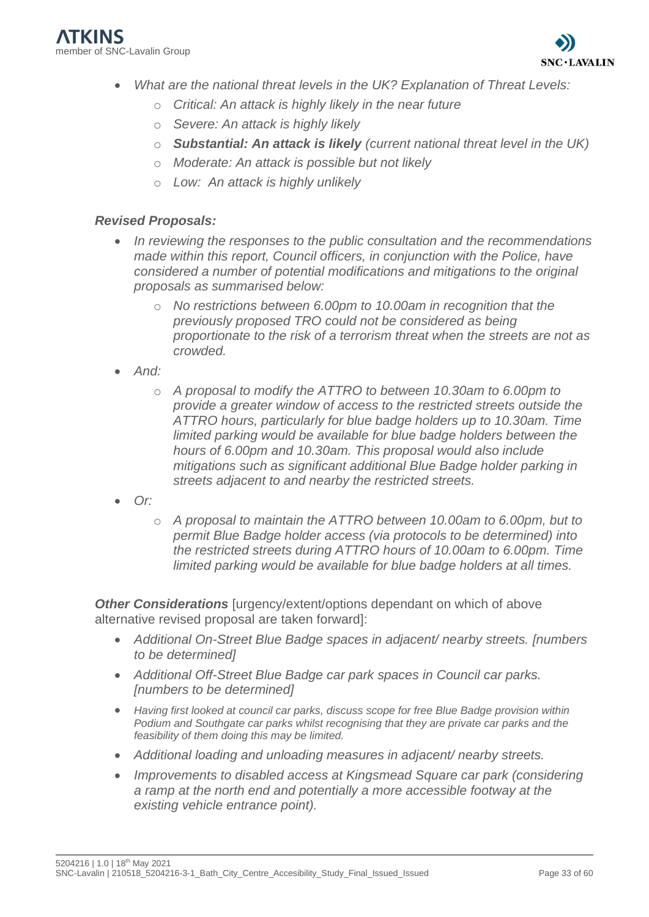- *What are the national threat levels in the UK? Explanation of Threat Levels:*
    - *Critical: An attack is highly likely in the near future*
    - *Severe: An attack is highly likely*
    - ***Substantial: An attack is likely** (current national threat level in the UK)*
    - *Moderate: An attack is possible but not likely*
    - *Low: An attack is highly unlikely*

***Revised Proposals:***

- *In reviewing the responses to the public consultation and the recommendations made within this report, Council officers, in conjunction with the Police, have considered a number of potential modifications and mitigations to the original proposals as summarised below:*
    - *No restrictions between 6.00pm to 10.00am in recognition that the previously proposed TRO could not be considered as being proportionate to the risk of a terrorism threat when the streets are not as crowded.*
- *And:*
    - *A proposal to modify the ATTRO to between 10.30am to 6.00pm to provide a greater window of access to the restricted streets outside the ATTRO hours, particularly for blue badge holders up to 10.30am. Time limited parking would be available for blue badge holders between the hours of 6.00pm and 10.30am. This proposal would also include mitigations such as significant additional Blue Badge holder parking in streets adjacent to and nearby the restricted streets.*
- *Or:*
    - *A proposal to maintain the ATTRO between 10.00am to 6.00pm, but to permit Blue Badge holder access (via protocols to be determined) into the restricted streets during ATTRO hours of 10.00am to 6.00pm. Time limited parking would be available for blue badge holders at all times.*

***Other Considerations*** [urgency/extent/options dependant on which of above alternative revised proposal are taken forward]:

- *Additional On-Street Blue Badge spaces in adjacent/ nearby streets. [numbers to be determined]*
- *Additional Off-Street Blue Badge car park spaces in Council car parks. [numbers to be determined]*
- *Having first looked at council car parks, discuss scope for free Blue Badge provision within Podium and Southgate car parks whilst recognising that they are private car parks and the feasibility of them doing this may be limited.*
- *Additional loading and unloading measures in adjacent/ nearby streets.*
- *Improvements to disabled access at Kingsmead Square car park (considering a ramp at the north end and potentially a more accessible footway at the existing vehicle entrance point).*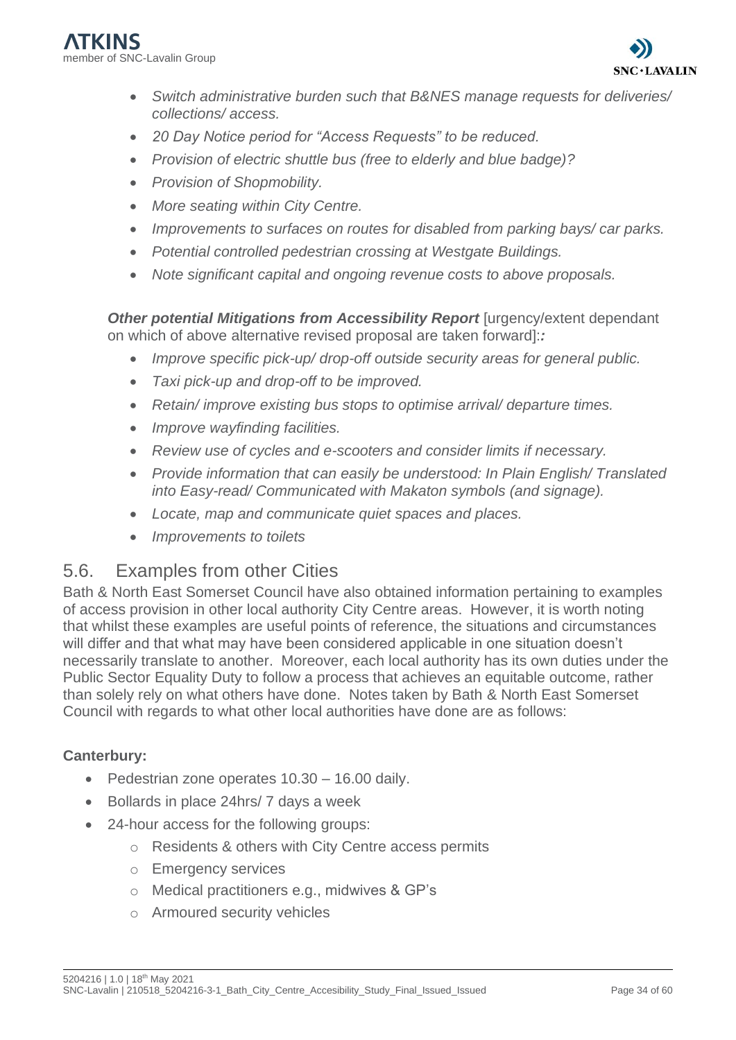- *Switch administrative burden such that B&NES manage requests for deliveries/ collections/ access.*
- *20 Day Notice period for "Access Requests" to be reduced.*
- *Provision of electric shuttle bus (free to elderly and blue badge)?*
- *Provision of Shopmobility.*
- *More seating within City Centre.*
- *Improvements to surfaces on routes for disabled from parking bays/ car parks.*
- *Potential controlled pedestrian crossing at Westgate Buildings.*
- *Note significant capital and ongoing revenue costs to above proposals.*

***Other potential Mitigations from Accessibility Report*** [urgency/extent dependant on which of above alternative revised proposal are taken forward]:*:*

- *Improve specific pick-up/ drop-off outside security areas for general public.*
- *Taxi pick-up and drop-off to be improved.*
- *Retain/ improve existing bus stops to optimise arrival/ departure times.*
- *Improve wayfinding facilities.*
- *Review use of cycles and e-scooters and consider limits if necessary.*
- *Provide information that can easily be understood: In Plain English/ Translated into Easy-read/ Communicated with Makaton symbols (and signage).*
- *Locate, map and communicate quiet spaces and places.*
- *Improvements to toilets*

## 5.6. Examples from other Cities

Bath & North East Somerset Council have also obtained information pertaining to examples of access provision in other local authority City Centre areas. However, it is worth noting that whilst these examples are useful points of reference, the situations and circumstances will differ and that what may have been considered applicable in one situation doesn't necessarily translate to another. Moreover, each local authority has its own duties under the Public Sector Equality Duty to follow a process that achieves an equitable outcome, rather than solely rely on what others have done. Notes taken by Bath & North East Somerset Council with regards to what other local authorities have done are as follows:

**Canterbury:**

- Pedestrian zone operates 10.30 – 16.00 daily.
- Bollards in place 24hrs/ 7 days a week
- 24-hour access for the following groups:
  - Residents & others with City Centre access permits
  - Emergency services
  - Medical practitioners e.g., midwives & GP's
  - Armoured security vehicles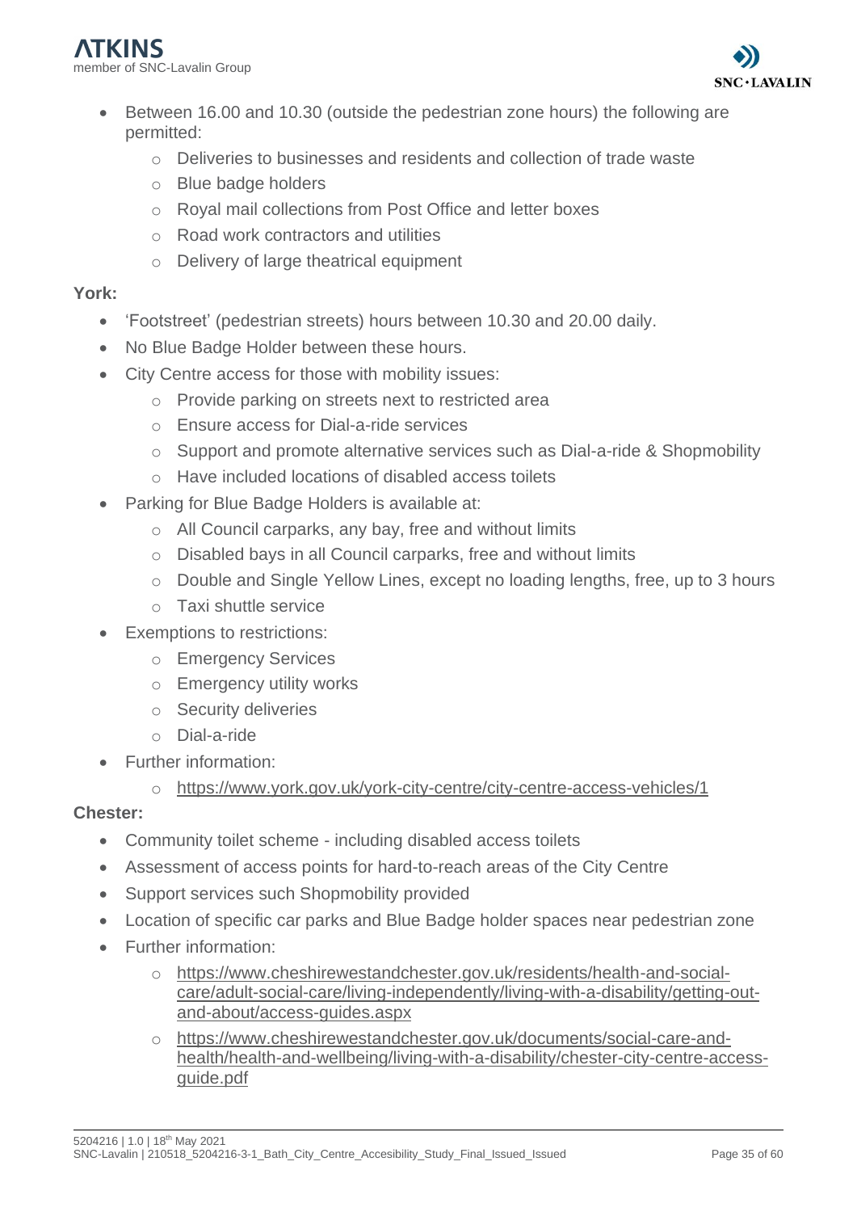- Between 16.00 and 10.30 (outside the pedestrian zone hours) the following are permitted:
  - Deliveries to businesses and residents and collection of trade waste
  - Blue badge holders
  - Royal mail collections from Post Office and letter boxes
  - Road work contractors and utilities
  - Delivery of large theatrical equipment

**York:**

- 'Footstreet' (pedestrian streets) hours between 10.30 and 20.00 daily.
- No Blue Badge Holder between these hours.
- City Centre access for those with mobility issues:
  - Provide parking on streets next to restricted area
  - Ensure access for Dial-a-ride services
  - Support and promote alternative services such as Dial-a-ride & Shopmobility
  - Have included locations of disabled access toilets
- Parking for Blue Badge Holders is available at:
  - All Council carparks, any bay, free and without limits
  - Disabled bays in all Council carparks, free and without limits
  - Double and Single Yellow Lines, except no loading lengths, free, up to 3 hours
  - Taxi shuttle service
- Exemptions to restrictions:
  - Emergency Services
  - Emergency utility works
  - Security deliveries
  - Dial-a-ride
- Further information:
  - https://www.york.gov.uk/york-city-centre/city-centre-access-vehicles/1

**Chester:**

- Community toilet scheme - including disabled access toilets
- Assessment of access points for hard-to-reach areas of the City Centre
- Support services such Shopmobility provided
- Location of specific car parks and Blue Badge holder spaces near pedestrian zone
- Further information:
  - https://www.cheshirewestandchester.gov.uk/residents/health-and-social-care/adult-social-care/living-independently/living-with-a-disability/getting-out-and-about/access-guides.aspx
  - https://www.cheshirewestandchester.gov.uk/documents/social-care-and-health/health-and-wellbeing/living-with-a-disability/chester-city-centre-access-guide.pdf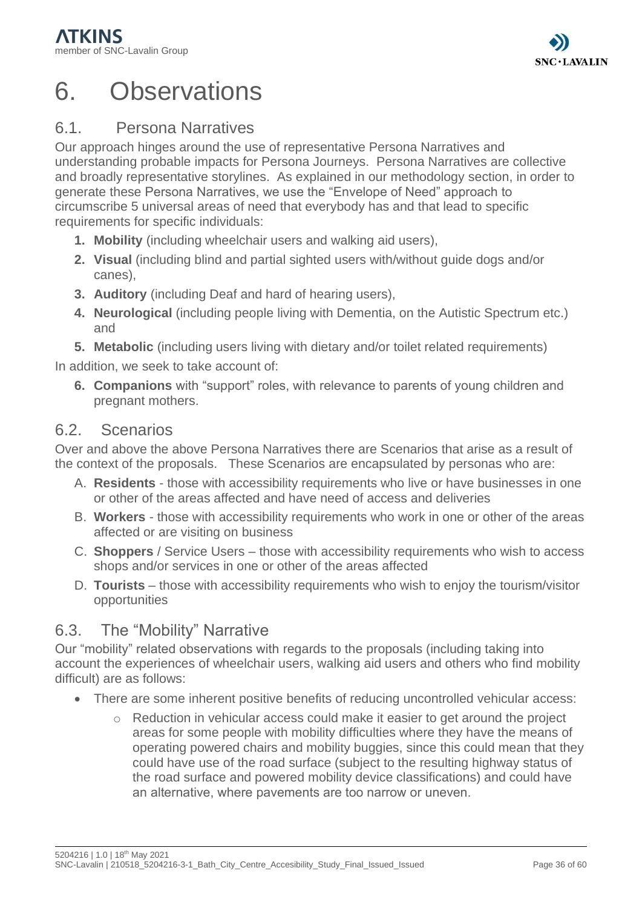# 6. Observations

## 6.1. Persona Narratives

Our approach hinges around the use of representative Persona Narratives and understanding probable impacts for Persona Journeys. Persona Narratives are collective and broadly representative storylines. As explained in our methodology section, in order to generate these Persona Narratives, we use the "Envelope of Need" approach to circumscribe 5 universal areas of need that everybody has and that lead to specific requirements for specific individuals:

1. **Mobility** (including wheelchair users and walking aid users),
2. **Visual** (including blind and partial sighted users with/without guide dogs and/or canes),
3. **Auditory** (including Deaf and hard of hearing users),
4. **Neurological** (including people living with Dementia, on the Autistic Spectrum etc.) and
5. **Metabolic** (including users living with dietary and/or toilet related requirements)

In addition, we seek to take account of:

6. **Companions** with "support" roles, with relevance to parents of young children and pregnant mothers.

## 6.2. Scenarios

Over and above the above Persona Narratives there are Scenarios that arise as a result of the context of the proposals. These Scenarios are encapsulated by personas who are:

A. **Residents** - those with accessibility requirements who live or have businesses in one or other of the areas affected and have need of access and deliveries

B. **Workers** - those with accessibility requirements who work in one or other of the areas affected or are visiting on business

C. **Shoppers** / Service Users – those with accessibility requirements who wish to access shops and/or services in one or other of the areas affected

D. **Tourists** – those with accessibility requirements who wish to enjoy the tourism/visitor opportunities

## 6.3. The "Mobility" Narrative

Our "mobility" related observations with regards to the proposals (including taking into account the experiences of wheelchair users, walking aid users and others who find mobility difficult) are as follows:

- There are some inherent positive benefits of reducing uncontrolled vehicular access:
  - Reduction in vehicular access could make it easier to get around the project areas for some people with mobility difficulties where they have the means of operating powered chairs and mobility buggies, since this could mean that they could have use of the road surface (subject to the resulting highway status of the road surface and powered mobility device classifications) and could have an alternative, where pavements are too narrow or uneven.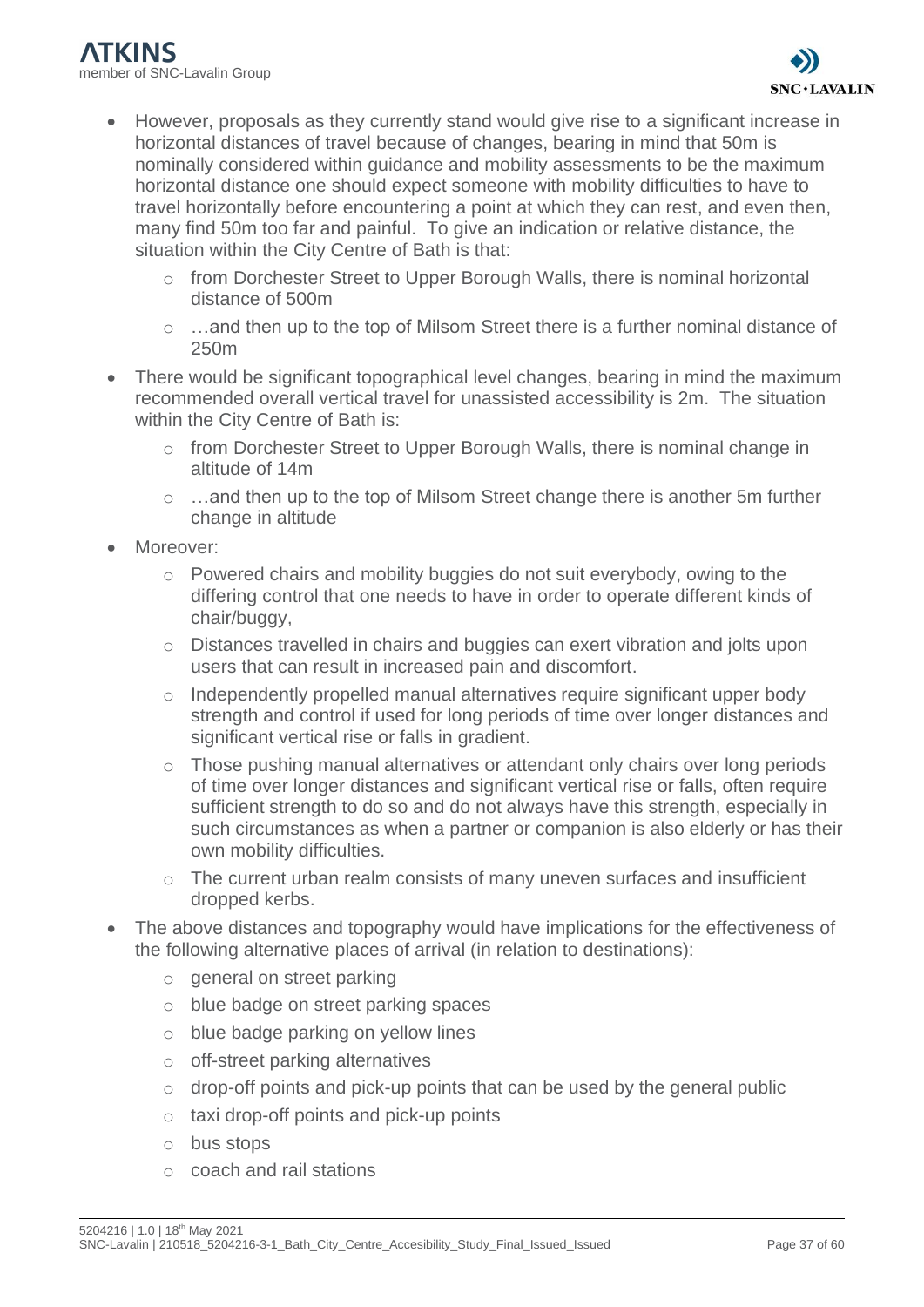- However, proposals as they currently stand would give rise to a significant increase in horizontal distances of travel because of changes, bearing in mind that 50m is nominally considered within guidance and mobility assessments to be the maximum horizontal distance one should expect someone with mobility difficulties to have to travel horizontally before encountering a point at which they can rest, and even then, many find 50m too far and painful. To give an indication or relative distance, the situation within the City Centre of Bath is that:
  - from Dorchester Street to Upper Borough Walls, there is nominal horizontal distance of 500m
  - …and then up to the top of Milsom Street there is a further nominal distance of 250m
- There would be significant topographical level changes, bearing in mind the maximum recommended overall vertical travel for unassisted accessibility is 2m. The situation within the City Centre of Bath is:
  - from Dorchester Street to Upper Borough Walls, there is nominal change in altitude of 14m
  - …and then up to the top of Milsom Street change there is another 5m further change in altitude
- Moreover:
  - Powered chairs and mobility buggies do not suit everybody, owing to the differing control that one needs to have in order to operate different kinds of chair/buggy,
  - Distances travelled in chairs and buggies can exert vibration and jolts upon users that can result in increased pain and discomfort.
  - Independently propelled manual alternatives require significant upper body strength and control if used for long periods of time over longer distances and significant vertical rise or falls in gradient.
  - Those pushing manual alternatives or attendant only chairs over long periods of time over longer distances and significant vertical rise or falls, often require sufficient strength to do so and do not always have this strength, especially in such circumstances as when a partner or companion is also elderly or has their own mobility difficulties.
  - The current urban realm consists of many uneven surfaces and insufficient dropped kerbs.
- The above distances and topography would have implications for the effectiveness of the following alternative places of arrival (in relation to destinations):
  - general on street parking
  - blue badge on street parking spaces
  - blue badge parking on yellow lines
  - off-street parking alternatives
  - drop-off points and pick-up points that can be used by the general public
  - taxi drop-off points and pick-up points
  - bus stops
  - coach and rail stations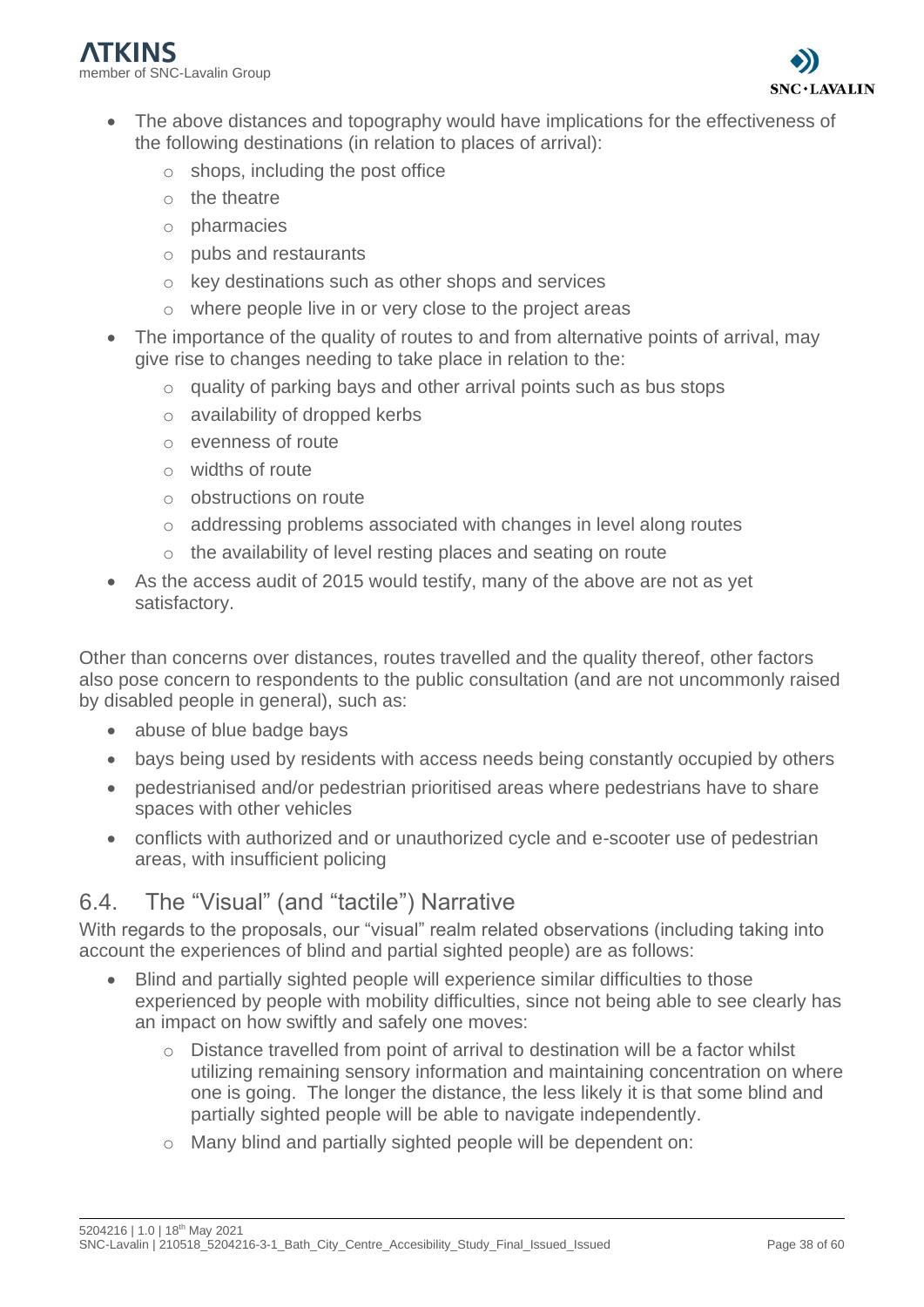- The above distances and topography would have implications for the effectiveness of the following destinations (in relation to places of arrival):
  - shops, including the post office
  - the theatre
  - pharmacies
  - pubs and restaurants
  - key destinations such as other shops and services
  - where people live in or very close to the project areas
- The importance of the quality of routes to and from alternative points of arrival, may give rise to changes needing to take place in relation to the:
  - quality of parking bays and other arrival points such as bus stops
  - availability of dropped kerbs
  - evenness of route
  - widths of route
  - obstructions on route
  - addressing problems associated with changes in level along routes
  - the availability of level resting places and seating on route
- As the access audit of 2015 would testify, many of the above are not as yet satisfactory.

Other than concerns over distances, routes travelled and the quality thereof, other factors also pose concern to respondents to the public consultation (and are not uncommonly raised by disabled people in general), such as:

- abuse of blue badge bays
- bays being used by residents with access needs being constantly occupied by others
- pedestrianised and/or pedestrian prioritised areas where pedestrians have to share spaces with other vehicles
- conflicts with authorized and or unauthorized cycle and e-scooter use of pedestrian areas, with insufficient policing

## 6.4. The "Visual" (and "tactile") Narrative

With regards to the proposals, our "visual" realm related observations (including taking into account the experiences of blind and partial sighted people) are as follows:

- Blind and partially sighted people will experience similar difficulties to those experienced by people with mobility difficulties, since not being able to see clearly has an impact on how swiftly and safely one moves:
  - Distance travelled from point of arrival to destination will be a factor whilst utilizing remaining sensory information and maintaining concentration on where one is going. The longer the distance, the less likely it is that some blind and partially sighted people will be able to navigate independently.
  - Many blind and partially sighted people will be dependent on: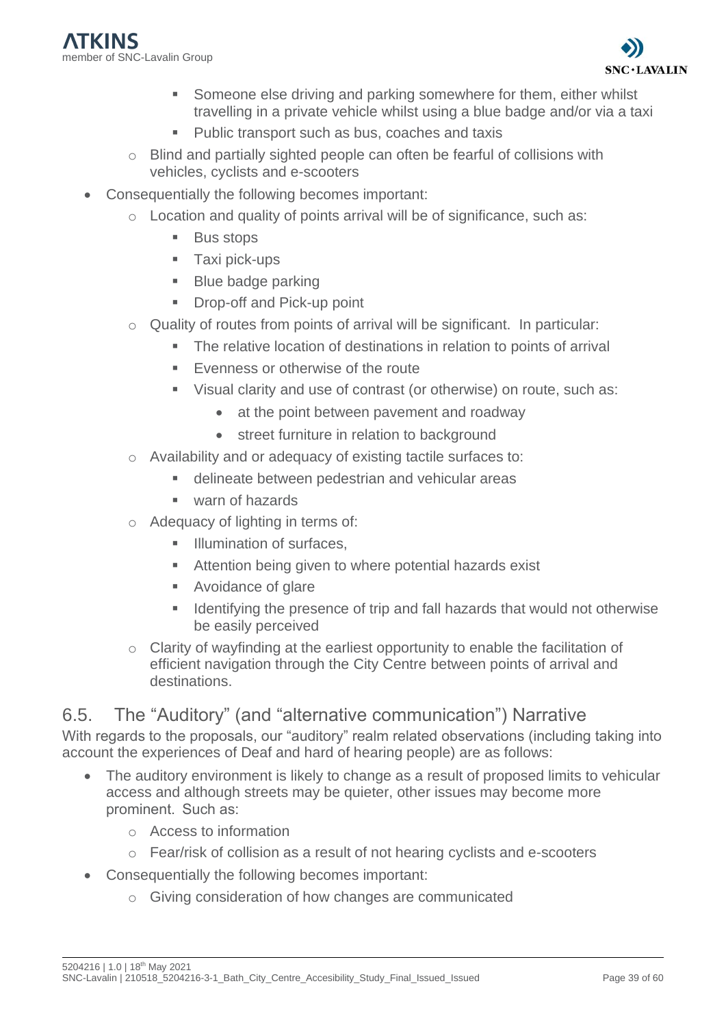- Someone else driving and parking somewhere for them, either whilst travelling in a private vehicle whilst using a blue badge and/or via a taxi
        - Public transport such as bus, coaches and taxis
    - Blind and partially sighted people can often be fearful of collisions with vehicles, cyclists and e-scooters
- Consequentially the following becomes important:
    - Location and quality of points arrival will be of significance, such as:
        - Bus stops
        - Taxi pick-ups
        - Blue badge parking
        - Drop-off and Pick-up point
    - Quality of routes from points of arrival will be significant. In particular:
        - The relative location of destinations in relation to points of arrival
        - Evenness or otherwise of the route
        - Visual clarity and use of contrast (or otherwise) on route, such as:
            - at the point between pavement and roadway
            - street furniture in relation to background
    - Availability and or adequacy of existing tactile surfaces to:
        - delineate between pedestrian and vehicular areas
        - warn of hazards
    - Adequacy of lighting in terms of:
        - Illumination of surfaces,
        - Attention being given to where potential hazards exist
        - Avoidance of glare
        - Identifying the presence of trip and fall hazards that would not otherwise be easily perceived
    - Clarity of wayfinding at the earliest opportunity to enable the facilitation of efficient navigation through the City Centre between points of arrival and destinations.

## 6.5. The "Auditory" (and "alternative communication") Narrative

With regards to the proposals, our "auditory" realm related observations (including taking into account the experiences of Deaf and hard of hearing people) are as follows:

- The auditory environment is likely to change as a result of proposed limits to vehicular access and although streets may be quieter, other issues may become more prominent. Such as:
    - Access to information
    - Fear/risk of collision as a result of not hearing cyclists and e-scooters
- Consequentially the following becomes important:
    - Giving consideration of how changes are communicated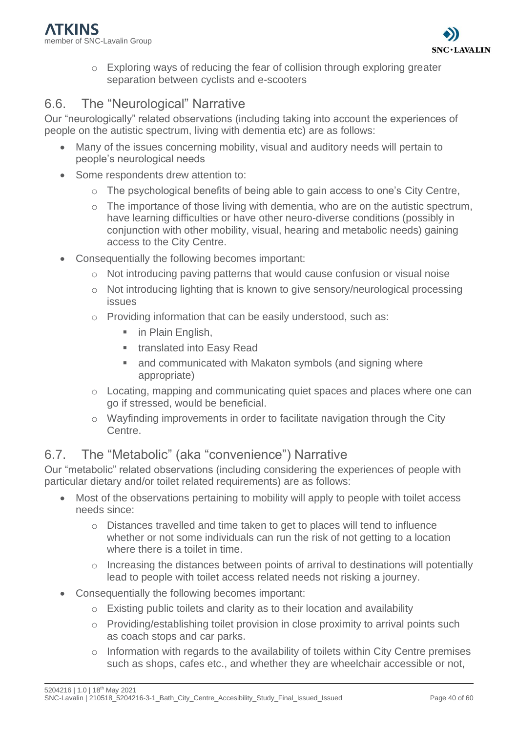- Exploring ways of reducing the fear of collision through exploring greater separation between cyclists and e-scooters

## 6.6. The "Neurological" Narrative

Our "neurologically" related observations (including taking into account the experiences of people on the autistic spectrum, living with dementia etc) are as follows:

- Many of the issues concerning mobility, visual and auditory needs will pertain to people's neurological needs
- Some respondents drew attention to:
    - The psychological benefits of being able to gain access to one's City Centre,
    - The importance of those living with dementia, who are on the autistic spectrum, have learning difficulties or have other neuro-diverse conditions (possibly in conjunction with other mobility, visual, hearing and metabolic needs) gaining access to the City Centre.
- Consequentially the following becomes important:
    - Not introducing paving patterns that would cause confusion or visual noise
    - Not introducing lighting that is known to give sensory/neurological processing issues
    - Providing information that can be easily understood, such as:
        - in Plain English,
        - translated into Easy Read
        - and communicated with Makaton symbols (and signing where appropriate)
    - Locating, mapping and communicating quiet spaces and places where one can go if stressed, would be beneficial.
    - Wayfinding improvements in order to facilitate navigation through the City Centre.

## 6.7. The "Metabolic" (aka "convenience") Narrative

Our "metabolic" related observations (including considering the experiences of people with particular dietary and/or toilet related requirements) are as follows:

- Most of the observations pertaining to mobility will apply to people with toilet access needs since:
    - Distances travelled and time taken to get to places will tend to influence whether or not some individuals can run the risk of not getting to a location where there is a toilet in time.
    - Increasing the distances between points of arrival to destinations will potentially lead to people with toilet access related needs not risking a journey.
- Consequentially the following becomes important:
    - Existing public toilets and clarity as to their location and availability
    - Providing/establishing toilet provision in close proximity to arrival points such as coach stops and car parks.
    - Information with regards to the availability of toilets within City Centre premises such as shops, cafes etc., and whether they are wheelchair accessible or not,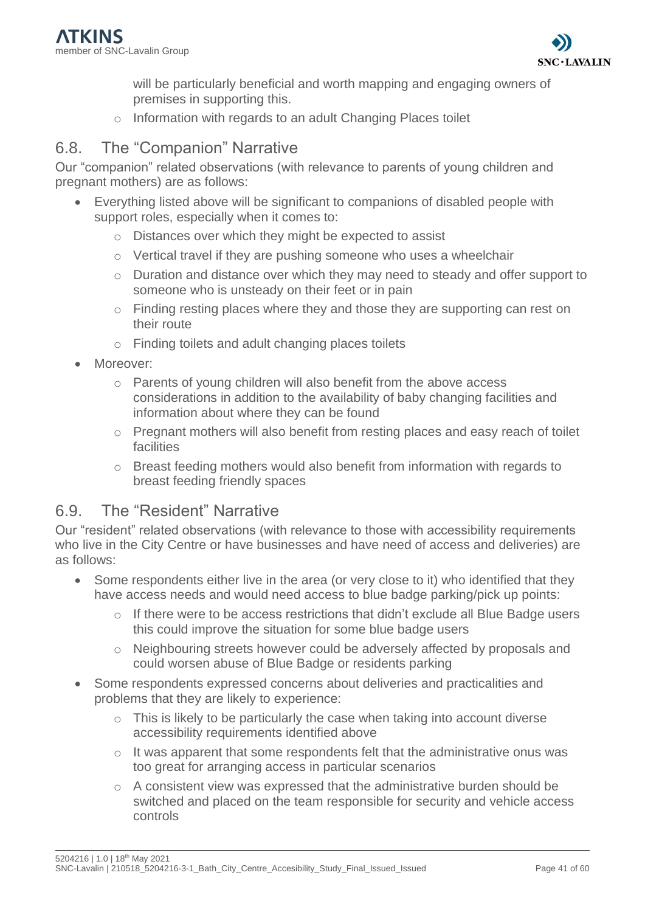will be particularly beneficial and worth mapping and engaging owners of premises in supporting this.
  - Information with regards to an adult Changing Places toilet

## 6.8. The "Companion" Narrative

Our "companion" related observations (with relevance to parents of young children and pregnant mothers) are as follows:

- Everything listed above will be significant to companions of disabled people with support roles, especially when it comes to:
  - Distances over which they might be expected to assist
  - Vertical travel if they are pushing someone who uses a wheelchair
  - Duration and distance over which they may need to steady and offer support to someone who is unsteady on their feet or in pain
  - Finding resting places where they and those they are supporting can rest on their route
  - Finding toilets and adult changing places toilets
- Moreover:
  - Parents of young children will also benefit from the above access considerations in addition to the availability of baby changing facilities and information about where they can be found
  - Pregnant mothers will also benefit from resting places and easy reach of toilet facilities
  - Breast feeding mothers would also benefit from information with regards to breast feeding friendly spaces

## 6.9. The "Resident" Narrative

Our "resident" related observations (with relevance to those with accessibility requirements who live in the City Centre or have businesses and have need of access and deliveries) are as follows:

- Some respondents either live in the area (or very close to it) who identified that they have access needs and would need access to blue badge parking/pick up points:
  - If there were to be access restrictions that didn't exclude all Blue Badge users this could improve the situation for some blue badge users
  - Neighbouring streets however could be adversely affected by proposals and could worsen abuse of Blue Badge or residents parking
- Some respondents expressed concerns about deliveries and practicalities and problems that they are likely to experience:
  - This is likely to be particularly the case when taking into account diverse accessibility requirements identified above
  - It was apparent that some respondents felt that the administrative onus was too great for arranging access in particular scenarios
  - A consistent view was expressed that the administrative burden should be switched and placed on the team responsible for security and vehicle access controls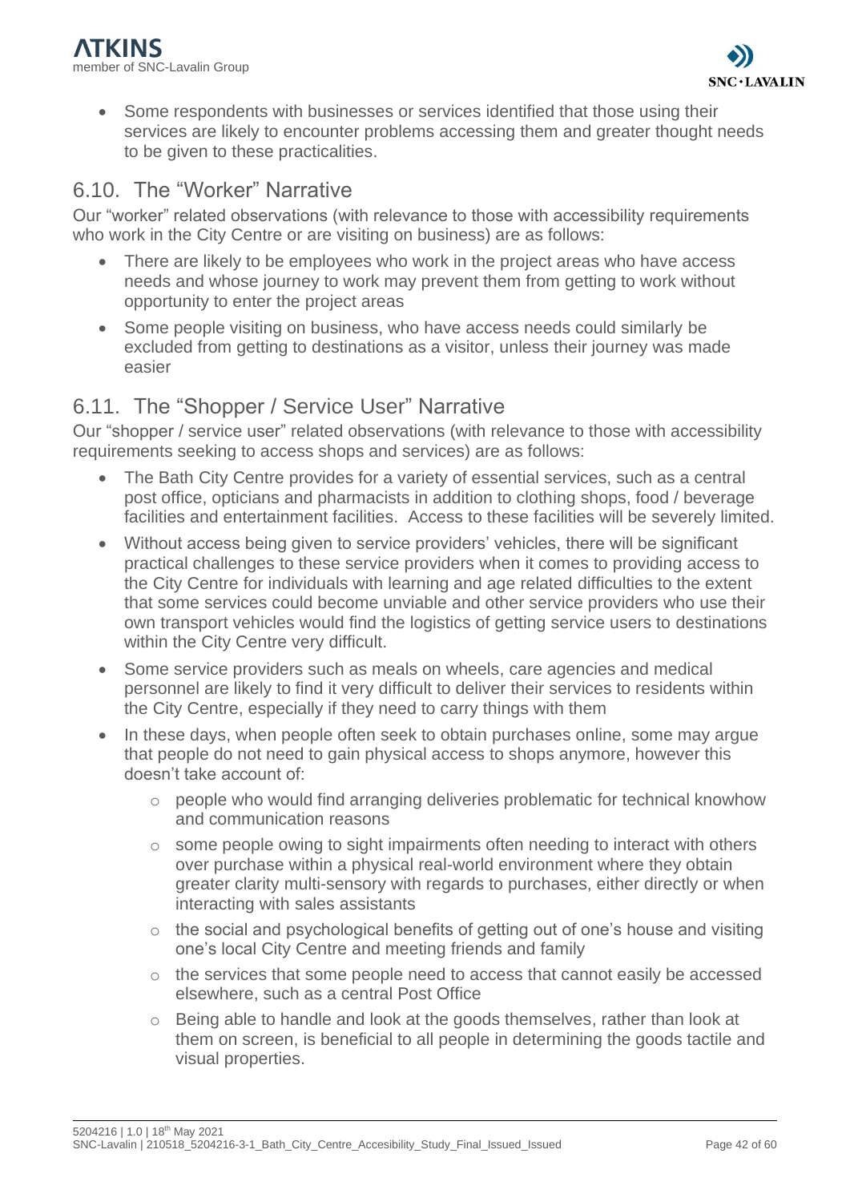- Some respondents with businesses or services identified that those using their services are likely to encounter problems accessing them and greater thought needs to be given to these practicalities.

## 6.10. The "Worker" Narrative

Our "worker" related observations (with relevance to those with accessibility requirements who work in the City Centre or are visiting on business) are as follows:

- There are likely to be employees who work in the project areas who have access needs and whose journey to work may prevent them from getting to work without opportunity to enter the project areas
- Some people visiting on business, who have access needs could similarly be excluded from getting to destinations as a visitor, unless their journey was made easier

## 6.11. The "Shopper / Service User" Narrative

Our "shopper / service user" related observations (with relevance to those with accessibility requirements seeking to access shops and services) are as follows:

- The Bath City Centre provides for a variety of essential services, such as a central post office, opticians and pharmacists in addition to clothing shops, food / beverage facilities and entertainment facilities. Access to these facilities will be severely limited.
- Without access being given to service providers' vehicles, there will be significant practical challenges to these service providers when it comes to providing access to the City Centre for individuals with learning and age related difficulties to the extent that some services could become unviable and other service providers who use their own transport vehicles would find the logistics of getting service users to destinations within the City Centre very difficult.
- Some service providers such as meals on wheels, care agencies and medical personnel are likely to find it very difficult to deliver their services to residents within the City Centre, especially if they need to carry things with them
- In these days, when people often seek to obtain purchases online, some may argue that people do not need to gain physical access to shops anymore, however this doesn't take account of:
    - people who would find arranging deliveries problematic for technical knowhow and communication reasons
    - some people owing to sight impairments often needing to interact with others over purchase within a physical real-world environment where they obtain greater clarity multi-sensory with regards to purchases, either directly or when interacting with sales assistants
    - the social and psychological benefits of getting out of one's house and visiting one's local City Centre and meeting friends and family
    - the services that some people need to access that cannot easily be accessed elsewhere, such as a central Post Office
    - Being able to handle and look at the goods themselves, rather than look at them on screen, is beneficial to all people in determining the goods tactile and visual properties.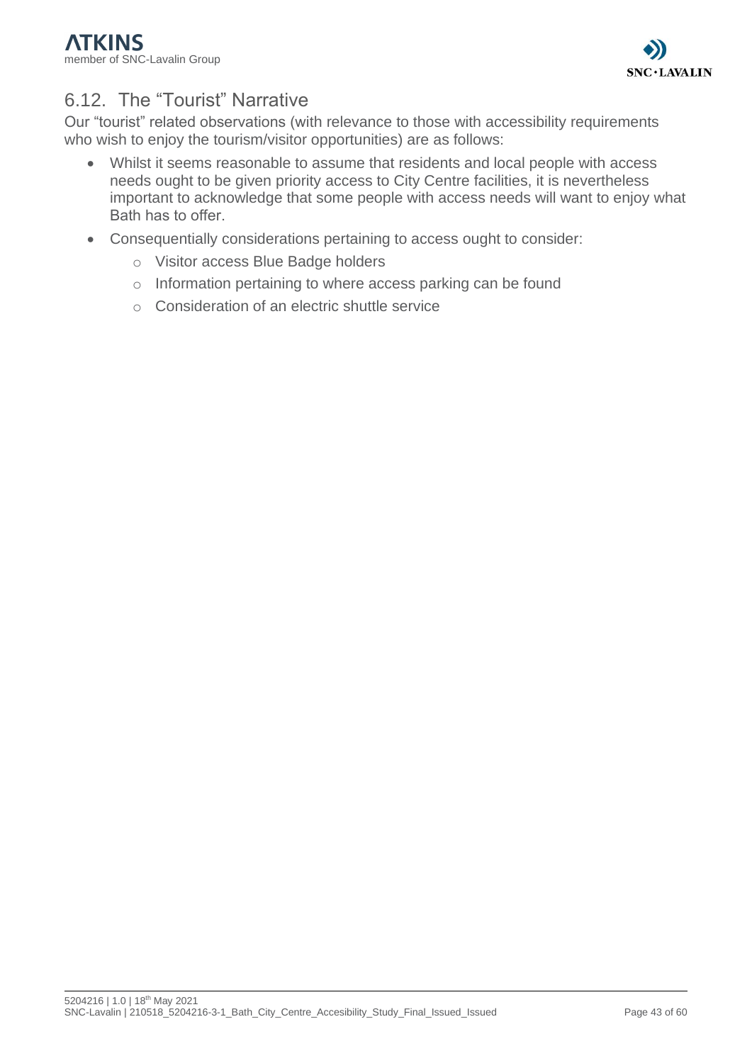## 6.12. The "Tourist" Narrative

Our "tourist" related observations (with relevance to those with accessibility requirements who wish to enjoy the tourism/visitor opportunities) are as follows:

- Whilst it seems reasonable to assume that residents and local people with access needs ought to be given priority access to City Centre facilities, it is nevertheless important to acknowledge that some people with access needs will want to enjoy what Bath has to offer.
- Consequentially considerations pertaining to access ought to consider:
  - Visitor access Blue Badge holders
  - Information pertaining to where access parking can be found
  - Consideration of an electric shuttle service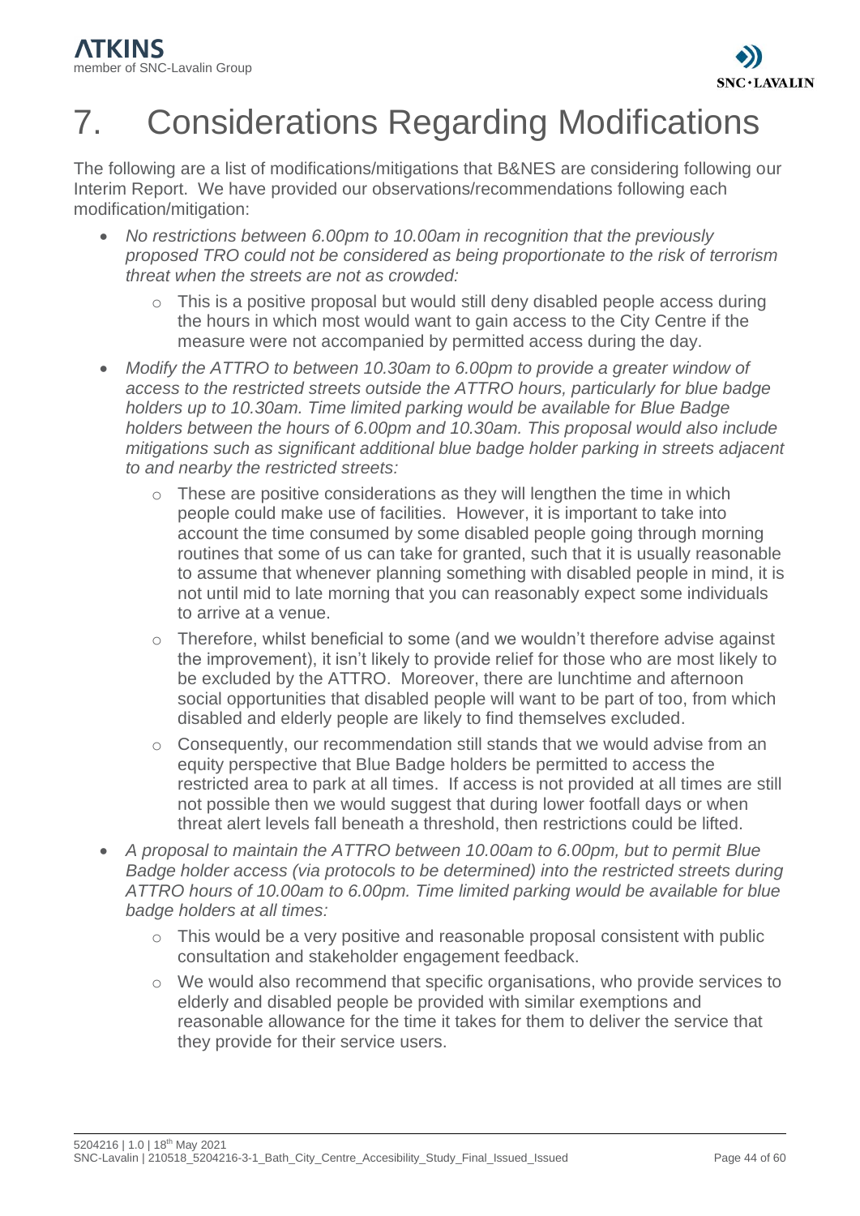# 7. Considerations Regarding Modifications

The following are a list of modifications/mitigations that B&NES are considering following our Interim Report. We have provided our observations/recommendations following each modification/mitigation:

- *No restrictions between 6.00pm to 10.00am in recognition that the previously proposed TRO could not be considered as being proportionate to the risk of terrorism threat when the streets are not as crowded:*
  - This is a positive proposal but would still deny disabled people access during the hours in which most would want to gain access to the City Centre if the measure were not accompanied by permitted access during the day.
- *Modify the ATTRO to between 10.30am to 6.00pm to provide a greater window of access to the restricted streets outside the ATTRO hours, particularly for blue badge holders up to 10.30am. Time limited parking would be available for Blue Badge holders between the hours of 6.00pm and 10.30am. This proposal would also include mitigations such as significant additional blue badge holder parking in streets adjacent to and nearby the restricted streets:*
  - These are positive considerations as they will lengthen the time in which people could make use of facilities. However, it is important to take into account the time consumed by some disabled people going through morning routines that some of us can take for granted, such that it is usually reasonable to assume that whenever planning something with disabled people in mind, it is not until mid to late morning that you can reasonably expect some individuals to arrive at a venue.
  - Therefore, whilst beneficial to some (and we wouldn't therefore advise against the improvement), it isn't likely to provide relief for those who are most likely to be excluded by the ATTRO. Moreover, there are lunchtime and afternoon social opportunities that disabled people will want to be part of too, from which disabled and elderly people are likely to find themselves excluded.
  - Consequently, our recommendation still stands that we would advise from an equity perspective that Blue Badge holders be permitted to access the restricted area to park at all times. If access is not provided at all times are still not possible then we would suggest that during lower footfall days or when threat alert levels fall beneath a threshold, then restrictions could be lifted.
- *A proposal to maintain the ATTRO between 10.00am to 6.00pm, but to permit Blue Badge holder access (via protocols to be determined) into the restricted streets during ATTRO hours of 10.00am to 6.00pm. Time limited parking would be available for blue badge holders at all times:*
  - This would be a very positive and reasonable proposal consistent with public consultation and stakeholder engagement feedback.
  - We would also recommend that specific organisations, who provide services to elderly and disabled people be provided with similar exemptions and reasonable allowance for the time it takes for them to deliver the service that they provide for their service users.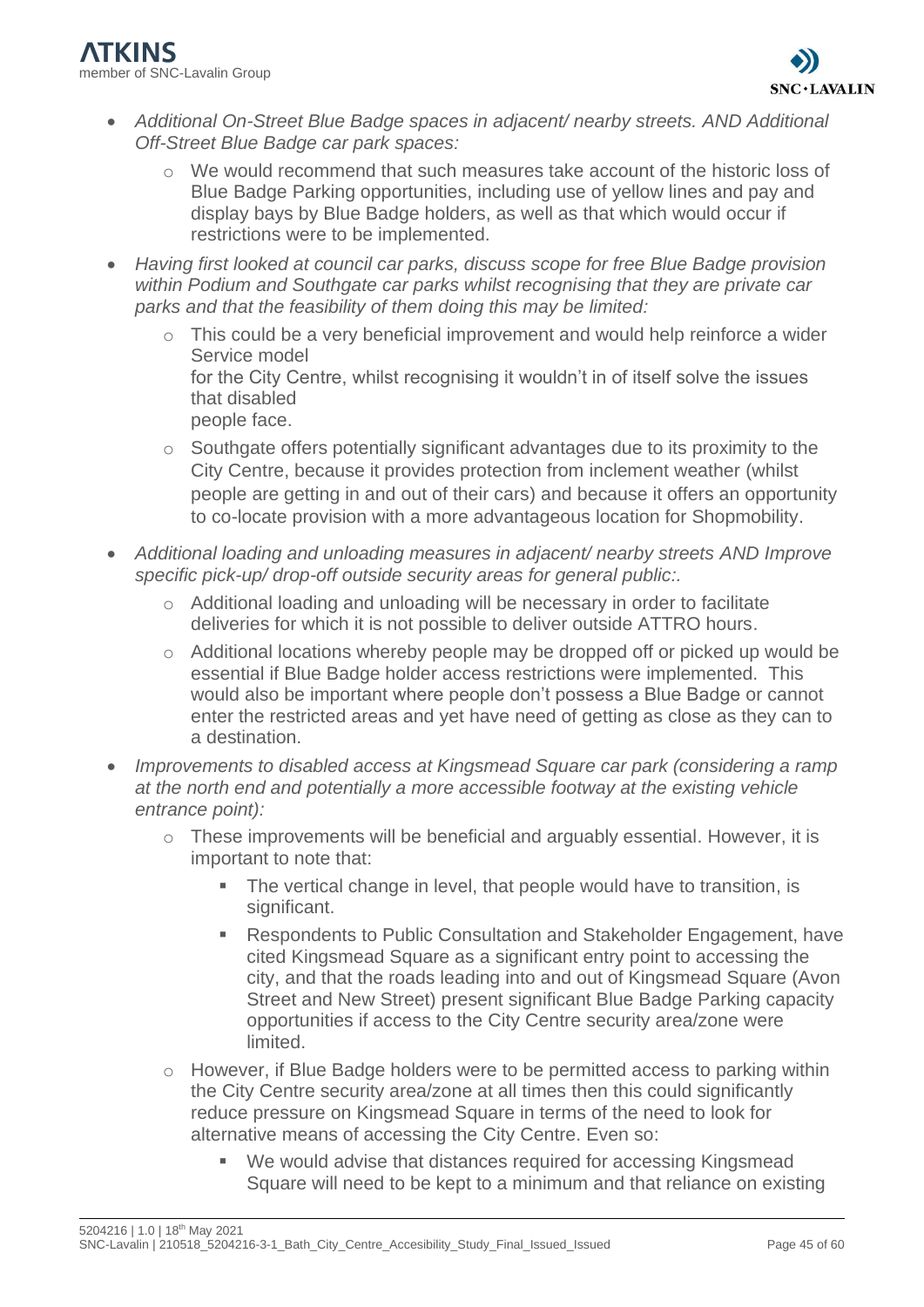- *Additional On-Street Blue Badge spaces in adjacent/ nearby streets. AND Additional Off-Street Blue Badge car park spaces:*
    - We would recommend that such measures take account of the historic loss of Blue Badge Parking opportunities, including use of yellow lines and pay and display bays by Blue Badge holders, as well as that which would occur if restrictions were to be implemented.
- *Having first looked at council car parks, discuss scope for free Blue Badge provision within Podium and Southgate car parks whilst recognising that they are private car parks and that the feasibility of them doing this may be limited:*
    - This could be a very beneficial improvement and would help reinforce a wider Service model for the City Centre, whilst recognising it wouldn't in of itself solve the issues that disabled people face.
    - Southgate offers potentially significant advantages due to its proximity to the City Centre, because it provides protection from inclement weather (whilst people are getting in and out of their cars) and because it offers an opportunity to co-locate provision with a more advantageous location for Shopmobility.
- *Additional loading and unloading measures in adjacent/ nearby streets AND Improve specific pick-up/ drop-off outside security areas for general public:.*
    - Additional loading and unloading will be necessary in order to facilitate deliveries for which it is not possible to deliver outside ATTRO hours.
    - Additional locations whereby people may be dropped off or picked up would be essential if Blue Badge holder access restrictions were implemented. This would also be important where people don't possess a Blue Badge or cannot enter the restricted areas and yet have need of getting as close as they can to a destination.
- *Improvements to disabled access at Kingsmead Square car park (considering a ramp at the north end and potentially a more accessible footway at the existing vehicle entrance point):*
    - These improvements will be beneficial and arguably essential. However, it is important to note that:
        - The vertical change in level, that people would have to transition, is significant.
        - Respondents to Public Consultation and Stakeholder Engagement, have cited Kingsmead Square as a significant entry point to accessing the city, and that the roads leading into and out of Kingsmead Square (Avon Street and New Street) present significant Blue Badge Parking capacity opportunities if access to the City Centre security area/zone were limited.
    - However, if Blue Badge holders were to be permitted access to parking within the City Centre security area/zone at all times then this could significantly reduce pressure on Kingsmead Square in terms of the need to look for alternative means of accessing the City Centre. Even so:
        - We would advise that distances required for accessing Kingsmead Square will need to be kept to a minimum and that reliance on existing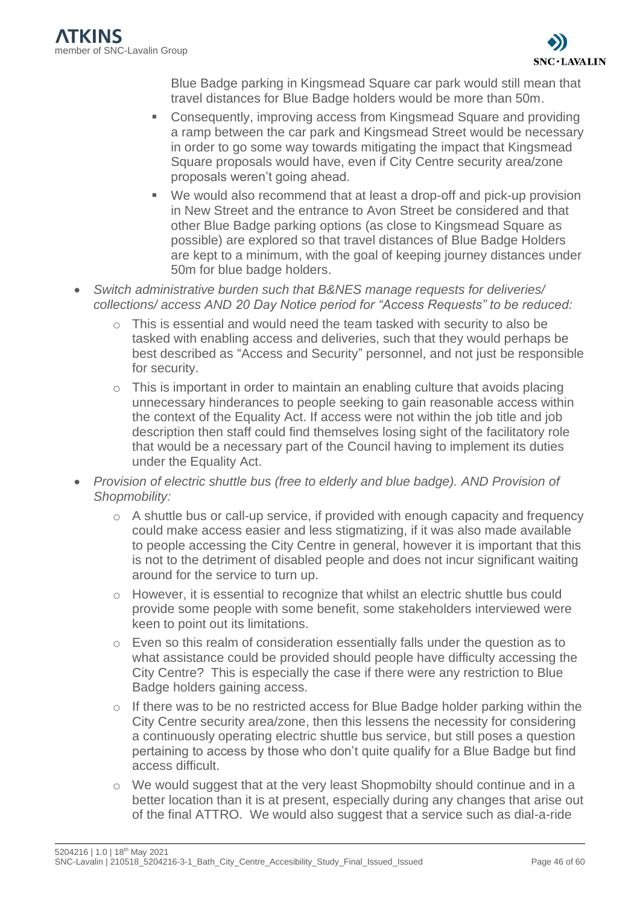Blue Badge parking in Kingsmead Square car park would still mean that travel distances for Blue Badge holders would be more than 50m.

  - Consequently, improving access from Kingsmead Square and providing a ramp between the car park and Kingsmead Street would be necessary in order to go some way towards mitigating the impact that Kingsmead Square proposals would have, even if City Centre security area/zone proposals weren't going ahead.
  - We would also recommend that at least a drop-off and pick-up provision in New Street and the entrance to Avon Street be considered and that other Blue Badge parking options (as close to Kingsmead Square as possible) are explored so that travel distances of Blue Badge Holders are kept to a minimum, with the goal of keeping journey distances under 50m for blue badge holders.

- *Switch administrative burden such that B&NES manage requests for deliveries/ collections/ access AND 20 Day Notice period for "Access Requests" to be reduced:*
  - This is essential and would need the team tasked with security to also be tasked with enabling access and deliveries, such that they would perhaps be best described as "Access and Security" personnel, and not just be responsible for security.
  - This is important in order to maintain an enabling culture that avoids placing unnecessary hinderances to people seeking to gain reasonable access within the context of the Equality Act. If access were not within the job title and job description then staff could find themselves losing sight of the facilitatory role that would be a necessary part of the Council having to implement its duties under the Equality Act.
- *Provision of electric shuttle bus (free to elderly and blue badge). AND Provision of Shopmobility:*
  - A shuttle bus or call-up service, if provided with enough capacity and frequency could make access easier and less stigmatizing, if it was also made available to people accessing the City Centre in general, however it is important that this is not to the detriment of disabled people and does not incur significant waiting around for the service to turn up.
  - However, it is essential to recognize that whilst an electric shuttle bus could provide some people with some benefit, some stakeholders interviewed were keen to point out its limitations.
  - Even so this realm of consideration essentially falls under the question as to what assistance could be provided should people have difficulty accessing the City Centre? This is especially the case if there were any restriction to Blue Badge holders gaining access.
  - If there was to be no restricted access for Blue Badge holder parking within the City Centre security area/zone, then this lessens the necessity for considering a continuously operating electric shuttle bus service, but still poses a question pertaining to access by those who don't quite qualify for a Blue Badge but find access difficult.
  - We would suggest that at the very least Shopmobilty should continue and in a better location than it is at present, especially during any changes that arise out of the final ATTRO. We would also suggest that a service such as dial-a-ride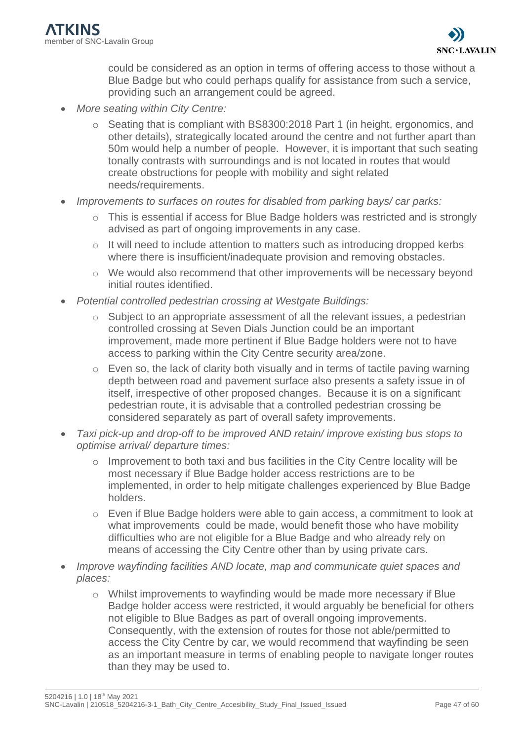could be considered as an option in terms of offering access to those without a Blue Badge but who could perhaps qualify for assistance from such a service, providing such an arrangement could be agreed.

- *More seating within City Centre:*
    - Seating that is compliant with BS8300:2018 Part 1 (in height, ergonomics, and other details), strategically located around the centre and not further apart than 50m would help a number of people. However, it is important that such seating tonally contrasts with surroundings and is not located in routes that would create obstructions for people with mobility and sight related needs/requirements.
- *Improvements to surfaces on routes for disabled from parking bays/ car parks:*
    - This is essential if access for Blue Badge holders was restricted and is strongly advised as part of ongoing improvements in any case.
    - It will need to include attention to matters such as introducing dropped kerbs where there is insufficient/inadequate provision and removing obstacles.
    - We would also recommend that other improvements will be necessary beyond initial routes identified.
- *Potential controlled pedestrian crossing at Westgate Buildings:*
    - Subject to an appropriate assessment of all the relevant issues, a pedestrian controlled crossing at Seven Dials Junction could be an important improvement, made more pertinent if Blue Badge holders were not to have access to parking within the City Centre security area/zone.
    - Even so, the lack of clarity both visually and in terms of tactile paving warning depth between road and pavement surface also presents a safety issue in of itself, irrespective of other proposed changes. Because it is on a significant pedestrian route, it is advisable that a controlled pedestrian crossing be considered separately as part of overall safety improvements.
- *Taxi pick-up and drop-off to be improved AND retain/ improve existing bus stops to optimise arrival/ departure times:*
    - Improvement to both taxi and bus facilities in the City Centre locality will be most necessary if Blue Badge holder access restrictions are to be implemented, in order to help mitigate challenges experienced by Blue Badge holders.
    - Even if Blue Badge holders were able to gain access, a commitment to look at what improvements could be made, would benefit those who have mobility difficulties who are not eligible for a Blue Badge and who already rely on means of accessing the City Centre other than by using private cars.
- *Improve wayfinding facilities AND locate, map and communicate quiet spaces and places:*
    - Whilst improvements to wayfinding would be made more necessary if Blue Badge holder access were restricted, it would arguably be beneficial for others not eligible to Blue Badges as part of overall ongoing improvements. Consequently, with the extension of routes for those not able/permitted to access the City Centre by car, we would recommend that wayfinding be seen as an important measure in terms of enabling people to navigate longer routes than they may be used to.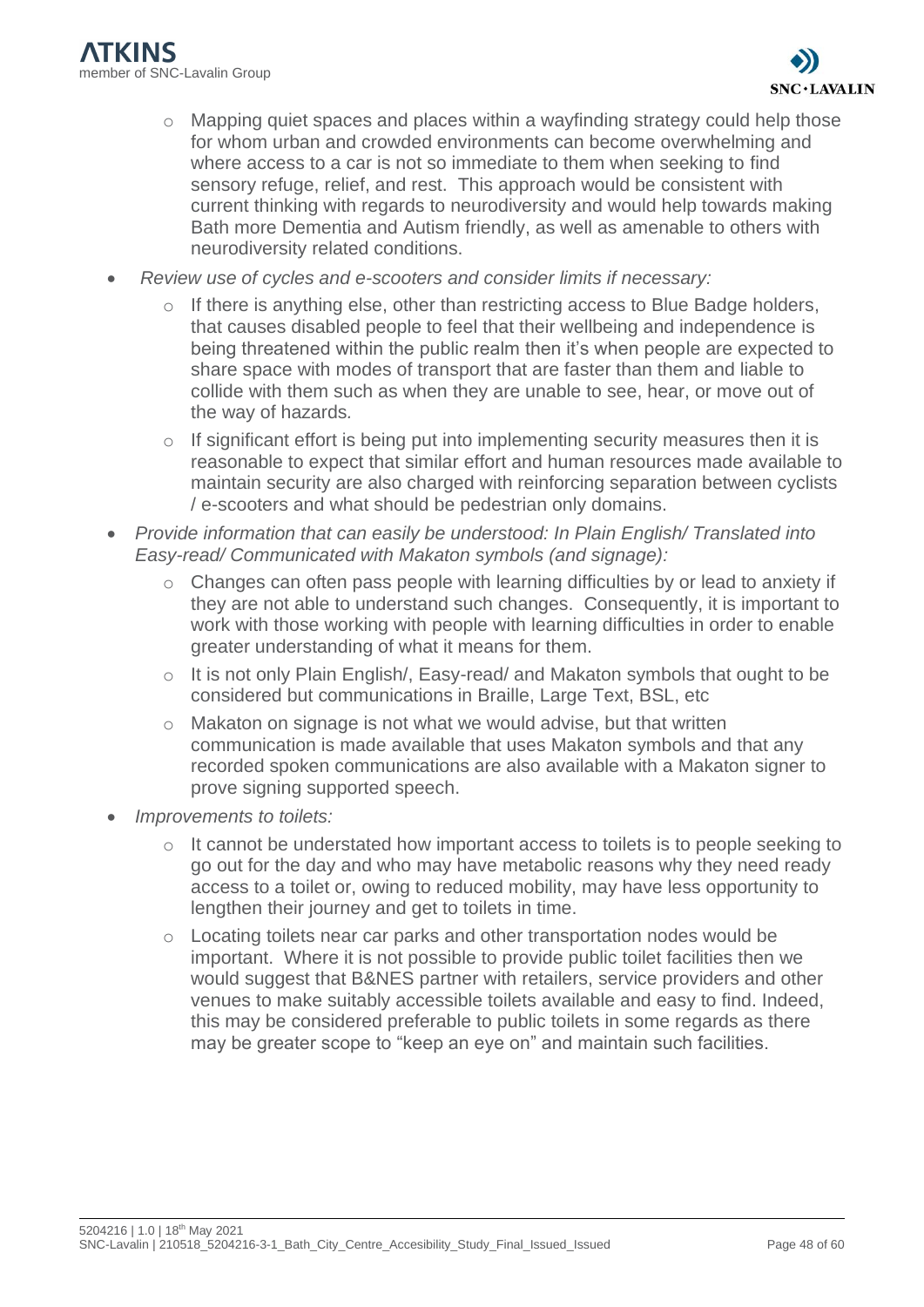- Mapping quiet spaces and places within a wayfinding strategy could help those for whom urban and crowded environments can become overwhelming and where access to a car is not so immediate to them when seeking to find sensory refuge, relief, and rest. This approach would be consistent with current thinking with regards to neurodiversity and would help towards making Bath more Dementia and Autism friendly, as well as amenable to others with neurodiversity related conditions.

- *Review use of cycles and e-scooters and consider limits if necessary:*
  - If there is anything else, other than restricting access to Blue Badge holders, that causes disabled people to feel that their wellbeing and independence is being threatened within the public realm then it's when people are expected to share space with modes of transport that are faster than them and liable to collide with them such as when they are unable to see, hear, or move out of the way of hazards.
  - If significant effort is being put into implementing security measures then it is reasonable to expect that similar effort and human resources made available to maintain security are also charged with reinforcing separation between cyclists / e-scooters and what should be pedestrian only domains.

- *Provide information that can easily be understood: In Plain English/ Translated into Easy-read/ Communicated with Makaton symbols (and signage):*
  - Changes can often pass people with learning difficulties by or lead to anxiety if they are not able to understand such changes. Consequently, it is important to work with those working with people with learning difficulties in order to enable greater understanding of what it means for them.
  - It is not only Plain English/, Easy-read/ and Makaton symbols that ought to be considered but communications in Braille, Large Text, BSL, etc
  - Makaton on signage is not what we would advise, but that written communication is made available that uses Makaton symbols and that any recorded spoken communications are also available with a Makaton signer to prove signing supported speech.

- *Improvements to toilets:*
  - It cannot be understated how important access to toilets is to people seeking to go out for the day and who may have metabolic reasons why they need ready access to a toilet or, owing to reduced mobility, may have less opportunity to lengthen their journey and get to toilets in time.
  - Locating toilets near car parks and other transportation nodes would be important. Where it is not possible to provide public toilet facilities then we would suggest that B&NES partner with retailers, service providers and other venues to make suitably accessible toilets available and easy to find. Indeed, this may be considered preferable to public toilets in some regards as there may be greater scope to "keep an eye on" and maintain such facilities.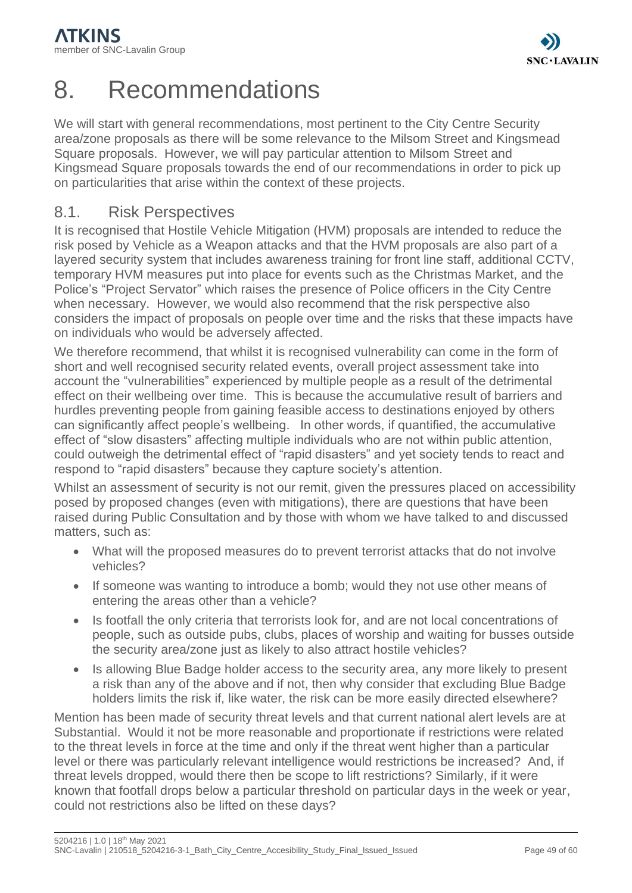# 8. Recommendations

We will start with general recommendations, most pertinent to the City Centre Security area/zone proposals as there will be some relevance to the Milsom Street and Kingsmead Square proposals. However, we will pay particular attention to Milsom Street and Kingsmead Square proposals towards the end of our recommendations in order to pick up on particularities that arise within the context of these projects.

## 8.1. Risk Perspectives

It is recognised that Hostile Vehicle Mitigation (HVM) proposals are intended to reduce the risk posed by Vehicle as a Weapon attacks and that the HVM proposals are also part of a layered security system that includes awareness training for front line staff, additional CCTV, temporary HVM measures put into place for events such as the Christmas Market, and the Police's "Project Servator" which raises the presence of Police officers in the City Centre when necessary. However, we would also recommend that the risk perspective also considers the impact of proposals on people over time and the risks that these impacts have on individuals who would be adversely affected.

We therefore recommend, that whilst it is recognised vulnerability can come in the form of short and well recognised security related events, overall project assessment take into account the "vulnerabilities" experienced by multiple people as a result of the detrimental effect on their wellbeing over time. This is because the accumulative result of barriers and hurdles preventing people from gaining feasible access to destinations enjoyed by others can significantly affect people's wellbeing. In other words, if quantified, the accumulative effect of "slow disasters" affecting multiple individuals who are not within public attention, could outweigh the detrimental effect of "rapid disasters" and yet society tends to react and respond to "rapid disasters" because they capture society's attention.

Whilst an assessment of security is not our remit, given the pressures placed on accessibility posed by proposed changes (even with mitigations), there are questions that have been raised during Public Consultation and by those with whom we have talked to and discussed matters, such as:

- What will the proposed measures do to prevent terrorist attacks that do not involve vehicles?
- If someone was wanting to introduce a bomb; would they not use other means of entering the areas other than a vehicle?
- Is footfall the only criteria that terrorists look for, and are not local concentrations of people, such as outside pubs, clubs, places of worship and waiting for busses outside the security area/zone just as likely to also attract hostile vehicles?
- Is allowing Blue Badge holder access to the security area, any more likely to present a risk than any of the above and if not, then why consider that excluding Blue Badge holders limits the risk if, like water, the risk can be more easily directed elsewhere?

Mention has been made of security threat levels and that current national alert levels are at Substantial. Would it not be more reasonable and proportionate if restrictions were related to the threat levels in force at the time and only if the threat went higher than a particular level or there was particularly relevant intelligence would restrictions be increased? And, if threat levels dropped, would there then be scope to lift restrictions? Similarly, if it were known that footfall drops below a particular threshold on particular days in the week or year, could not restrictions also be lifted on these days?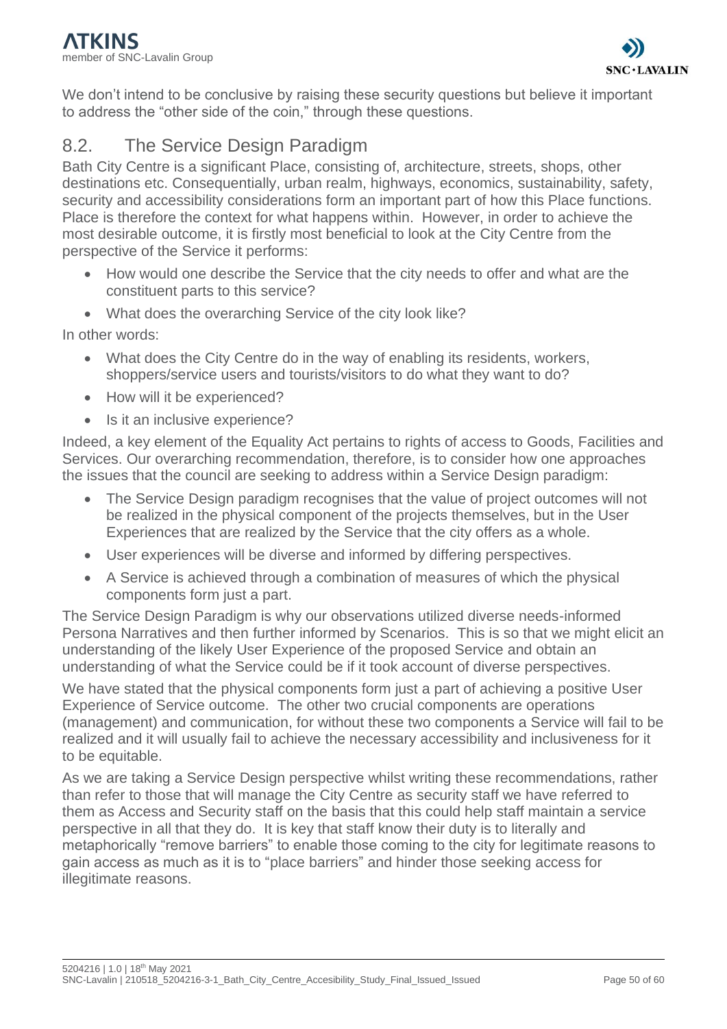We don't intend to be conclusive by raising these security questions but believe it important to address the "other side of the coin," through these questions.

## 8.2. The Service Design Paradigm

Bath City Centre is a significant Place, consisting of, architecture, streets, shops, other destinations etc. Consequentially, urban realm, highways, economics, sustainability, safety, security and accessibility considerations form an important part of how this Place functions. Place is therefore the context for what happens within. However, in order to achieve the most desirable outcome, it is firstly most beneficial to look at the City Centre from the perspective of the Service it performs:

- How would one describe the Service that the city needs to offer and what are the constituent parts to this service?
- What does the overarching Service of the city look like?

In other words:

- What does the City Centre do in the way of enabling its residents, workers, shoppers/service users and tourists/visitors to do what they want to do?
- How will it be experienced?
- Is it an inclusive experience?

Indeed, a key element of the Equality Act pertains to rights of access to Goods, Facilities and Services. Our overarching recommendation, therefore, is to consider how one approaches the issues that the council are seeking to address within a Service Design paradigm:

- The Service Design paradigm recognises that the value of project outcomes will not be realized in the physical component of the projects themselves, but in the User Experiences that are realized by the Service that the city offers as a whole.
- User experiences will be diverse and informed by differing perspectives.
- A Service is achieved through a combination of measures of which the physical components form just a part.

The Service Design Paradigm is why our observations utilized diverse needs-informed Persona Narratives and then further informed by Scenarios. This is so that we might elicit an understanding of the likely User Experience of the proposed Service and obtain an understanding of what the Service could be if it took account of diverse perspectives.

We have stated that the physical components form just a part of achieving a positive User Experience of Service outcome. The other two crucial components are operations (management) and communication, for without these two components a Service will fail to be realized and it will usually fail to achieve the necessary accessibility and inclusiveness for it to be equitable.

As we are taking a Service Design perspective whilst writing these recommendations, rather than refer to those that will manage the City Centre as security staff we have referred to them as Access and Security staff on the basis that this could help staff maintain a service perspective in all that they do. It is key that staff know their duty is to literally and metaphorically "remove barriers" to enable those coming to the city for legitimate reasons to gain access as much as it is to "place barriers" and hinder those seeking access for illegitimate reasons.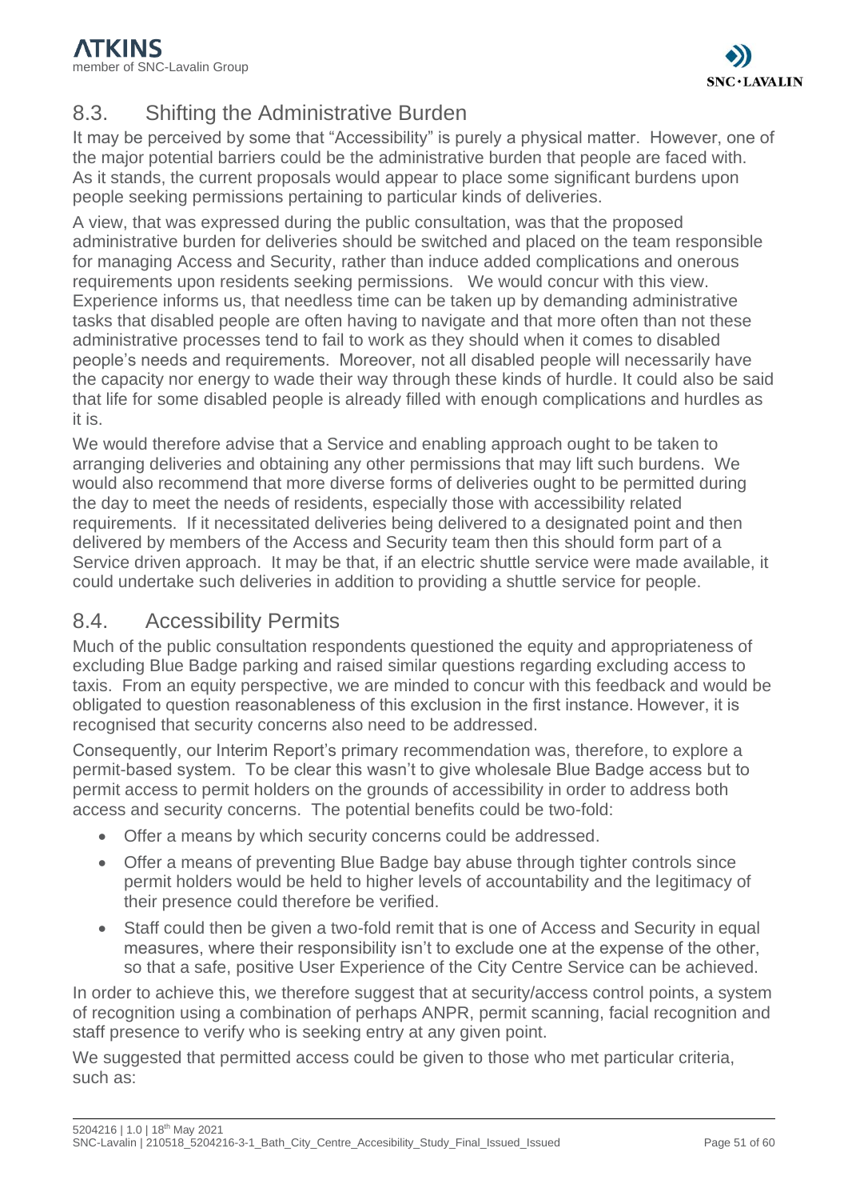## 8.3. Shifting the Administrative Burden

It may be perceived by some that "Accessibility" is purely a physical matter. However, one of the major potential barriers could be the administrative burden that people are faced with. As it stands, the current proposals would appear to place some significant burdens upon people seeking permissions pertaining to particular kinds of deliveries.

A view, that was expressed during the public consultation, was that the proposed administrative burden for deliveries should be switched and placed on the team responsible for managing Access and Security, rather than induce added complications and onerous requirements upon residents seeking permissions. We would concur with this view. Experience informs us, that needless time can be taken up by demanding administrative tasks that disabled people are often having to navigate and that more often than not these administrative processes tend to fail to work as they should when it comes to disabled people's needs and requirements. Moreover, not all disabled people will necessarily have the capacity nor energy to wade their way through these kinds of hurdle. It could also be said that life for some disabled people is already filled with enough complications and hurdles as it is.

We would therefore advise that a Service and enabling approach ought to be taken to arranging deliveries and obtaining any other permissions that may lift such burdens. We would also recommend that more diverse forms of deliveries ought to be permitted during the day to meet the needs of residents, especially those with accessibility related requirements. If it necessitated deliveries being delivered to a designated point and then delivered by members of the Access and Security team then this should form part of a Service driven approach. It may be that, if an electric shuttle service were made available, it could undertake such deliveries in addition to providing a shuttle service for people.

## 8.4. Accessibility Permits

Much of the public consultation respondents questioned the equity and appropriateness of excluding Blue Badge parking and raised similar questions regarding excluding access to taxis. From an equity perspective, we are minded to concur with this feedback and would be obligated to question reasonableness of this exclusion in the first instance. However, it is recognised that security concerns also need to be addressed.

Consequently, our Interim Report's primary recommendation was, therefore, to explore a permit-based system. To be clear this wasn't to give wholesale Blue Badge access but to permit access to permit holders on the grounds of accessibility in order to address both access and security concerns. The potential benefits could be two-fold:

- Offer a means by which security concerns could be addressed.
- Offer a means of preventing Blue Badge bay abuse through tighter controls since permit holders would be held to higher levels of accountability and the legitimacy of their presence could therefore be verified.
- Staff could then be given a two-fold remit that is one of Access and Security in equal measures, where their responsibility isn't to exclude one at the expense of the other, so that a safe, positive User Experience of the City Centre Service can be achieved.

In order to achieve this, we therefore suggest that at security/access control points, a system of recognition using a combination of perhaps ANPR, permit scanning, facial recognition and staff presence to verify who is seeking entry at any given point.

We suggested that permitted access could be given to those who met particular criteria, such as: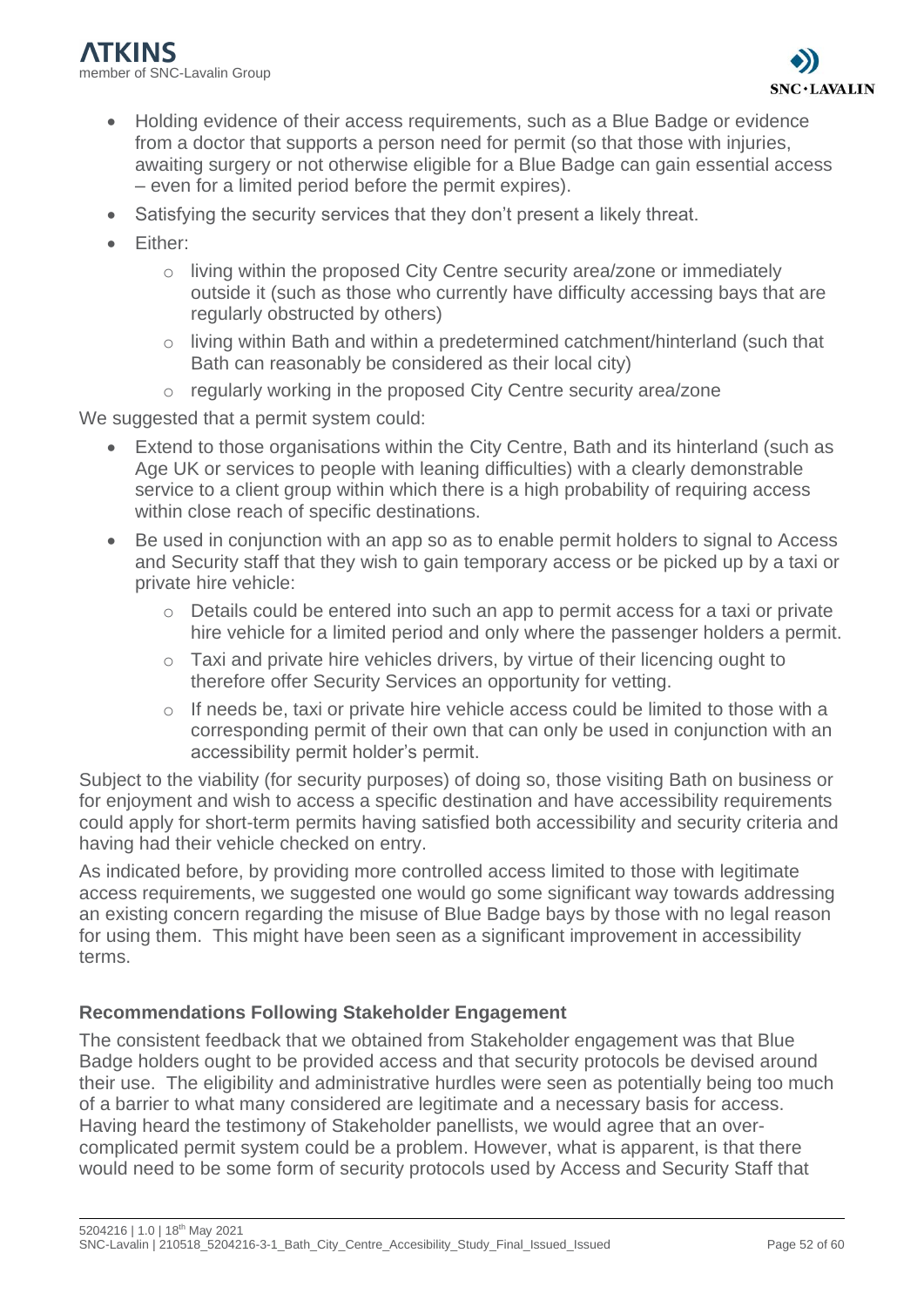- Holding evidence of their access requirements, such as a Blue Badge or evidence from a doctor that supports a person need for permit (so that those with injuries, awaiting surgery or not otherwise eligible for a Blue Badge can gain essential access – even for a limited period before the permit expires).
- Satisfying the security services that they don't present a likely threat.
- Either:
  - living within the proposed City Centre security area/zone or immediately outside it (such as those who currently have difficulty accessing bays that are regularly obstructed by others)
  - living within Bath and within a predetermined catchment/hinterland (such that Bath can reasonably be considered as their local city)
  - regularly working in the proposed City Centre security area/zone

We suggested that a permit system could:

- Extend to those organisations within the City Centre, Bath and its hinterland (such as Age UK or services to people with leaning difficulties) with a clearly demonstrable service to a client group within which there is a high probability of requiring access within close reach of specific destinations.
- Be used in conjunction with an app so as to enable permit holders to signal to Access and Security staff that they wish to gain temporary access or be picked up by a taxi or private hire vehicle:
  - Details could be entered into such an app to permit access for a taxi or private hire vehicle for a limited period and only where the passenger holders a permit.
  - Taxi and private hire vehicles drivers, by virtue of their licencing ought to therefore offer Security Services an opportunity for vetting.
  - If needs be, taxi or private hire vehicle access could be limited to those with a corresponding permit of their own that can only be used in conjunction with an accessibility permit holder's permit.

Subject to the viability (for security purposes) of doing so, those visiting Bath on business or for enjoyment and wish to access a specific destination and have accessibility requirements could apply for short-term permits having satisfied both accessibility and security criteria and having had their vehicle checked on entry.

As indicated before, by providing more controlled access limited to those with legitimate access requirements, we suggested one would go some significant way towards addressing an existing concern regarding the misuse of Blue Badge bays by those with no legal reason for using them. This might have been seen as a significant improvement in accessibility terms.

### Recommendations Following Stakeholder Engagement

The consistent feedback that we obtained from Stakeholder engagement was that Blue Badge holders ought to be provided access and that security protocols be devised around their use. The eligibility and administrative hurdles were seen as potentially being too much of a barrier to what many considered are legitimate and a necessary basis for access. Having heard the testimony of Stakeholder panellists, we would agree that an over-complicated permit system could be a problem. However, what is apparent, is that there would need to be some form of security protocols used by Access and Security Staff that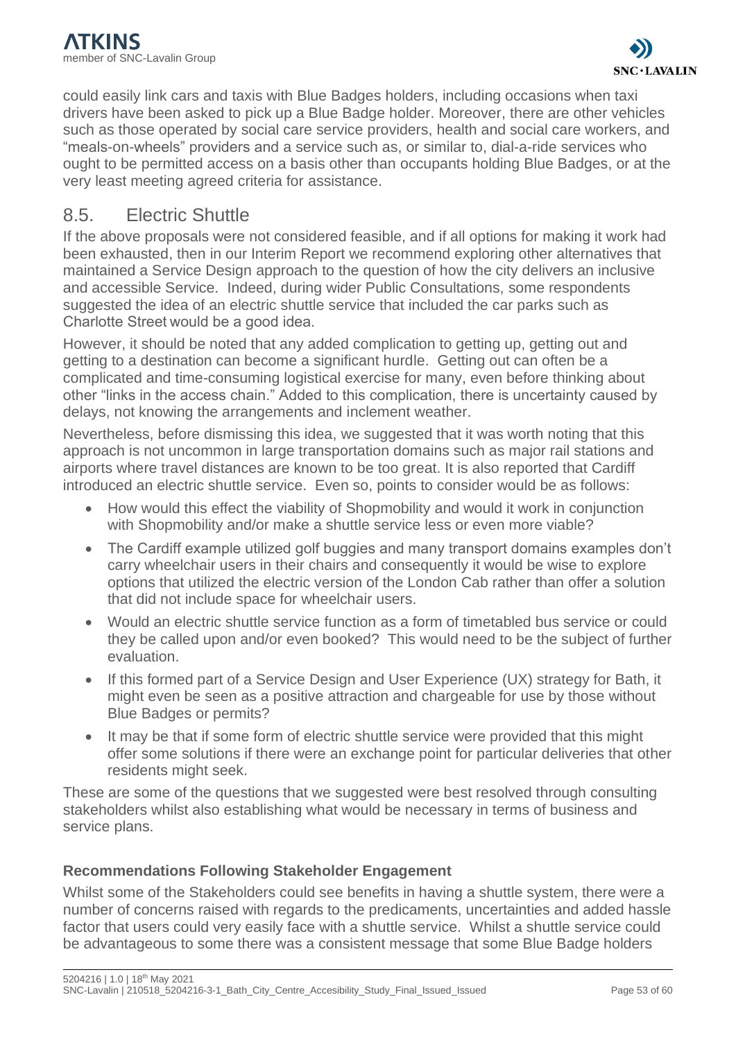could easily link cars and taxis with Blue Badges holders, including occasions when taxi drivers have been asked to pick up a Blue Badge holder. Moreover, there are other vehicles such as those operated by social care service providers, health and social care workers, and "meals-on-wheels" providers and a service such as, or similar to, dial-a-ride services who ought to be permitted access on a basis other than occupants holding Blue Badges, or at the very least meeting agreed criteria for assistance.

## 8.5. Electric Shuttle

If the above proposals were not considered feasible, and if all options for making it work had been exhausted, then in our Interim Report we recommend exploring other alternatives that maintained a Service Design approach to the question of how the city delivers an inclusive and accessible Service. Indeed, during wider Public Consultations, some respondents suggested the idea of an electric shuttle service that included the car parks such as Charlotte Street would be a good idea.

However, it should be noted that any added complication to getting up, getting out and getting to a destination can become a significant hurdle. Getting out can often be a complicated and time-consuming logistical exercise for many, even before thinking about other "links in the access chain." Added to this complication, there is uncertainty caused by delays, not knowing the arrangements and inclement weather.

Nevertheless, before dismissing this idea, we suggested that it was worth noting that this approach is not uncommon in large transportation domains such as major rail stations and airports where travel distances are known to be too great. It is also reported that Cardiff introduced an electric shuttle service. Even so, points to consider would be as follows:

- How would this effect the viability of Shopmobility and would it work in conjunction with Shopmobility and/or make a shuttle service less or even more viable?
- The Cardiff example utilized golf buggies and many transport domains examples don't carry wheelchair users in their chairs and consequently it would be wise to explore options that utilized the electric version of the London Cab rather than offer a solution that did not include space for wheelchair users.
- Would an electric shuttle service function as a form of timetabled bus service or could they be called upon and/or even booked? This would need to be the subject of further evaluation.
- If this formed part of a Service Design and User Experience (UX) strategy for Bath, it might even be seen as a positive attraction and chargeable for use by those without Blue Badges or permits?
- It may be that if some form of electric shuttle service were provided that this might offer some solutions if there were an exchange point for particular deliveries that other residents might seek.

These are some of the questions that we suggested were best resolved through consulting stakeholders whilst also establishing what would be necessary in terms of business and service plans.

### Recommendations Following Stakeholder Engagement

Whilst some of the Stakeholders could see benefits in having a shuttle system, there were a number of concerns raised with regards to the predicaments, uncertainties and added hassle factor that users could very easily face with a shuttle service. Whilst a shuttle service could be advantageous to some there was a consistent message that some Blue Badge holders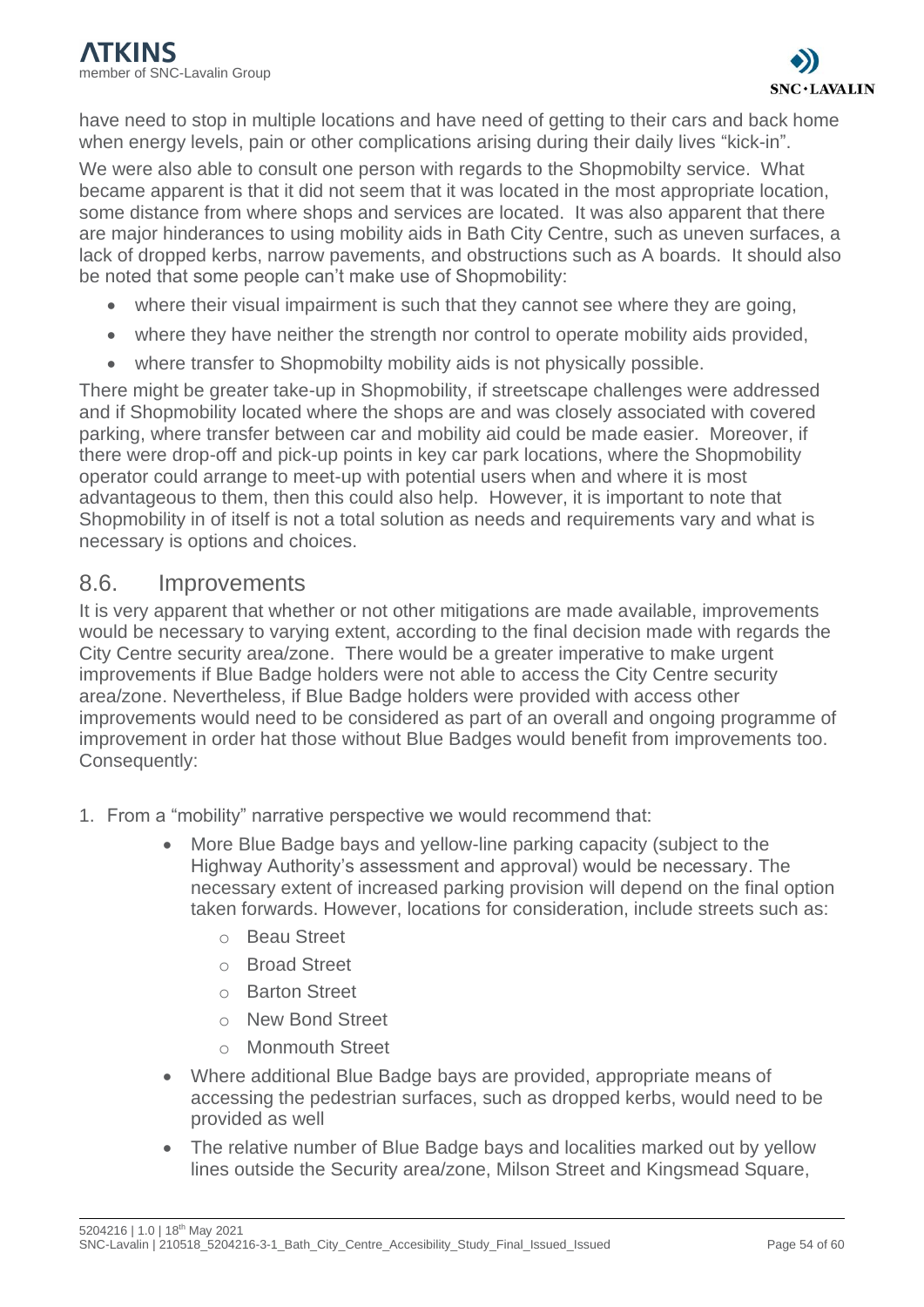have need to stop in multiple locations and have need of getting to their cars and back home when energy levels, pain or other complications arising during their daily lives "kick-in".

We were also able to consult one person with regards to the Shopmobilty service. What became apparent is that it did not seem that it was located in the most appropriate location, some distance from where shops and services are located. It was also apparent that there are major hinderances to using mobility aids in Bath City Centre, such as uneven surfaces, a lack of dropped kerbs, narrow pavements, and obstructions such as A boards. It should also be noted that some people can't make use of Shopmobility:

- where their visual impairment is such that they cannot see where they are going,
- where they have neither the strength nor control to operate mobility aids provided,
- where transfer to Shopmobilty mobility aids is not physically possible.

There might be greater take-up in Shopmobility, if streetscape challenges were addressed and if Shopmobility located where the shops are and was closely associated with covered parking, where transfer between car and mobility aid could be made easier. Moreover, if there were drop-off and pick-up points in key car park locations, where the Shopmobility operator could arrange to meet-up with potential users when and where it is most advantageous to them, then this could also help. However, it is important to note that Shopmobility in of itself is not a total solution as needs and requirements vary and what is necessary is options and choices.

## 8.6. Improvements

It is very apparent that whether or not other mitigations are made available, improvements would be necessary to varying extent, according to the final decision made with regards the City Centre security area/zone. There would be a greater imperative to make urgent improvements if Blue Badge holders were not able to access the City Centre security area/zone. Nevertheless, if Blue Badge holders were provided with access other improvements would need to be considered as part of an overall and ongoing programme of improvement in order hat those without Blue Badges would benefit from improvements too. Consequently:

1. From a "mobility" narrative perspective we would recommend that:
    - More Blue Badge bays and yellow-line parking capacity (subject to the Highway Authority's assessment and approval) would be necessary. The necessary extent of increased parking provision will depend on the final option taken forwards. However, locations for consideration, include streets such as:
        - Beau Street
        - Broad Street
        - Barton Street
        - New Bond Street
        - Monmouth Street
    - Where additional Blue Badge bays are provided, appropriate means of accessing the pedestrian surfaces, such as dropped kerbs, would need to be provided as well
    - The relative number of Blue Badge bays and localities marked out by yellow lines outside the Security area/zone, Milson Street and Kingsmead Square,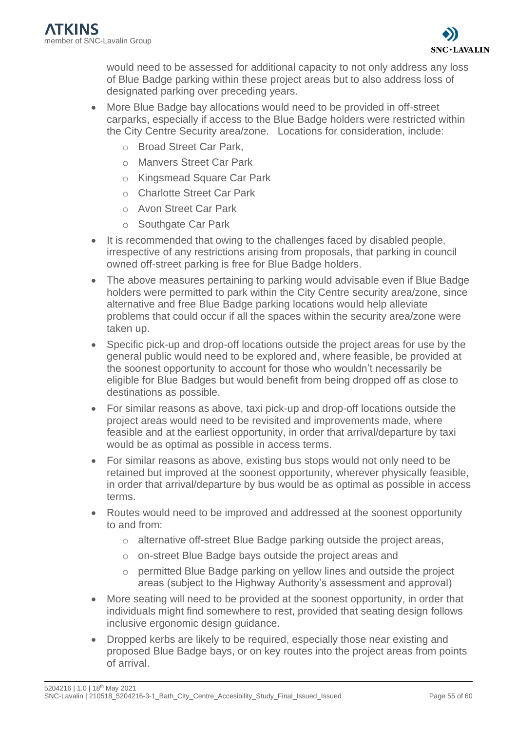would need to be assessed for additional capacity to not only address any loss of Blue Badge parking within these project areas but to also address loss of designated parking over preceding years.

- More Blue Badge bay allocations would need to be provided in off-street carparks, especially if access to the Blue Badge holders were restricted within the City Centre Security area/zone.   Locations for consideration, include:
  - Broad Street Car Park,
  - Manvers Street Car Park
  - Kingsmead Square Car Park
  - Charlotte Street Car Park
  - Avon Street Car Park
  - Southgate Car Park
- It is recommended that owing to the challenges faced by disabled people, irrespective of any restrictions arising from proposals, that parking in council owned off-street parking is free for Blue Badge holders.
- The above measures pertaining to parking would advisable even if Blue Badge holders were permitted to park within the City Centre security area/zone, since alternative and free Blue Badge parking locations would help alleviate problems that could occur if all the spaces within the security area/zone were taken up.
- Specific pick-up and drop-off locations outside the project areas for use by the general public would need to be explored and, where feasible, be provided at the soonest opportunity to account for those who wouldn't necessarily be eligible for Blue Badges but would benefit from being dropped off as close to destinations as possible.
- For similar reasons as above, taxi pick-up and drop-off locations outside the project areas would need to be revisited and improvements made, where feasible and at the earliest opportunity, in order that arrival/departure by taxi would be as optimal as possible in access terms.
- For similar reasons as above, existing bus stops would not only need to be retained but improved at the soonest opportunity, wherever physically feasible, in order that arrival/departure by bus would be as optimal as possible in access terms.
- Routes would need to be improved and addressed at the soonest opportunity to and from:
  - alternative off-street Blue Badge parking outside the project areas,
  - on-street Blue Badge bays outside the project areas and
  - permitted Blue Badge parking on yellow lines and outside the project areas (subject to the Highway Authority's assessment and approval)
- More seating will need to be provided at the soonest opportunity, in order that individuals might find somewhere to rest, provided that seating design follows inclusive ergonomic design guidance.
- Dropped kerbs are likely to be required, especially those near existing and proposed Blue Badge bays, or on key routes into the project areas from points of arrival.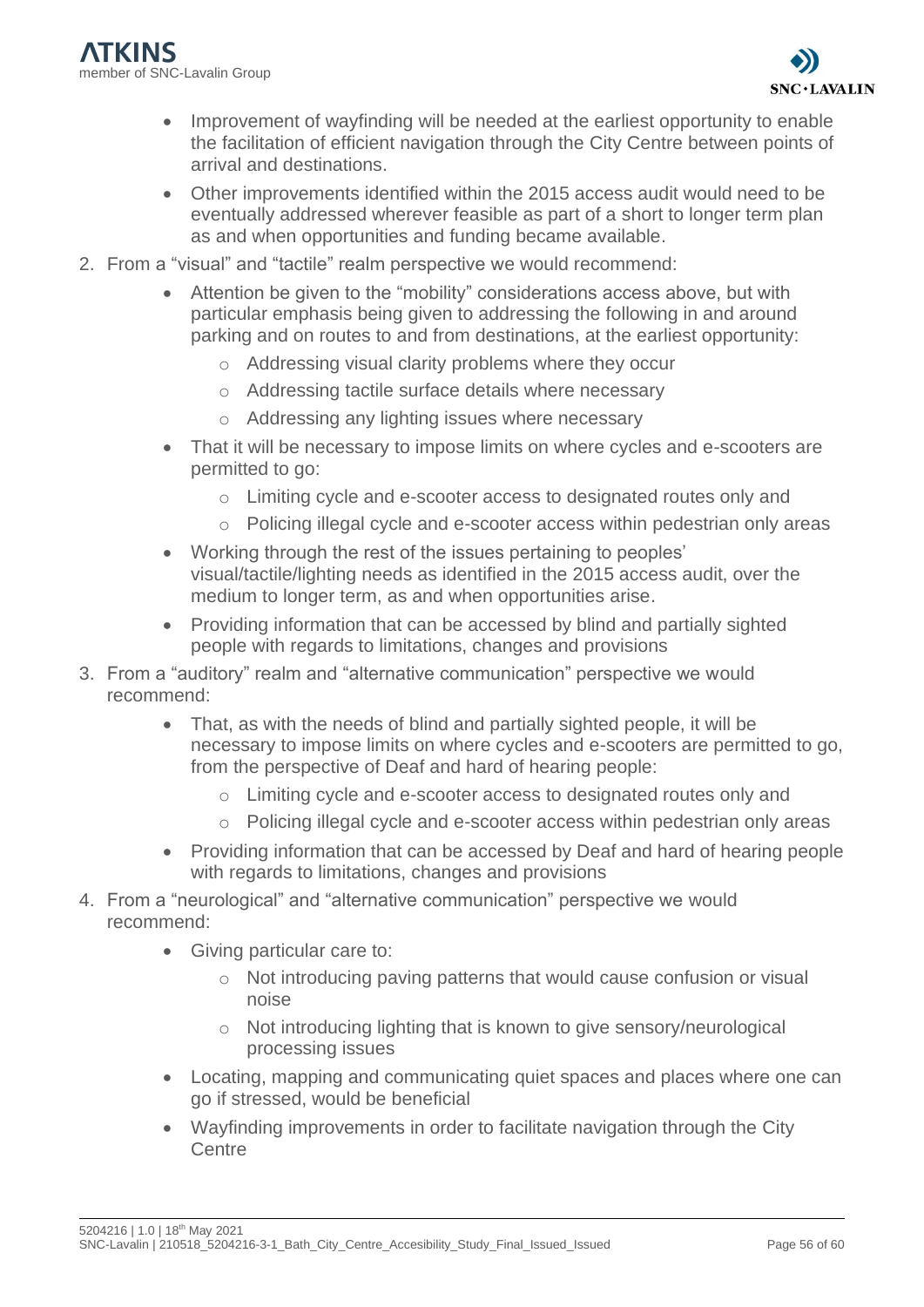- Improvement of wayfinding will be needed at the earliest opportunity to enable the facilitation of efficient navigation through the City Centre between points of arrival and destinations.
- Other improvements identified within the 2015 access audit would need to be eventually addressed wherever feasible as part of a short to longer term plan as and when opportunities and funding became available.

2. From a "visual" and "tactile" realm perspective we would recommend:
    - Attention be given to the "mobility" considerations access above, but with particular emphasis being given to addressing the following in and around parking and on routes to and from destinations, at the earliest opportunity:
        - Addressing visual clarity problems where they occur
        - Addressing tactile surface details where necessary
        - Addressing any lighting issues where necessary
    - That it will be necessary to impose limits on where cycles and e-scooters are permitted to go:
        - Limiting cycle and e-scooter access to designated routes only and
        - Policing illegal cycle and e-scooter access within pedestrian only areas
    - Working through the rest of the issues pertaining to peoples' visual/tactile/lighting needs as identified in the 2015 access audit, over the medium to longer term, as and when opportunities arise.
    - Providing information that can be accessed by blind and partially sighted people with regards to limitations, changes and provisions
3. From a "auditory" realm and "alternative communication" perspective we would recommend:
    - That, as with the needs of blind and partially sighted people, it will be necessary to impose limits on where cycles and e-scooters are permitted to go, from the perspective of Deaf and hard of hearing people:
        - Limiting cycle and e-scooter access to designated routes only and
        - Policing illegal cycle and e-scooter access within pedestrian only areas
    - Providing information that can be accessed by Deaf and hard of hearing people with regards to limitations, changes and provisions
4. From a "neurological" and "alternative communication" perspective we would recommend:
    - Giving particular care to:
        - Not introducing paving patterns that would cause confusion or visual noise
        - Not introducing lighting that is known to give sensory/neurological processing issues
    - Locating, mapping and communicating quiet spaces and places where one can go if stressed, would be beneficial
    - Wayfinding improvements in order to facilitate navigation through the City Centre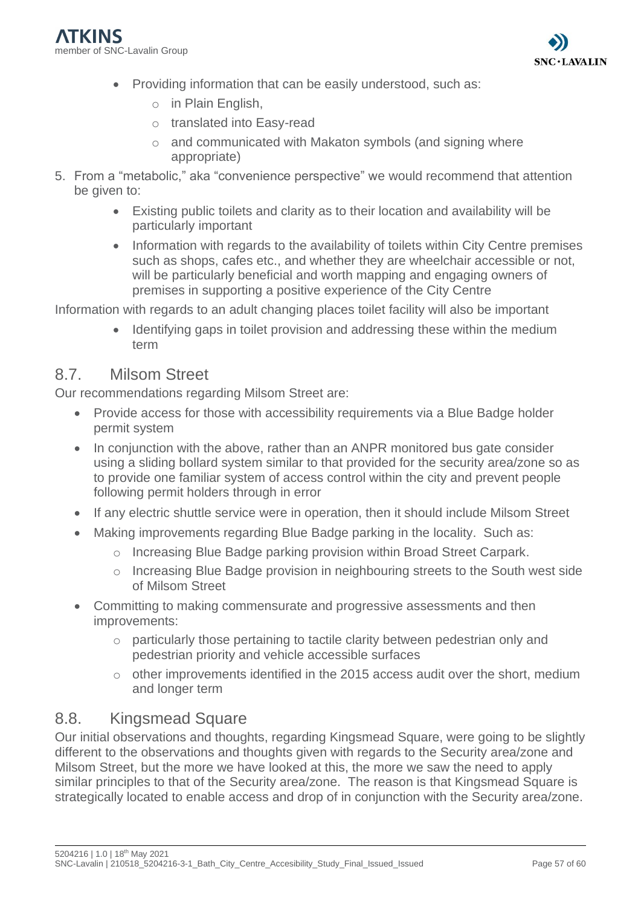- Providing information that can be easily understood, such as:
  - in Plain English,
  - translated into Easy-read
  - and communicated with Makaton symbols (and signing where appropriate)

5. From a "metabolic," aka "convenience perspective" we would recommend that attention be given to:
   - Existing public toilets and clarity as to their location and availability will be particularly important
   - Information with regards to the availability of toilets within City Centre premises such as shops, cafes etc., and whether they are wheelchair accessible or not, will be particularly beneficial and worth mapping and engaging owners of premises in supporting a positive experience of the City Centre

Information with regards to an adult changing places toilet facility will also be important

- Identifying gaps in toilet provision and addressing these within the medium term

## 8.7. Milsom Street

Our recommendations regarding Milsom Street are:

- Provide access for those with accessibility requirements via a Blue Badge holder permit system
- In conjunction with the above, rather than an ANPR monitored bus gate consider using a sliding bollard system similar to that provided for the security area/zone so as to provide one familiar system of access control within the city and prevent people following permit holders through in error
- If any electric shuttle service were in operation, then it should include Milsom Street
- Making improvements regarding Blue Badge parking in the locality. Such as:
  - Increasing Blue Badge parking provision within Broad Street Carpark.
  - Increasing Blue Badge provision in neighbouring streets to the South west side of Milsom Street
- Committing to making commensurate and progressive assessments and then improvements:
  - particularly those pertaining to tactile clarity between pedestrian only and pedestrian priority and vehicle accessible surfaces
  - other improvements identified in the 2015 access audit over the short, medium and longer term

## 8.8. Kingsmead Square

Our initial observations and thoughts, regarding Kingsmead Square, were going to be slightly different to the observations and thoughts given with regards to the Security area/zone and Milsom Street, but the more we have looked at this, the more we saw the need to apply similar principles to that of the Security area/zone. The reason is that Kingsmead Square is strategically located to enable access and drop of in conjunction with the Security area/zone.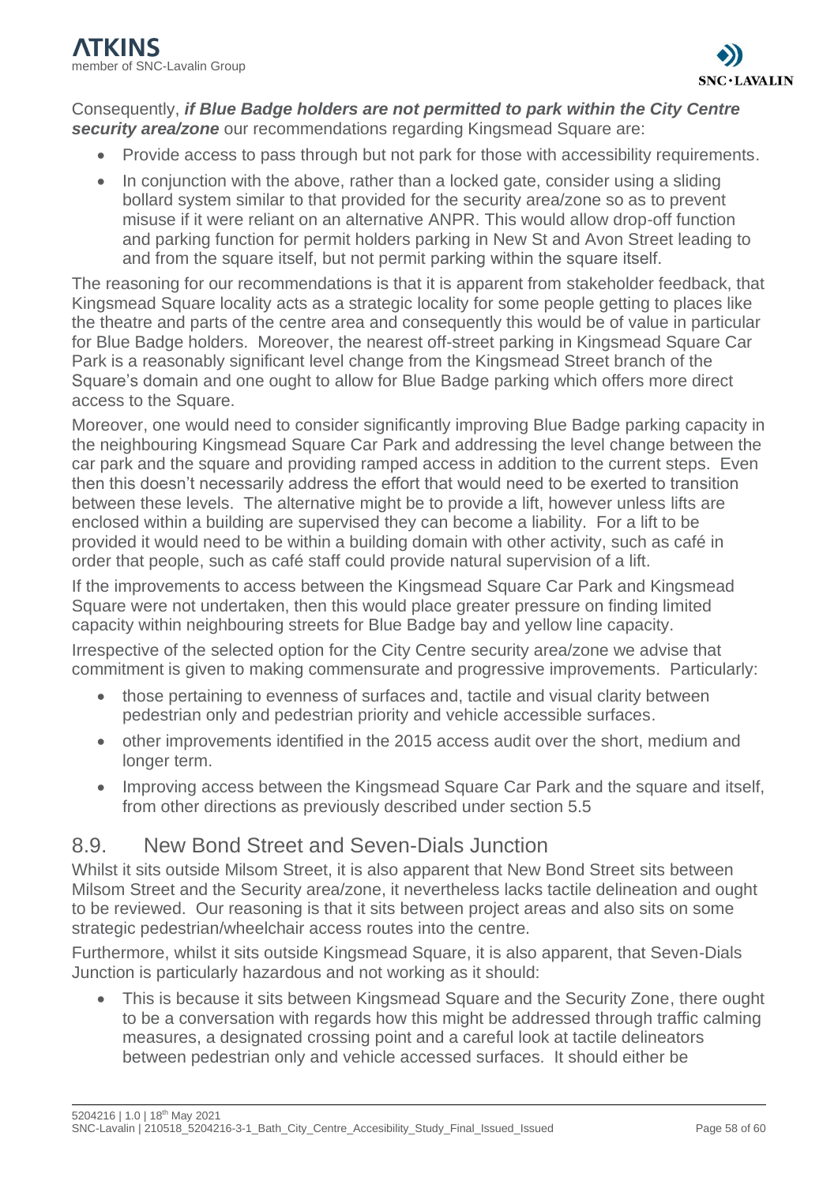Consequently, ***if Blue Badge holders are not permitted to park within the City Centre security area/zone*** our recommendations regarding Kingsmead Square are:

- Provide access to pass through but not park for those with accessibility requirements.
- In conjunction with the above, rather than a locked gate, consider using a sliding bollard system similar to that provided for the security area/zone so as to prevent misuse if it were reliant on an alternative ANPR. This would allow drop-off function and parking function for permit holders parking in New St and Avon Street leading to and from the square itself, but not permit parking within the square itself.

The reasoning for our recommendations is that it is apparent from stakeholder feedback, that Kingsmead Square locality acts as a strategic locality for some people getting to places like the theatre and parts of the centre area and consequently this would be of value in particular for Blue Badge holders. Moreover, the nearest off-street parking in Kingsmead Square Car Park is a reasonably significant level change from the Kingsmead Street branch of the Square's domain and one ought to allow for Blue Badge parking which offers more direct access to the Square.

Moreover, one would need to consider significantly improving Blue Badge parking capacity in the neighbouring Kingsmead Square Car Park and addressing the level change between the car park and the square and providing ramped access in addition to the current steps. Even then this doesn't necessarily address the effort that would need to be exerted to transition between these levels. The alternative might be to provide a lift, however unless lifts are enclosed within a building are supervised they can become a liability. For a lift to be provided it would need to be within a building domain with other activity, such as café in order that people, such as café staff could provide natural supervision of a lift.

If the improvements to access between the Kingsmead Square Car Park and Kingsmead Square were not undertaken, then this would place greater pressure on finding limited capacity within neighbouring streets for Blue Badge bay and yellow line capacity.

Irrespective of the selected option for the City Centre security area/zone we advise that commitment is given to making commensurate and progressive improvements. Particularly:

- those pertaining to evenness of surfaces and, tactile and visual clarity between pedestrian only and pedestrian priority and vehicle accessible surfaces.
- other improvements identified in the 2015 access audit over the short, medium and longer term.
- Improving access between the Kingsmead Square Car Park and the square and itself, from other directions as previously described under section 5.5

## 8.9. New Bond Street and Seven-Dials Junction

Whilst it sits outside Milsom Street, it is also apparent that New Bond Street sits between Milsom Street and the Security area/zone, it nevertheless lacks tactile delineation and ought to be reviewed. Our reasoning is that it sits between project areas and also sits on some strategic pedestrian/wheelchair access routes into the centre.

Furthermore, whilst it sits outside Kingsmead Square, it is also apparent, that Seven-Dials Junction is particularly hazardous and not working as it should:

- This is because it sits between Kingsmead Square and the Security Zone, there ought to be a conversation with regards how this might be addressed through traffic calming measures, a designated crossing point and a careful look at tactile delineators between pedestrian only and vehicle accessed surfaces. It should either be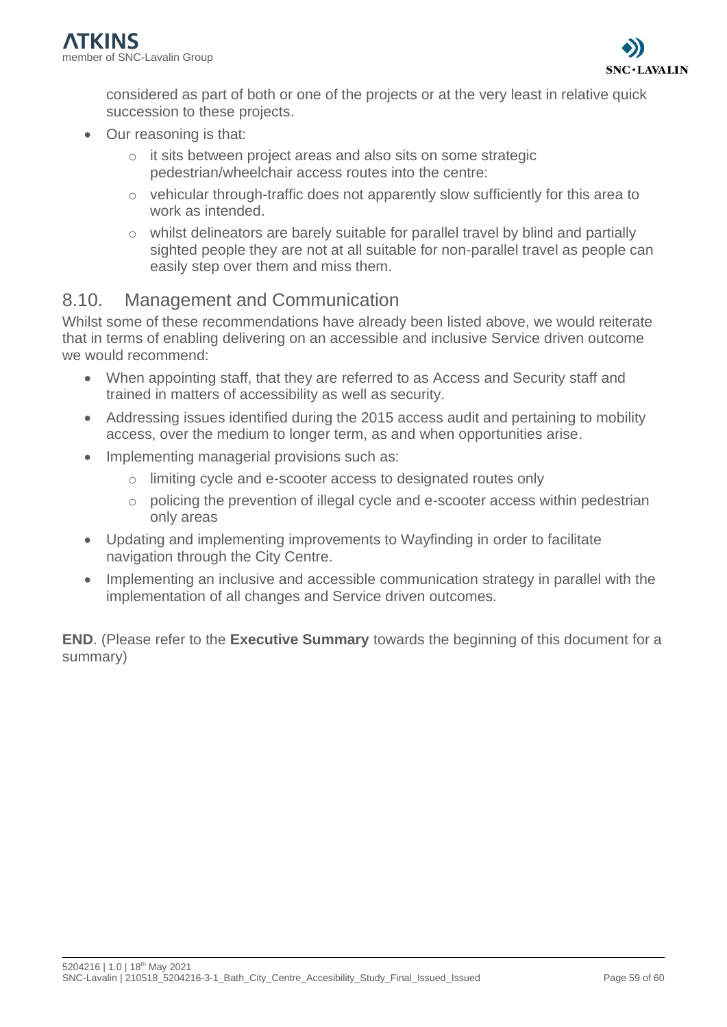considered as part of both or one of the projects or at the very least in relative quick succession to these projects.

- Our reasoning is that:
  - it sits between project areas and also sits on some strategic pedestrian/wheelchair access routes into the centre:
  - vehicular through-traffic does not apparently slow sufficiently for this area to work as intended.
  - whilst delineators are barely suitable for parallel travel by blind and partially sighted people they are not at all suitable for non-parallel travel as people can easily step over them and miss them.

## 8.10. Management and Communication

Whilst some of these recommendations have already been listed above, we would reiterate that in terms of enabling delivering on an accessible and inclusive Service driven outcome we would recommend:

- When appointing staff, that they are referred to as Access and Security staff and trained in matters of accessibility as well as security.
- Addressing issues identified during the 2015 access audit and pertaining to mobility access, over the medium to longer term, as and when opportunities arise.
- Implementing managerial provisions such as:
  - limiting cycle and e-scooter access to designated routes only
  - policing the prevention of illegal cycle and e-scooter access within pedestrian only areas
- Updating and implementing improvements to Wayfinding in order to facilitate navigation through the City Centre.
- Implementing an inclusive and accessible communication strategy in parallel with the implementation of all changes and Service driven outcomes.

**END**. (Please refer to the **Executive Summary** towards the beginning of this document for a summary)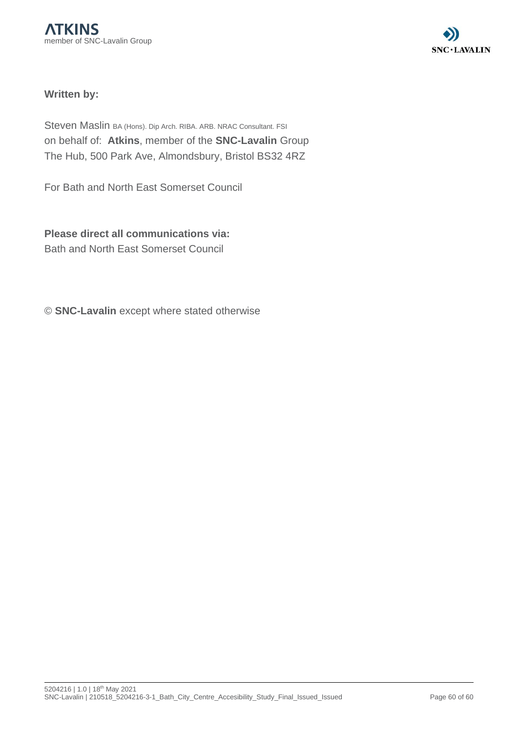**Written by:**

Steven Maslin BA (Hons). Dip Arch. RIBA. ARB. NRAC Consultant. FSI
on behalf of: **Atkins**, member of the **SNC-Lavalin** Group
The Hub, 500 Park Ave, Almondsbury, Bristol BS32 4RZ

For Bath and North East Somerset Council

**Please direct all communications via:**
Bath and North East Somerset Council

© **SNC-Lavalin** except where stated otherwise